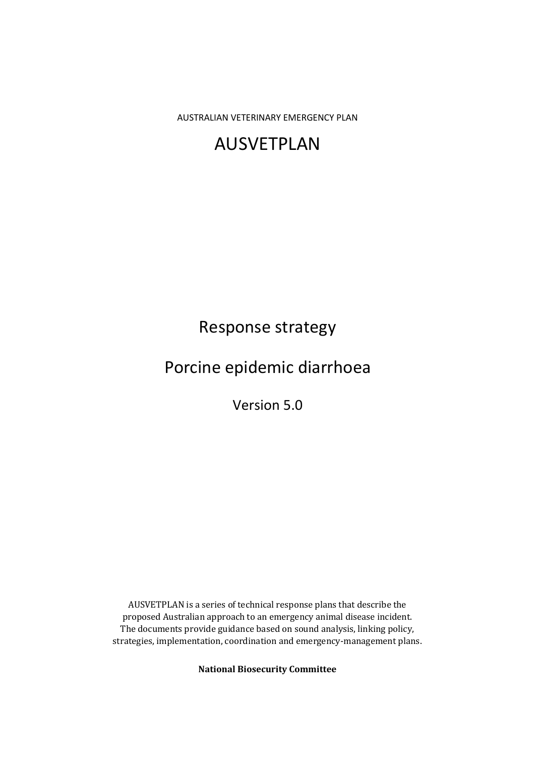AUSTRALIAN VETERINARY EMERGENCY PLAN

# AUSVETPLAN

## Response strategy

## Porcine epidemic diarrhoea

Version 5.0

AUSVETPLAN is a series of technical response plans that describe the proposed Australian approach to an emergency animal disease incident. The documents provide guidance based on sound analysis, linking policy, strategies, implementation, coordination and emergency-management plans.

**National Biosecurity Committee**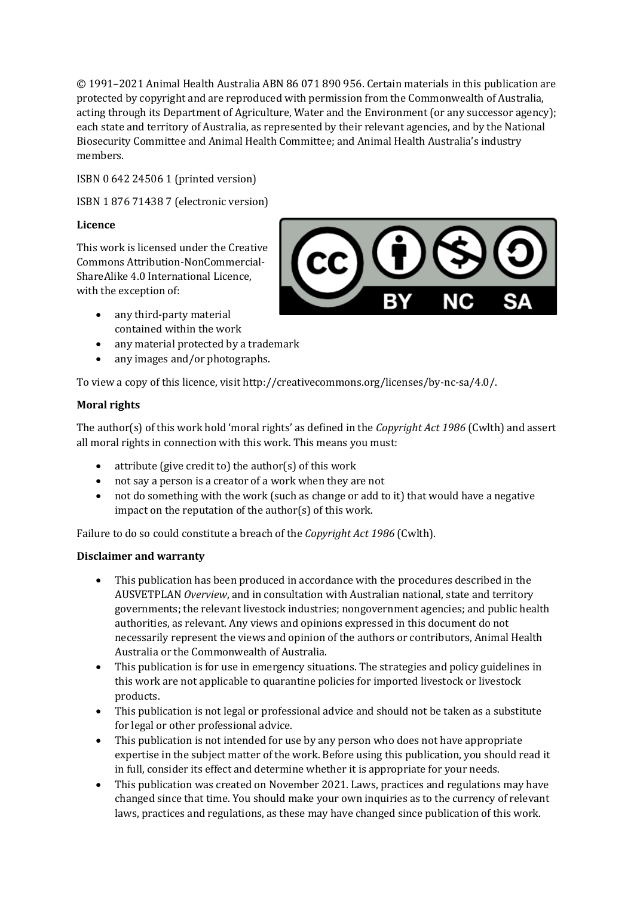© 1991–2021 Animal Health Australia ABN 86 071 890 956. Certain materials in this publication are protected by copyright and are reproduced with permission from the Commonwealth of Australia, acting through its Department of Agriculture, Water and the Environment (or any successor agency); each state and territory of Australia, as represented by their relevant agencies, and by the National Biosecurity Committee and Animal Health Committee; and Animal Health Australia's industry members.

ISBN 0 642 24506 1 (printed version)

ISBN 1 876 71438 7 (electronic version)

**Licence**

This work is licensed under the Creative Commons Attribution-NonCommercial-ShareAlike 4.0 International Licence, with the exception of:

- any third-party material contained within the work
- any material protected by a trademark
- any images and/or photographs.

To view a copy of this licence, visit http://creativecommons.org/licenses/by-nc-sa/4.0/.

**Moral rights**

The author(s) of this work hold 'moral rights' as defined in the *Copyright Act 1986* (Cwlth) and assert all moral rights in connection with this work. This means you must:

- attribute (give credit to) the author(s) of this work
- not say a person is a creator of a work when they are not
- not do something with the work (such as change or add to it) that would have a negative impact on the reputation of the author(s) of this work.

Failure to do so could constitute a breach of the *Copyright Act 1986* (Cwlth).

**Disclaimer and warranty**

- This publication has been produced in accordance with the procedures described in the AUSVETPLAN *Overview*, and in consultation with Australian national, state and territory governments; the relevant livestock industries; nongovernment agencies; and public health authorities, as relevant. Any views and opinions expressed in this document do not necessarily represent the views and opinion of the authors or contributors, Animal Health Australia or the Commonwealth of Australia.
- This publication is for use in emergency situations. The strategies and policy guidelines in this work are not applicable to quarantine policies for imported livestock or livestock products.
- This publication is not legal or professional advice and should not be taken as a substitute for legal or other professional advice.
- This publication is not intended for use by any person who does not have appropriate expertise in the subject matter of the work. Before using this publication, you should read it in full, consider its effect and determine whether it is appropriate for your needs.
- This publication was created on November 2021. Laws, practices and regulations may have changed since that time. You should make your own inquiries as to the currency of relevant laws, practices and regulations, as these may have changed since publication of this work.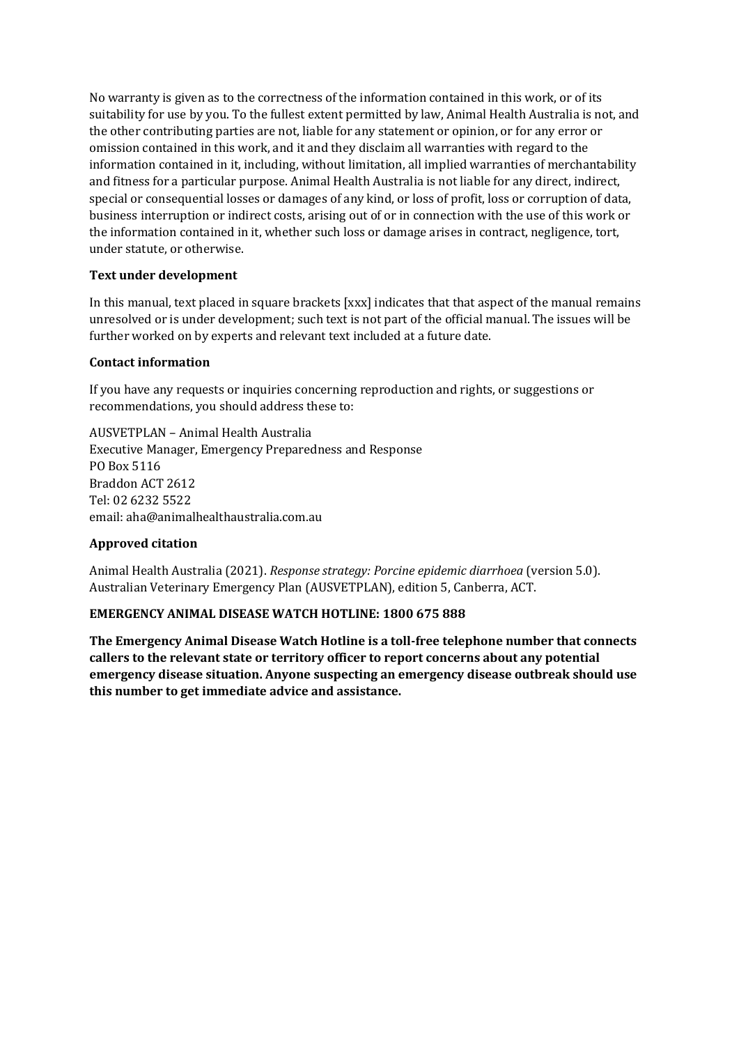No warranty is given as to the correctness of the information contained in this work, or of its suitability for use by you. To the fullest extent permitted by law, Animal Health Australia is not, and the other contributing parties are not, liable for any statement or opinion, or for any error or omission contained in this work, and it and they disclaim all warranties with regard to the information contained in it, including, without limitation, all implied warranties of merchantability and fitness for a particular purpose. Animal Health Australia is not liable for any direct, indirect, special or consequential losses or damages of any kind, or loss of profit, loss or corruption of data, business interruption or indirect costs, arising out of or in connection with the use of this work or the information contained in it, whether such loss or damage arises in contract, negligence, tort, under statute, or otherwise.

**Text under development**

In this manual, text placed in square brackets [xxx] indicates that that aspect of the manual remains unresolved or is under development; such text is not part of the official manual. The issues will be further worked on by experts and relevant text included at a future date.

**Contact information**

If you have any requests or inquiries concerning reproduction and rights, or suggestions or recommendations, you should address these to:

AUSVETPLAN – Animal Health Australia
Executive Manager, Emergency Preparedness and Response
PO Box 5116
Braddon ACT 2612
Tel: 02 6232 5522
email: aha@animalhealthaustralia.com.au

**Approved citation**

Animal Health Australia (2021). *Response strategy: Porcine epidemic diarrhoea* (version 5.0). Australian Veterinary Emergency Plan (AUSVETPLAN), edition 5, Canberra, ACT.

**EMERGENCY ANIMAL DISEASE WATCH HOTLINE: 1800 675 888**

**The Emergency Animal Disease Watch Hotline is a toll-free telephone number that connects callers to the relevant state or territory officer to report concerns about any potential emergency disease situation. Anyone suspecting an emergency disease outbreak should use this number to get immediate advice and assistance.**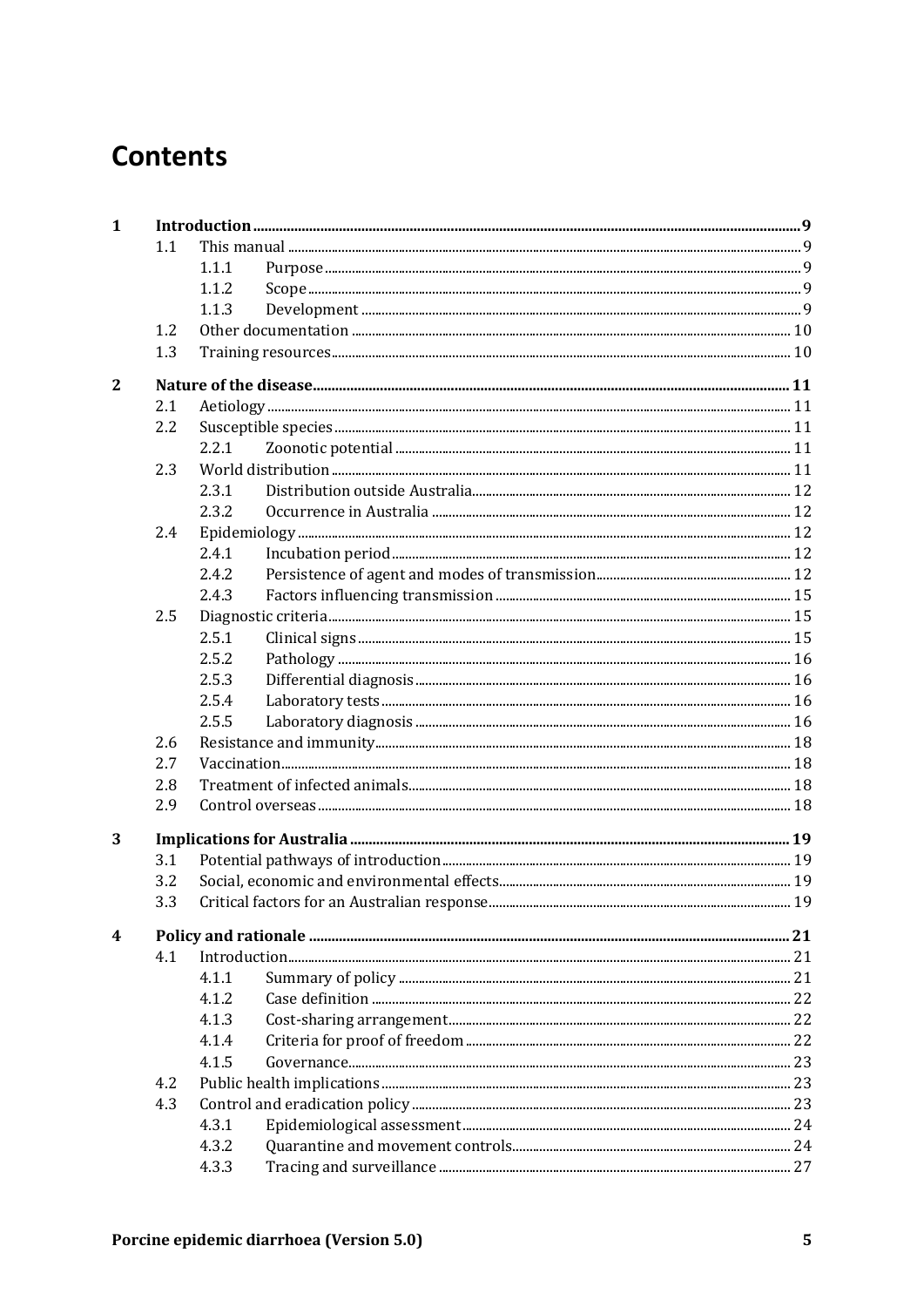# Contents

- **1 Introduction** ..... **9**
  - 1.1 This manual ..... 9
    - 1.1.1 Purpose ..... 9
    - 1.1.2 Scope ..... 9
    - 1.1.3 Development ..... 9
  - 1.2 Other documentation ..... 10
  - 1.3 Training resources ..... 10
- **2 Nature of the disease** ..... **11**
  - 2.1 Aetiology ..... 11
  - 2.2 Susceptible species ..... 11
    - 2.2.1 Zoonotic potential ..... 11
  - 2.3 World distribution ..... 11
    - 2.3.1 Distribution outside Australia ..... 12
    - 2.3.2 Occurrence in Australia ..... 12
  - 2.4 Epidemiology ..... 12
    - 2.4.1 Incubation period ..... 12
    - 2.4.2 Persistence of agent and modes of transmission ..... 12
    - 2.4.3 Factors influencing transmission ..... 15
  - 2.5 Diagnostic criteria ..... 15
    - 2.5.1 Clinical signs ..... 15
    - 2.5.2 Pathology ..... 16
    - 2.5.3 Differential diagnosis ..... 16
    - 2.5.4 Laboratory tests ..... 16
    - 2.5.5 Laboratory diagnosis ..... 16
  - 2.6 Resistance and immunity ..... 18
  - 2.7 Vaccination ..... 18
  - 2.8 Treatment of infected animals ..... 18
  - 2.9 Control overseas ..... 18
- **3 Implications for Australia** ..... **19**
  - 3.1 Potential pathways of introduction ..... 19
  - 3.2 Social, economic and environmental effects ..... 19
  - 3.3 Critical factors for an Australian response ..... 19
- **4 Policy and rationale** ..... **21**
  - 4.1 Introduction ..... 21
    - 4.1.1 Summary of policy ..... 21
    - 4.1.2 Case definition ..... 22
    - 4.1.3 Cost-sharing arrangement ..... 22
    - 4.1.4 Criteria for proof of freedom ..... 22
    - 4.1.5 Governance ..... 23
  - 4.2 Public health implications ..... 23
  - 4.3 Control and eradication policy ..... 23
    - 4.3.1 Epidemiological assessment ..... 24
    - 4.3.2 Quarantine and movement controls ..... 24
    - 4.3.3 Tracing and surveillance ..... 27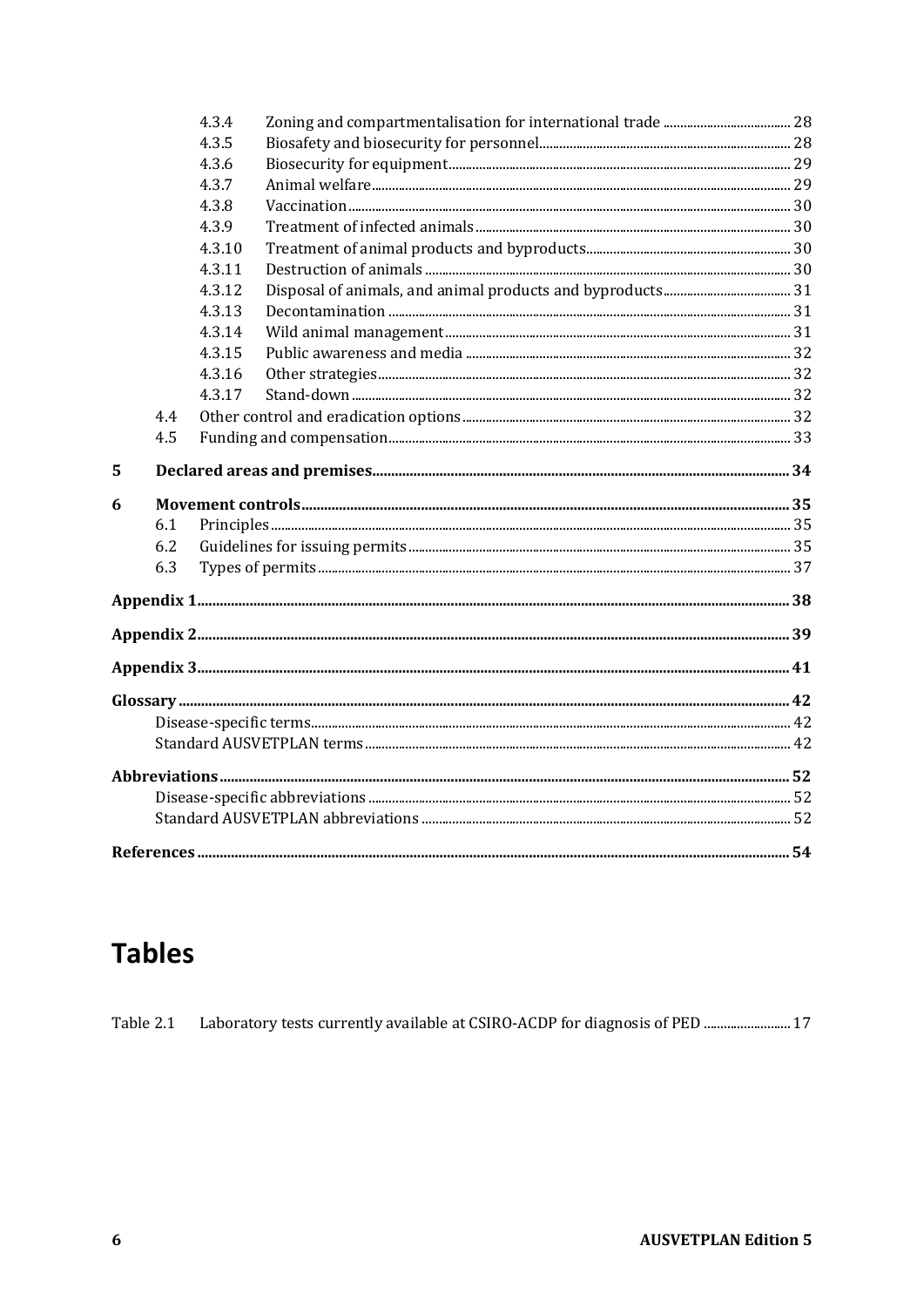4.3.4 Zoning and compartmentalisation for international trade ..................................... 28
4.3.5 Biosafety and biosecurity for personnel.......................................................................... 28
4.3.6 Biosecurity for equipment..................................................................................................... 29
4.3.7 Animal welfare............................................................................................................................. 29
4.3.8 Vaccination.................................................................................................................................... 30
4.3.9 Treatment of infected animals............................................................................................ 30
4.3.10 Treatment of animal products and byproducts........................................................... 30
4.3.11 Destruction of animals ........................................................................................................... 30
4.3.12 Disposal of animals, and animal products and byproducts..................................... 31
4.3.13 Decontamination ....................................................................................................................... 31
4.3.14 Wild animal management..................................................................................................... 31
4.3.15 Public awareness and media ............................................................................................... 32
4.3.16 Other strategies.......................................................................................................................... 32
4.3.17 Stand-down ................................................................................................................................... 32

4.4 Other control and eradication options............................................................................... 32
4.5 Funding and compensation....................................................................................................... 33

**5 Declared areas and premises................................................................................................ 34**

**6 Movement controls.................................................................................................................. 35**

6.1 Principles.......................................................................................................................................... 35
6.2 Guidelines for issuing permits................................................................................................ 35
6.3 Types of permits............................................................................................................................ 37

**Appendix 1.............................................................................................................................................. 38**

**Appendix 2.............................................................................................................................................. 39**

**Appendix 3.............................................................................................................................................. 41**

**Glossary ................................................................................................................................................... 42**

Disease-specific terms........................................................................................................................... 42
Standard AUSVETPLAN terms........................................................................................................... 42

**Abbreviations....................................................................................................................................... 52**

Disease-specific abbreviations .......................................................................................................... 52
Standard AUSVETPLAN abbreviations .......................................................................................... 52

**References............................................................................................................................................... 54**

# Tables

Table 2.1 Laboratory tests currently available at CSIRO-ACDP for diagnosis of PED .......................... 17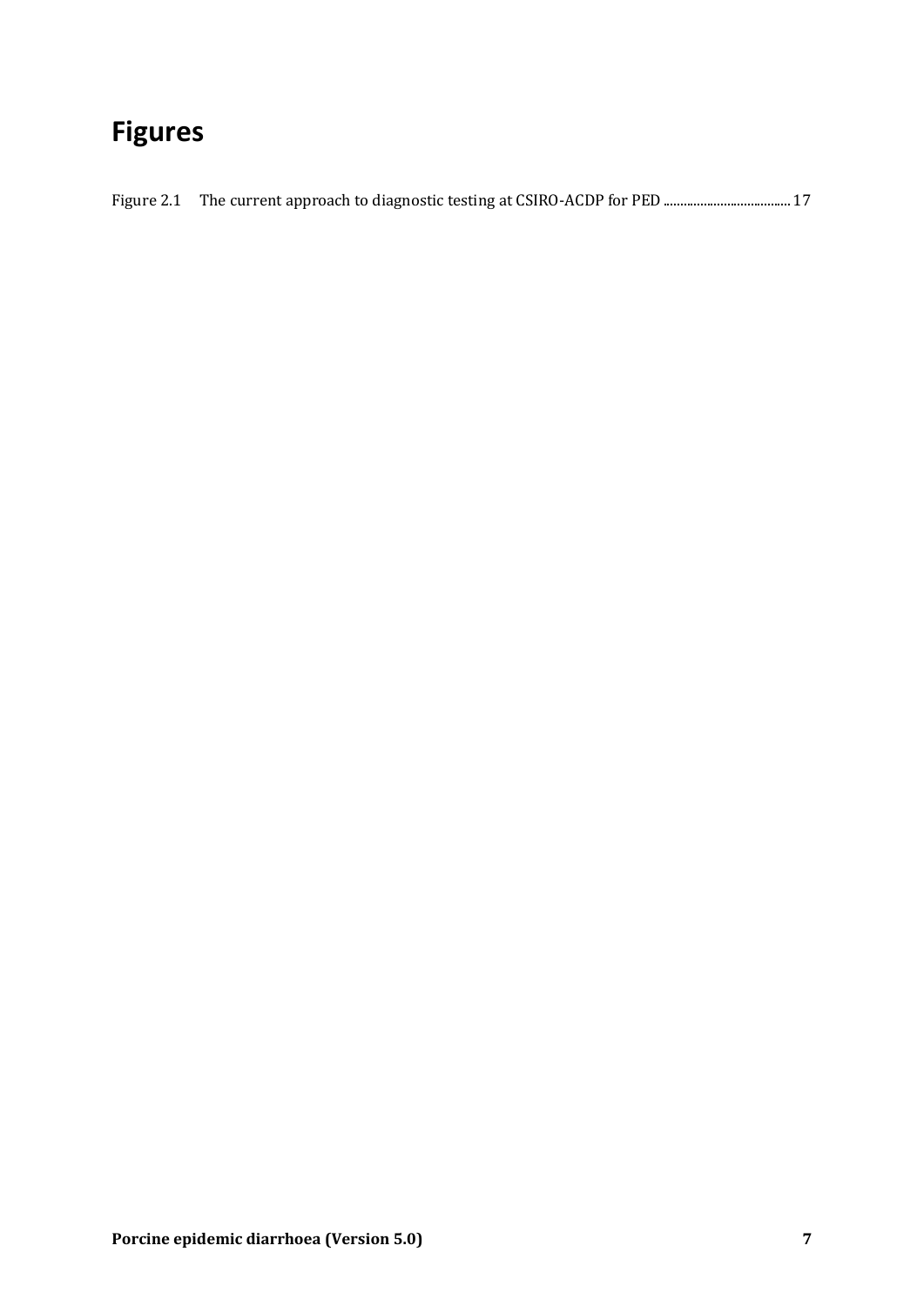# Figures

Figure 2.1 The current approach to diagnostic testing at CSIRO-ACDP for PED ..................................... 17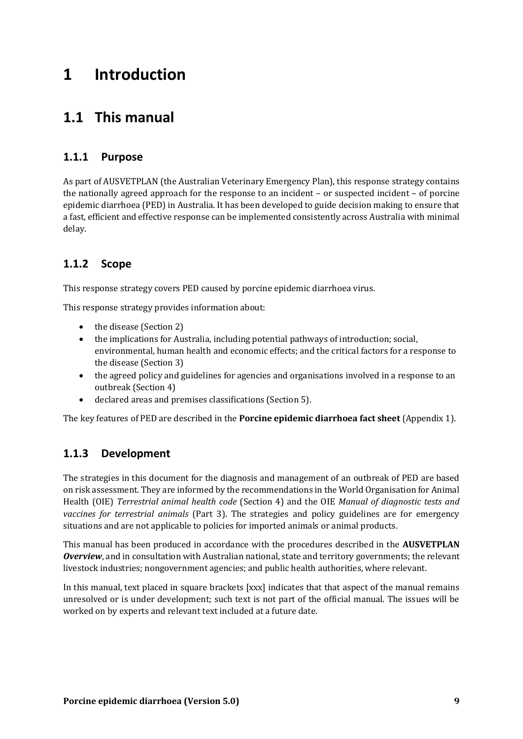# 1 Introduction

## 1.1 This manual

### 1.1.1 Purpose

As part of AUSVETPLAN (the Australian Veterinary Emergency Plan), this response strategy contains the nationally agreed approach for the response to an incident – or suspected incident – of porcine epidemic diarrhoea (PED) in Australia. It has been developed to guide decision making to ensure that a fast, efficient and effective response can be implemented consistently across Australia with minimal delay.

### 1.1.2 Scope

This response strategy covers PED caused by porcine epidemic diarrhoea virus.

This response strategy provides information about:

- the disease (Section 2)
- the implications for Australia, including potential pathways of introduction; social, environmental, human health and economic effects; and the critical factors for a response to the disease (Section 3)
- the agreed policy and guidelines for agencies and organisations involved in a response to an outbreak (Section 4)
- declared areas and premises classifications (Section 5).

The key features of PED are described in the **Porcine epidemic diarrhoea fact sheet** (Appendix 1).

### 1.1.3 Development

The strategies in this document for the diagnosis and management of an outbreak of PED are based on risk assessment. They are informed by the recommendations in the World Organisation for Animal Health (OIE) *Terrestrial animal health code* (Section 4) and the OIE *Manual of diagnostic tests and vaccines for terrestrial animals* (Part 3). The strategies and policy guidelines are for emergency situations and are not applicable to policies for imported animals or animal products.

This manual has been produced in accordance with the procedures described in the **AUSVETPLAN *Overview***, and in consultation with Australian national, state and territory governments; the relevant livestock industries; nongovernment agencies; and public health authorities, where relevant.

In this manual, text placed in square brackets [xxx] indicates that that aspect of the manual remains unresolved or is under development; such text is not part of the official manual. The issues will be worked on by experts and relevant text included at a future date.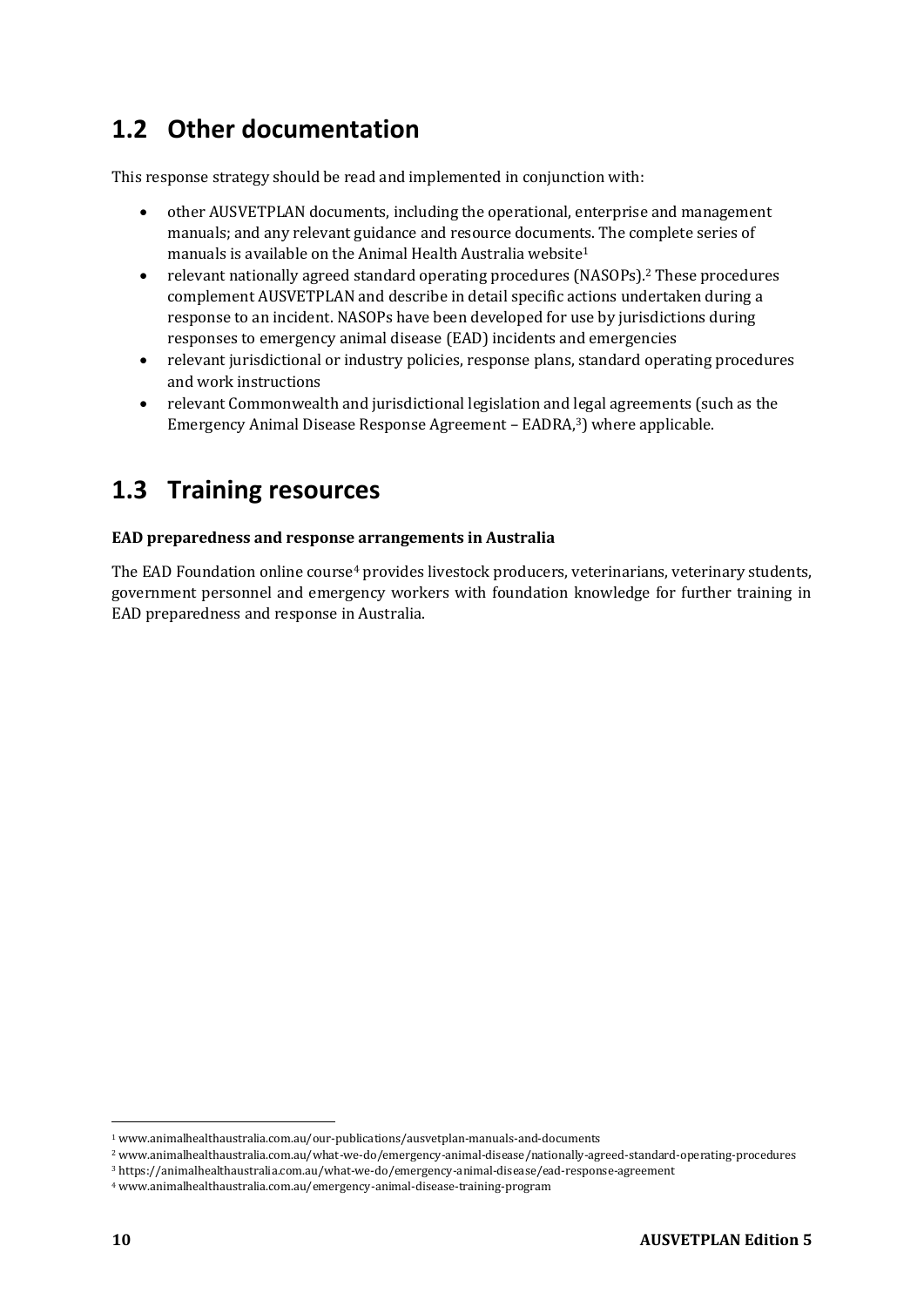## 1.2 Other documentation

This response strategy should be read and implemented in conjunction with:

- other AUSVETPLAN documents, including the operational, enterprise and management manuals; and any relevant guidance and resource documents. The complete series of manuals is available on the Animal Health Australia website[1]
- relevant nationally agreed standard operating procedures (NASOPs).[2] These procedures complement AUSVETPLAN and describe in detail specific actions undertaken during a response to an incident. NASOPs have been developed for use by jurisdictions during responses to emergency animal disease (EAD) incidents and emergencies
- relevant jurisdictional or industry policies, response plans, standard operating procedures and work instructions
- relevant Commonwealth and jurisdictional legislation and legal agreements (such as the Emergency Animal Disease Response Agreement – EADRA,[3]) where applicable.

## 1.3 Training resources

**EAD preparedness and response arrangements in Australia**

The EAD Foundation online course[4] provides livestock producers, veterinarians, veterinary students, government personnel and emergency workers with foundation knowledge for further training in EAD preparedness and response in Australia.

[1] www.animalhealthaustralia.com.au/our-publications/ausvetplan-manuals-and-documents

[2] www.animalhealthaustralia.com.au/what-we-do/emergency-animal-disease/nationally-agreed-standard-operating-procedures

[3] https://animalhealthaustralia.com.au/what-we-do/emergency-animal-disease/ead-response-agreement

[4] www.animalhealthaustralia.com.au/emergency-animal-disease-training-program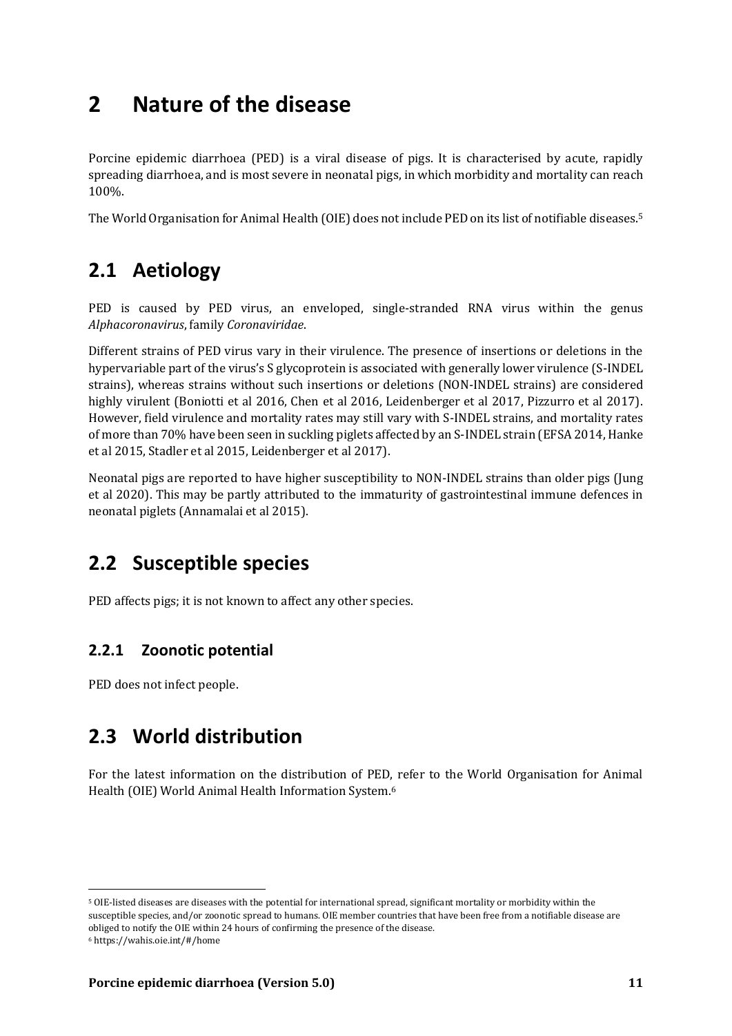# 2 Nature of the disease

Porcine epidemic diarrhoea (PED) is a viral disease of pigs. It is characterised by acute, rapidly spreading diarrhoea, and is most severe in neonatal pigs, in which morbidity and mortality can reach 100%.

The World Organisation for Animal Health (OIE) does not include PED on its list of notifiable diseases.[5]

## 2.1 Aetiology

PED is caused by PED virus, an enveloped, single-stranded RNA virus within the genus *Alphacoronavirus*, family *Coronaviridae*.

Different strains of PED virus vary in their virulence. The presence of insertions or deletions in the hypervariable part of the virus's S glycoprotein is associated with generally lower virulence (S-INDEL strains), whereas strains without such insertions or deletions (NON-INDEL strains) are considered highly virulent (Boniotti et al 2016, Chen et al 2016, Leidenberger et al 2017, Pizzurro et al 2017). However, field virulence and mortality rates may still vary with S-INDEL strains, and mortality rates of more than 70% have been seen in suckling piglets affected by an S-INDEL strain (EFSA 2014, Hanke et al 2015, Stadler et al 2015, Leidenberger et al 2017).

Neonatal pigs are reported to have higher susceptibility to NON-INDEL strains than older pigs (Jung et al 2020). This may be partly attributed to the immaturity of gastrointestinal immune defences in neonatal piglets (Annamalai et al 2015).

## 2.2 Susceptible species

PED affects pigs; it is not known to affect any other species.

### 2.2.1 Zoonotic potential

PED does not infect people.

## 2.3 World distribution

For the latest information on the distribution of PED, refer to the World Organisation for Animal Health (OIE) World Animal Health Information System.[6]

---

[5] OIE-listed diseases are diseases with the potential for international spread, significant mortality or morbidity within the susceptible species, and/or zoonotic spread to humans. OIE member countries that have been free from a notifiable disease are obliged to notify the OIE within 24 hours of confirming the presence of the disease.

[6] https://wahis.oie.int/#/home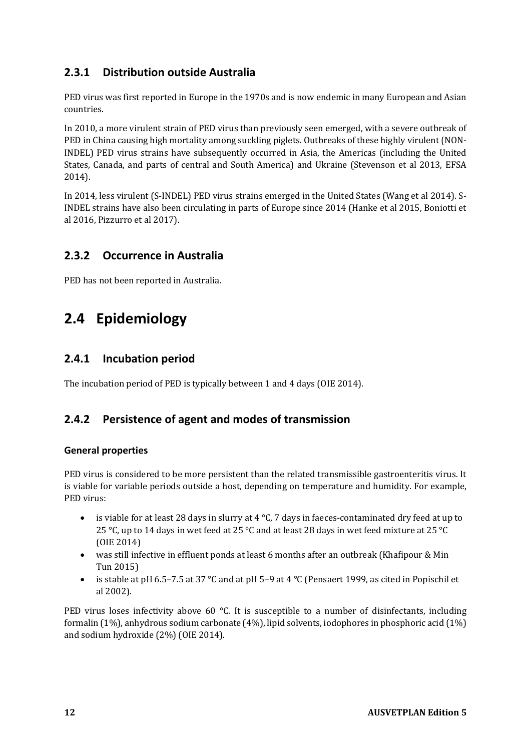### 2.3.1 Distribution outside Australia

PED virus was first reported in Europe in the 1970s and is now endemic in many European and Asian countries.

In 2010, a more virulent strain of PED virus than previously seen emerged, with a severe outbreak of PED in China causing high mortality among suckling piglets. Outbreaks of these highly virulent (NON-INDEL) PED virus strains have subsequently occurred in Asia, the Americas (including the United States, Canada, and parts of central and South America) and Ukraine (Stevenson et al 2013, EFSA 2014).

In 2014, less virulent (S-INDEL) PED virus strains emerged in the United States (Wang et al 2014). S-INDEL strains have also been circulating in parts of Europe since 2014 (Hanke et al 2015, Boniotti et al 2016, Pizzurro et al 2017).

### 2.3.2 Occurrence in Australia

PED has not been reported in Australia.

## 2.4 Epidemiology

### 2.4.1 Incubation period

The incubation period of PED is typically between 1 and 4 days (OIE 2014).

### 2.4.2 Persistence of agent and modes of transmission

#### General properties

PED virus is considered to be more persistent than the related transmissible gastroenteritis virus. It is viable for variable periods outside a host, depending on temperature and humidity. For example, PED virus:

- is viable for at least 28 days in slurry at 4 °C, 7 days in faeces-contaminated dry feed at up to 25 °C, up to 14 days in wet feed at 25 °C and at least 28 days in wet feed mixture at 25 °C (OIE 2014)
- was still infective in effluent ponds at least 6 months after an outbreak (Khafipour & Min Tun 2015)
- is stable at pH 6.5–7.5 at 37 °C and at pH 5–9 at 4 °C (Pensaert 1999, as cited in Popischil et al 2002).

PED virus loses infectivity above 60 °C. It is susceptible to a number of disinfectants, including formalin (1%), anhydrous sodium carbonate (4%), lipid solvents, iodophores in phosphoric acid (1%) and sodium hydroxide (2%) (OIE 2014).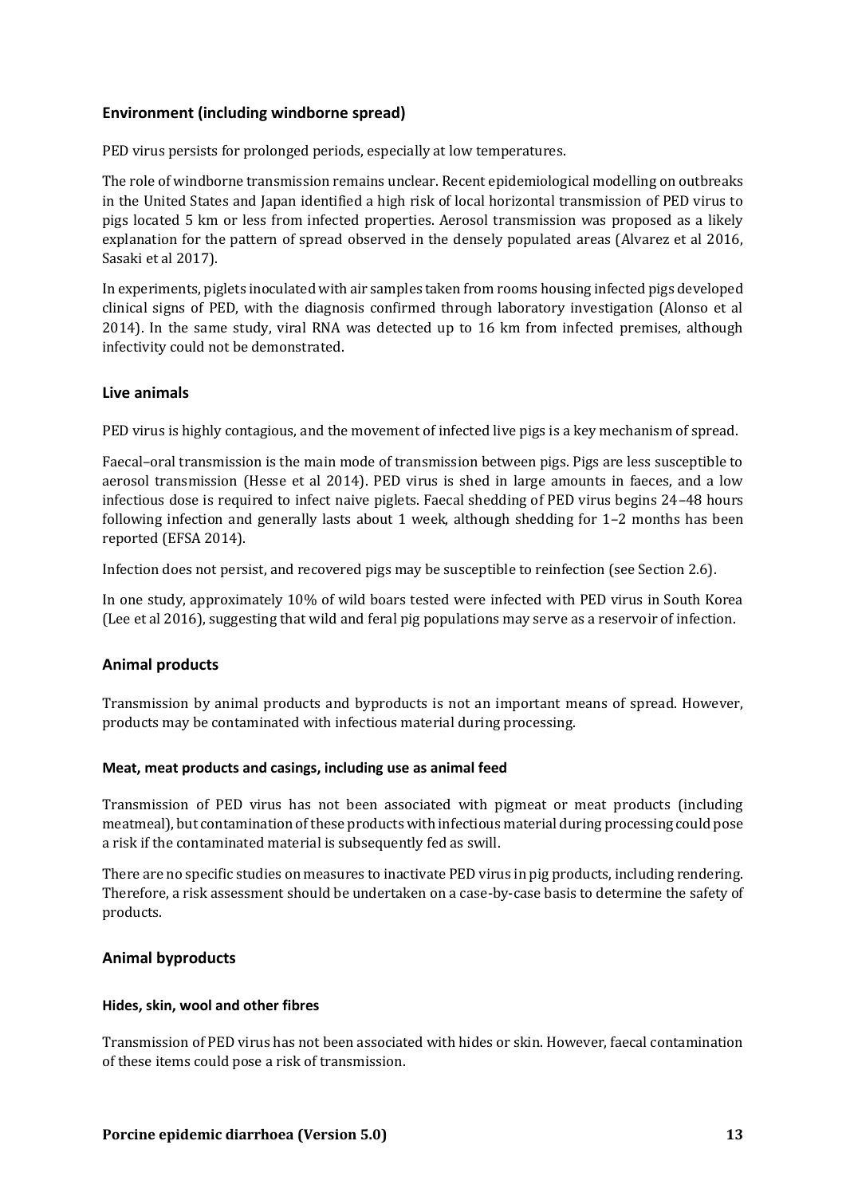### Environment (including windborne spread)

PED virus persists for prolonged periods, especially at low temperatures.

The role of windborne transmission remains unclear. Recent epidemiological modelling on outbreaks in the United States and Japan identified a high risk of local horizontal transmission of PED virus to pigs located 5 km or less from infected properties. Aerosol transmission was proposed as a likely explanation for the pattern of spread observed in the densely populated areas (Alvarez et al 2016, Sasaki et al 2017).

In experiments, piglets inoculated with air samples taken from rooms housing infected pigs developed clinical signs of PED, with the diagnosis confirmed through laboratory investigation (Alonso et al 2014). In the same study, viral RNA was detected up to 16 km from infected premises, although infectivity could not be demonstrated.

### Live animals

PED virus is highly contagious, and the movement of infected live pigs is a key mechanism of spread.

Faecal–oral transmission is the main mode of transmission between pigs. Pigs are less susceptible to aerosol transmission (Hesse et al 2014). PED virus is shed in large amounts in faeces, and a low infectious dose is required to infect naive piglets. Faecal shedding of PED virus begins 24–48 hours following infection and generally lasts about 1 week, although shedding for 1–2 months has been reported (EFSA 2014).

Infection does not persist, and recovered pigs may be susceptible to reinfection (see Section 2.6).

In one study, approximately 10% of wild boars tested were infected with PED virus in South Korea (Lee et al 2016), suggesting that wild and feral pig populations may serve as a reservoir of infection.

### Animal products

Transmission by animal products and byproducts is not an important means of spread. However, products may be contaminated with infectious material during processing.

#### Meat, meat products and casings, including use as animal feed

Transmission of PED virus has not been associated with pigmeat or meat products (including meatmeal), but contamination of these products with infectious material during processing could pose a risk if the contaminated material is subsequently fed as swill.

There are no specific studies on measures to inactivate PED virus in pig products, including rendering. Therefore, a risk assessment should be undertaken on a case-by-case basis to determine the safety of products.

### Animal byproducts

#### Hides, skin, wool and other fibres

Transmission of PED virus has not been associated with hides or skin. However, faecal contamination of these items could pose a risk of transmission.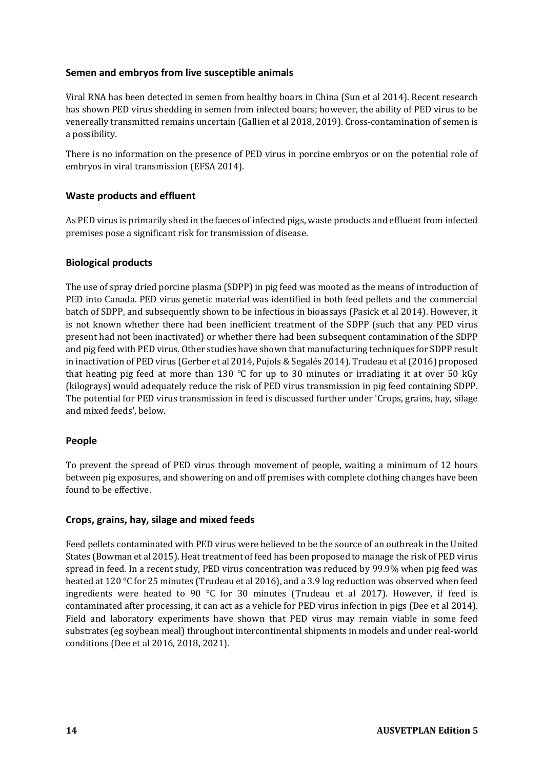### Semen and embryos from live susceptible animals

Viral RNA has been detected in semen from healthy boars in China (Sun et al 2014). Recent research has shown PED virus shedding in semen from infected boars; however, the ability of PED virus to be venereally transmitted remains uncertain (Gallien et al 2018, 2019). Cross-contamination of semen is a possibility.

There is no information on the presence of PED virus in porcine embryos or on the potential role of embryos in viral transmission (EFSA 2014).

### Waste products and effluent

As PED virus is primarily shed in the faeces of infected pigs, waste products and effluent from infected premises pose a significant risk for transmission of disease.

### Biological products

The use of spray dried porcine plasma (SDPP) in pig feed was mooted as the means of introduction of PED into Canada. PED virus genetic material was identified in both feed pellets and the commercial batch of SDPP, and subsequently shown to be infectious in bioassays (Pasick et al 2014). However, it is not known whether there had been inefficient treatment of the SDPP (such that any PED virus present had not been inactivated) or whether there had been subsequent contamination of the SDPP and pig feed with PED virus. Other studies have shown that manufacturing techniques for SDPP result in inactivation of PED virus (Gerber et al 2014, Pujols & Segalés 2014). Trudeau et al (2016) proposed that heating pig feed at more than 130 °C for up to 30 minutes or irradiating it at over 50 kGy (kilograys) would adequately reduce the risk of PED virus transmission in pig feed containing SDPP. The potential for PED virus transmission in feed is discussed further under 'Crops, grains, hay, silage and mixed feeds', below.

### People

To prevent the spread of PED virus through movement of people, waiting a minimum of 12 hours between pig exposures, and showering on and off premises with complete clothing changes have been found to be effective.

### Crops, grains, hay, silage and mixed feeds

Feed pellets contaminated with PED virus were believed to be the source of an outbreak in the United States (Bowman et al 2015). Heat treatment of feed has been proposed to manage the risk of PED virus spread in feed. In a recent study, PED virus concentration was reduced by 99.9% when pig feed was heated at 120 °C for 25 minutes (Trudeau et al 2016), and a 3.9 log reduction was observed when feed ingredients were heated to 90 °C for 30 minutes (Trudeau et al 2017). However, if feed is contaminated after processing, it can act as a vehicle for PED virus infection in pigs (Dee et al 2014). Field and laboratory experiments have shown that PED virus may remain viable in some feed substrates (eg soybean meal) throughout intercontinental shipments in models and under real-world conditions (Dee et al 2016, 2018, 2021).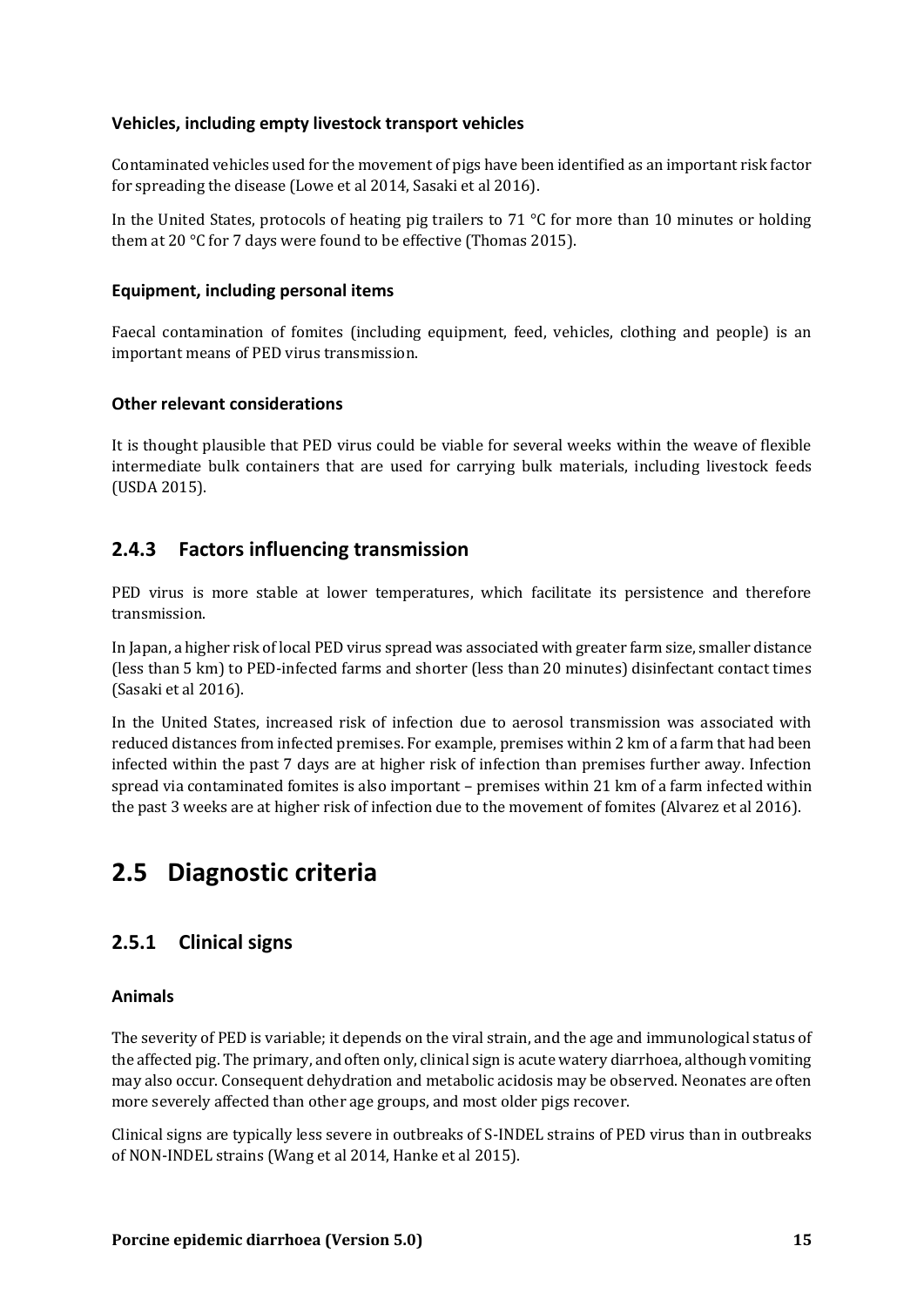#### Vehicles, including empty livestock transport vehicles

Contaminated vehicles used for the movement of pigs have been identified as an important risk factor for spreading the disease (Lowe et al 2014, Sasaki et al 2016).

In the United States, protocols of heating pig trailers to 71 °C for more than 10 minutes or holding them at 20 °C for 7 days were found to be effective (Thomas 2015).

#### Equipment, including personal items

Faecal contamination of fomites (including equipment, feed, vehicles, clothing and people) is an important means of PED virus transmission.

#### Other relevant considerations

It is thought plausible that PED virus could be viable for several weeks within the weave of flexible intermediate bulk containers that are used for carrying bulk materials, including livestock feeds (USDA 2015).

### 2.4.3 Factors influencing transmission

PED virus is more stable at lower temperatures, which facilitate its persistence and therefore transmission.

In Japan, a higher risk of local PED virus spread was associated with greater farm size, smaller distance (less than 5 km) to PED-infected farms and shorter (less than 20 minutes) disinfectant contact times (Sasaki et al 2016).

In the United States, increased risk of infection due to aerosol transmission was associated with reduced distances from infected premises. For example, premises within 2 km of a farm that had been infected within the past 7 days are at higher risk of infection than premises further away. Infection spread via contaminated fomites is also important – premises within 21 km of a farm infected within the past 3 weeks are at higher risk of infection due to the movement of fomites (Alvarez et al 2016).

## 2.5 Diagnostic criteria

### 2.5.1 Clinical signs

#### Animals

The severity of PED is variable; it depends on the viral strain, and the age and immunological status of the affected pig. The primary, and often only, clinical sign is acute watery diarrhoea, although vomiting may also occur. Consequent dehydration and metabolic acidosis may be observed. Neonates are often more severely affected than other age groups, and most older pigs recover.

Clinical signs are typically less severe in outbreaks of S-INDEL strains of PED virus than in outbreaks of NON-INDEL strains (Wang et al 2014, Hanke et al 2015).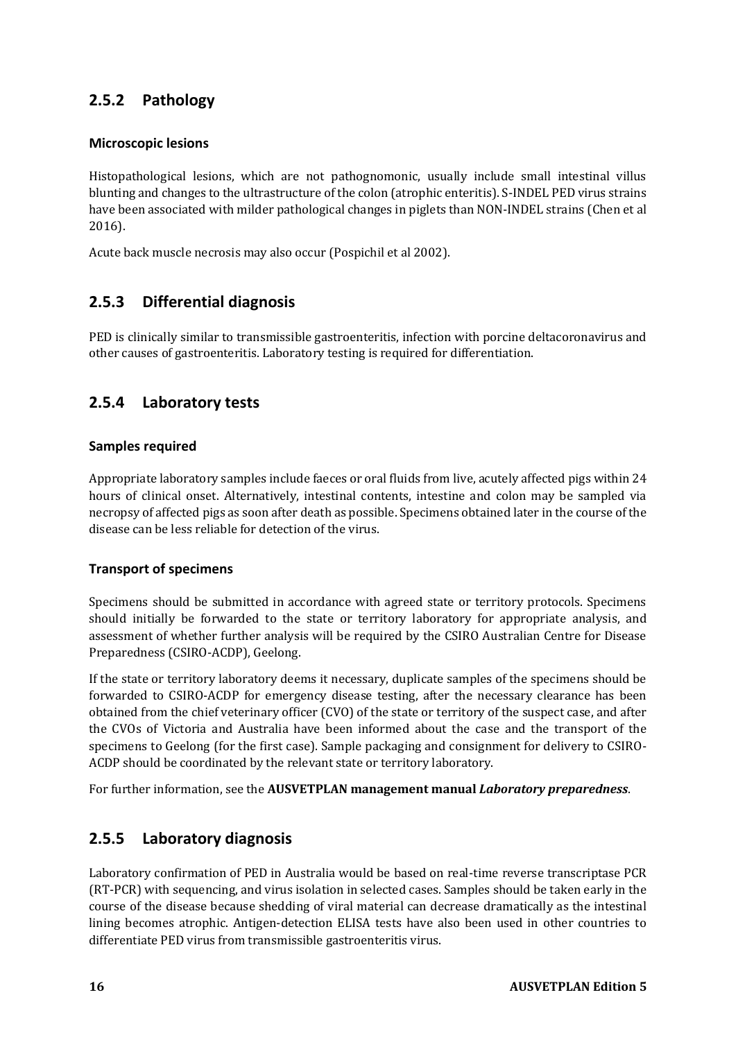### 2.5.2 Pathology

#### Microscopic lesions

Histopathological lesions, which are not pathognomonic, usually include small intestinal villus blunting and changes to the ultrastructure of the colon (atrophic enteritis). S-INDEL PED virus strains have been associated with milder pathological changes in piglets than NON-INDEL strains (Chen et al 2016).

Acute back muscle necrosis may also occur (Pospichil et al 2002).

### 2.5.3 Differential diagnosis

PED is clinically similar to transmissible gastroenteritis, infection with porcine deltacoronavirus and other causes of gastroenteritis. Laboratory testing is required for differentiation.

### 2.5.4 Laboratory tests

#### Samples required

Appropriate laboratory samples include faeces or oral fluids from live, acutely affected pigs within 24 hours of clinical onset. Alternatively, intestinal contents, intestine and colon may be sampled via necropsy of affected pigs as soon after death as possible. Specimens obtained later in the course of the disease can be less reliable for detection of the virus.

#### Transport of specimens

Specimens should be submitted in accordance with agreed state or territory protocols. Specimens should initially be forwarded to the state or territory laboratory for appropriate analysis, and assessment of whether further analysis will be required by the CSIRO Australian Centre for Disease Preparedness (CSIRO-ACDP), Geelong.

If the state or territory laboratory deems it necessary, duplicate samples of the specimens should be forwarded to CSIRO-ACDP for emergency disease testing, after the necessary clearance has been obtained from the chief veterinary officer (CVO) of the state or territory of the suspect case, and after the CVOs of Victoria and Australia have been informed about the case and the transport of the specimens to Geelong (for the first case). Sample packaging and consignment for delivery to CSIRO-ACDP should be coordinated by the relevant state or territory laboratory.

For further information, see the **AUSVETPLAN management manual *Laboratory preparedness***.

### 2.5.5 Laboratory diagnosis

Laboratory confirmation of PED in Australia would be based on real-time reverse transcriptase PCR (RT-PCR) with sequencing, and virus isolation in selected cases. Samples should be taken early in the course of the disease because shedding of viral material can decrease dramatically as the intestinal lining becomes atrophic. Antigen-detection ELISA tests have also been used in other countries to differentiate PED virus from transmissible gastroenteritis virus.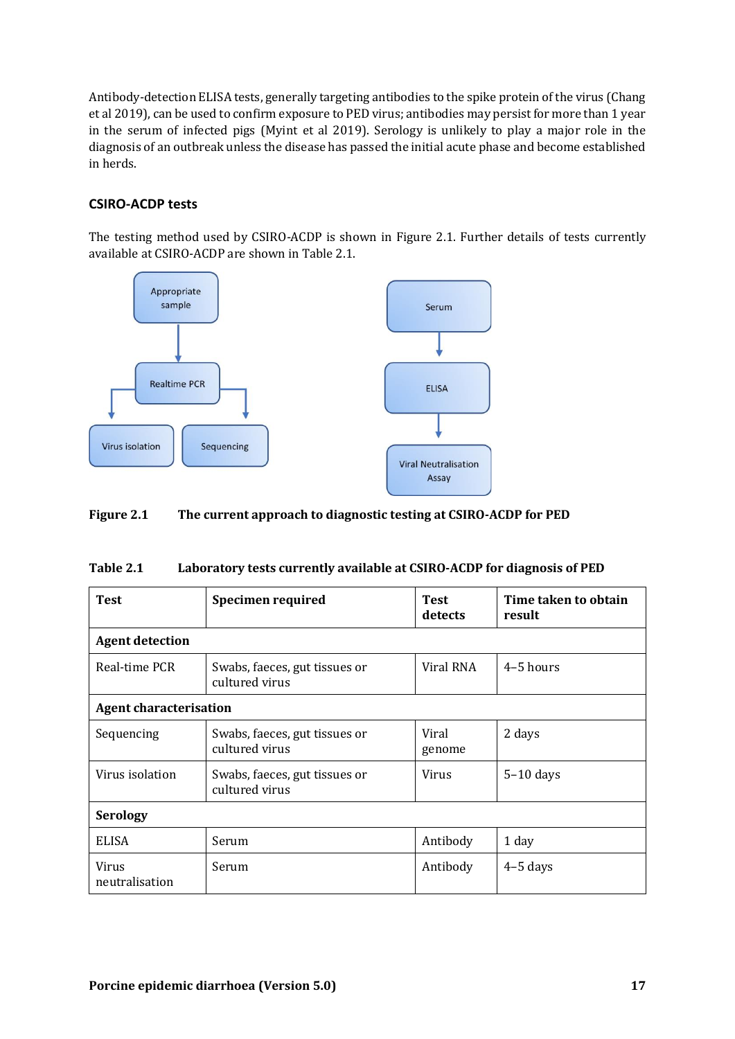Antibody-detection ELISA tests, generally targeting antibodies to the spike protein of the virus (Chang et al 2019), can be used to confirm exposure to PED virus; antibodies may persist for more than 1 year in the serum of infected pigs (Myint et al 2019). Serology is unlikely to play a major role in the diagnosis of an outbreak unless the disease has passed the initial acute phase and become established in herds.

### CSIRO-ACDP tests

The testing method used by CSIRO-ACDP is shown in Figure 2.1. Further details of tests currently available at CSIRO-ACDP are shown in Table 2.1.

**Figure 2.1 The current approach to diagnostic testing at CSIRO-ACDP for PED**

**Table 2.1 Laboratory tests currently available at CSIRO-ACDP for diagnosis of PED**

| Test | Specimen required | Test detects | Time taken to obtain result |
|---|---|---|---|
| **Agent detection** | | | |
| Real-time PCR | Swabs, faeces, gut tissues or cultured virus | Viral RNA | 4–5 hours |
| **Agent characterisation** | | | |
| Sequencing | Swabs, faeces, gut tissues or cultured virus | Viral genome | 2 days |
| Virus isolation | Swabs, faeces, gut tissues or cultured virus | Virus | 5–10 days |
| **Serology** | | | |
| ELISA | Serum | Antibody | 1 day |
| Virus neutralisation | Serum | Antibody | 4–5 days |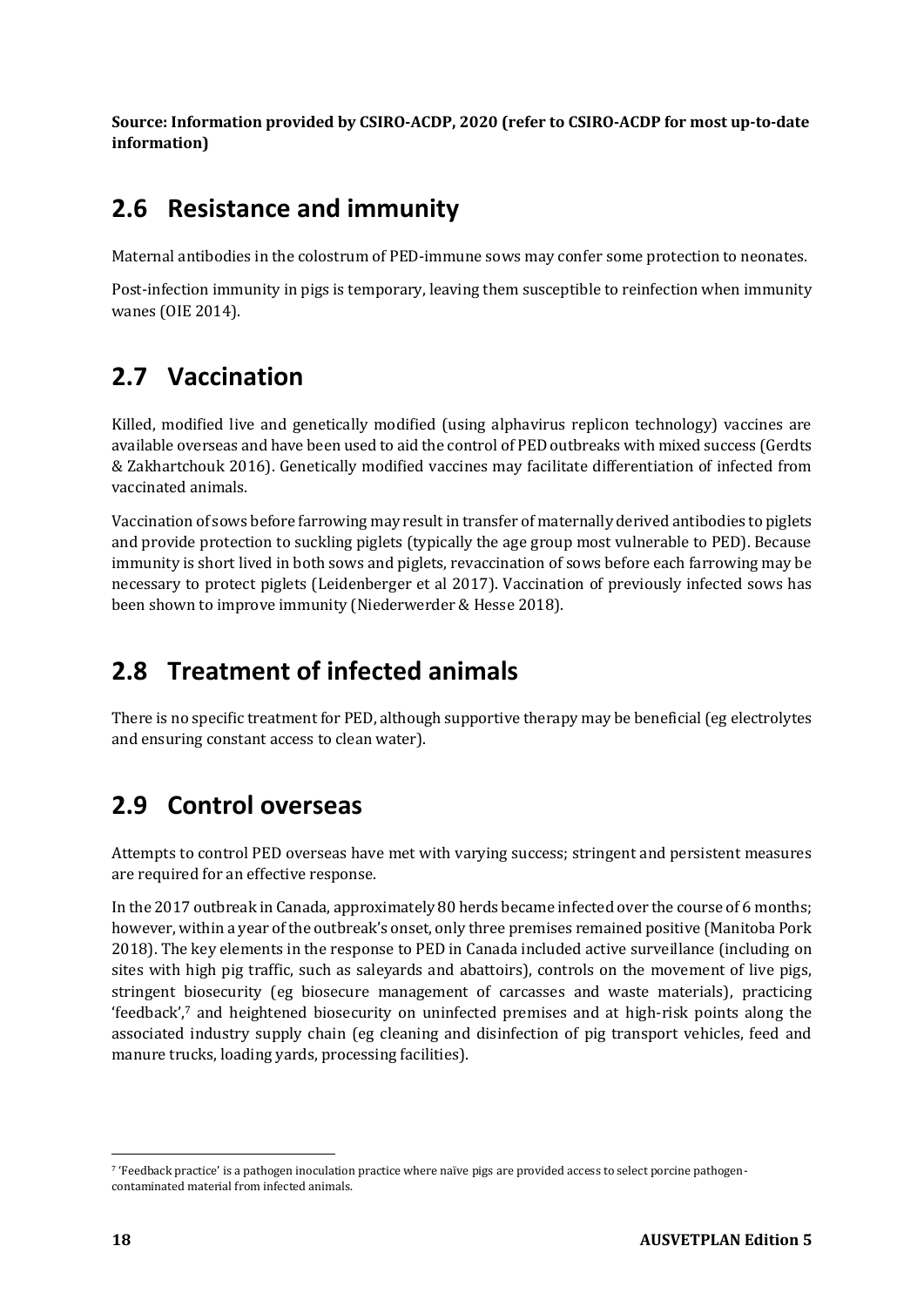**Source: Information provided by CSIRO-ACDP, 2020 (refer to CSIRO-ACDP for most up-to-date information)**

## 2.6 Resistance and immunity

Maternal antibodies in the colostrum of PED-immune sows may confer some protection to neonates.

Post-infection immunity in pigs is temporary, leaving them susceptible to reinfection when immunity wanes (OIE 2014).

## 2.7 Vaccination

Killed, modified live and genetically modified (using alphavirus replicon technology) vaccines are available overseas and have been used to aid the control of PED outbreaks with mixed success (Gerdts & Zakhartchouk 2016). Genetically modified vaccines may facilitate differentiation of infected from vaccinated animals.

Vaccination of sows before farrowing may result in transfer of maternally derived antibodies to piglets and provide protection to suckling piglets (typically the age group most vulnerable to PED). Because immunity is short lived in both sows and piglets, revaccination of sows before each farrowing may be necessary to protect piglets (Leidenberger et al 2017). Vaccination of previously infected sows has been shown to improve immunity (Niederwerder & Hesse 2018).

## 2.8 Treatment of infected animals

There is no specific treatment for PED, although supportive therapy may be beneficial (eg electrolytes and ensuring constant access to clean water).

## 2.9 Control overseas

Attempts to control PED overseas have met with varying success; stringent and persistent measures are required for an effective response.

In the 2017 outbreak in Canada, approximately 80 herds became infected over the course of 6 months; however, within a year of the outbreak's onset, only three premises remained positive (Manitoba Pork 2018). The key elements in the response to PED in Canada included active surveillance (including on sites with high pig traffic, such as saleyards and abattoirs), controls on the movement of live pigs, stringent biosecurity (eg biosecure management of carcasses and waste materials), practicing 'feedback',[7] and heightened biosecurity on uninfected premises and at high-risk points along the associated industry supply chain (eg cleaning and disinfection of pig transport vehicles, feed and manure trucks, loading yards, processing facilities).

[7] 'Feedback practice' is a pathogen inoculation practice where naïve pigs are provided access to select porcine pathogen-contaminated material from infected animals.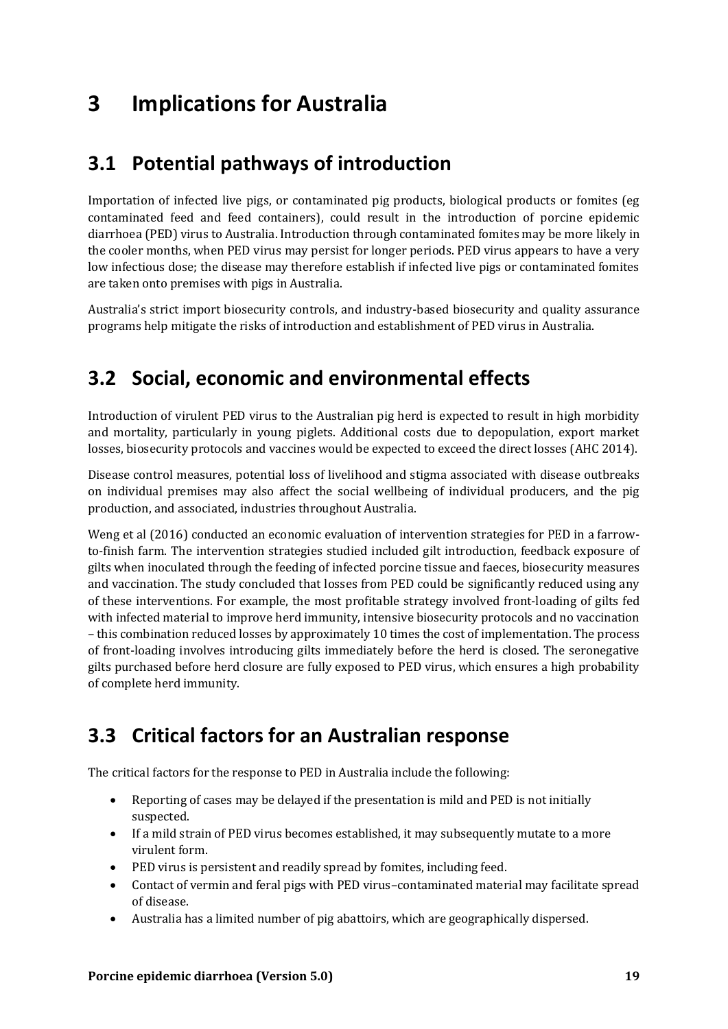# 3 Implications for Australia

## 3.1 Potential pathways of introduction

Importation of infected live pigs, or contaminated pig products, biological products or fomites (eg contaminated feed and feed containers), could result in the introduction of porcine epidemic diarrhoea (PED) virus to Australia. Introduction through contaminated fomites may be more likely in the cooler months, when PED virus may persist for longer periods. PED virus appears to have a very low infectious dose; the disease may therefore establish if infected live pigs or contaminated fomites are taken onto premises with pigs in Australia.

Australia's strict import biosecurity controls, and industry-based biosecurity and quality assurance programs help mitigate the risks of introduction and establishment of PED virus in Australia.

## 3.2 Social, economic and environmental effects

Introduction of virulent PED virus to the Australian pig herd is expected to result in high morbidity and mortality, particularly in young piglets. Additional costs due to depopulation, export market losses, biosecurity protocols and vaccines would be expected to exceed the direct losses (AHC 2014).

Disease control measures, potential loss of livelihood and stigma associated with disease outbreaks on individual premises may also affect the social wellbeing of individual producers, and the pig production, and associated, industries throughout Australia.

Weng et al (2016) conducted an economic evaluation of intervention strategies for PED in a farrow-to-finish farm. The intervention strategies studied included gilt introduction, feedback exposure of gilts when inoculated through the feeding of infected porcine tissue and faeces, biosecurity measures and vaccination. The study concluded that losses from PED could be significantly reduced using any of these interventions. For example, the most profitable strategy involved front-loading of gilts fed with infected material to improve herd immunity, intensive biosecurity protocols and no vaccination – this combination reduced losses by approximately 10 times the cost of implementation. The process of front-loading involves introducing gilts immediately before the herd is closed. The seronegative gilts purchased before herd closure are fully exposed to PED virus, which ensures a high probability of complete herd immunity.

## 3.3 Critical factors for an Australian response

The critical factors for the response to PED in Australia include the following:

- Reporting of cases may be delayed if the presentation is mild and PED is not initially suspected.
- If a mild strain of PED virus becomes established, it may subsequently mutate to a more virulent form.
- PED virus is persistent and readily spread by fomites, including feed.
- Contact of vermin and feral pigs with PED virus–contaminated material may facilitate spread of disease.
- Australia has a limited number of pig abattoirs, which are geographically dispersed.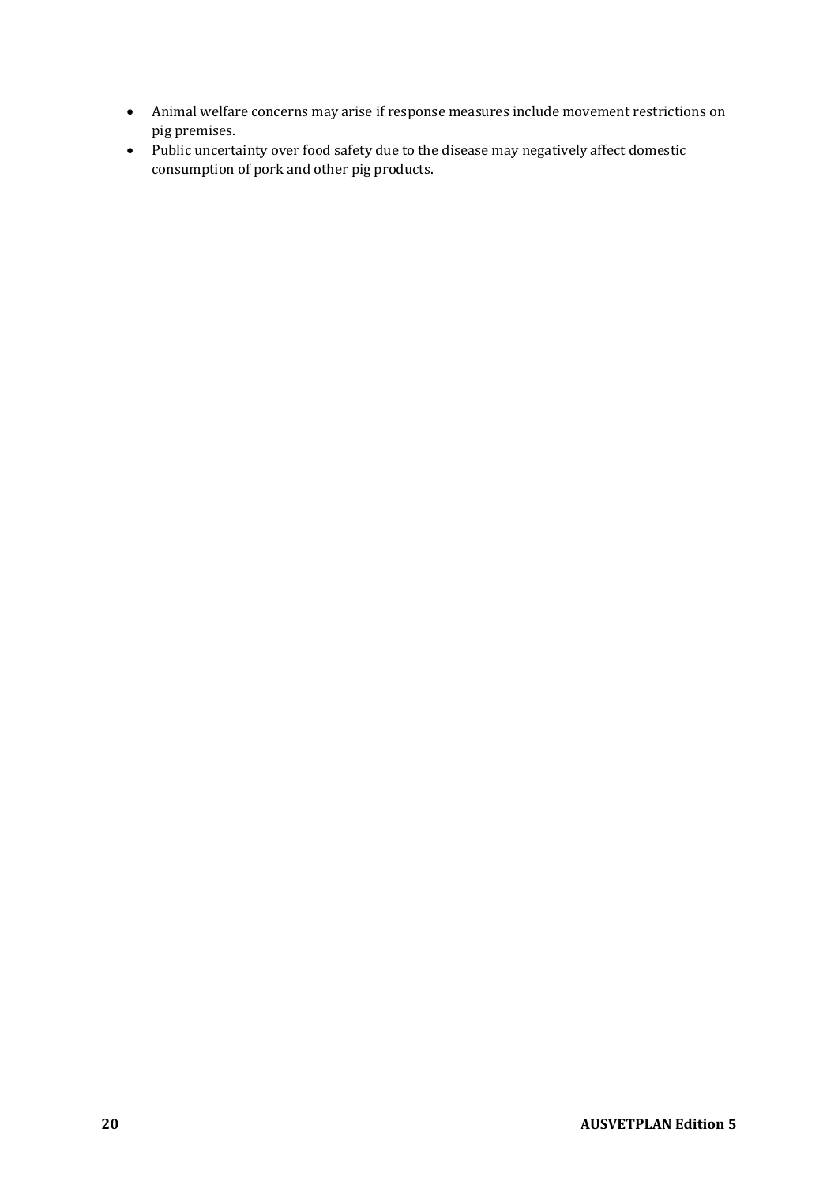- Animal welfare concerns may arise if response measures include movement restrictions on pig premises.
- Public uncertainty over food safety due to the disease may negatively affect domestic consumption of pork and other pig products.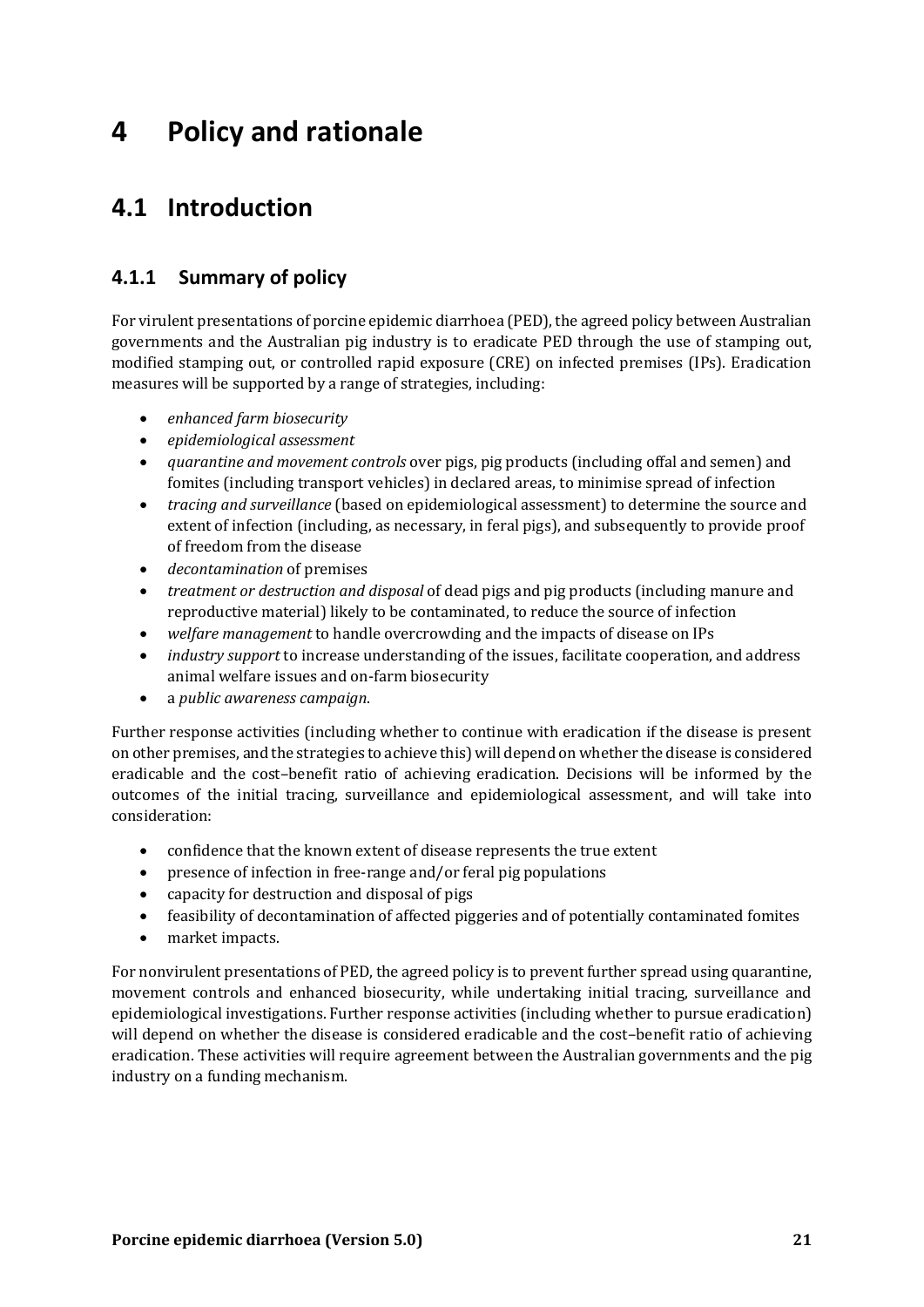# 4 Policy and rationale

## 4.1 Introduction

### 4.1.1 Summary of policy

For virulent presentations of porcine epidemic diarrhoea (PED), the agreed policy between Australian governments and the Australian pig industry is to eradicate PED through the use of stamping out, modified stamping out, or controlled rapid exposure (CRE) on infected premises (IPs). Eradication measures will be supported by a range of strategies, including:

- *enhanced farm biosecurity*
- *epidemiological assessment*
- *quarantine and movement controls* over pigs, pig products (including offal and semen) and fomites (including transport vehicles) in declared areas, to minimise spread of infection
- *tracing and surveillance* (based on epidemiological assessment) to determine the source and extent of infection (including, as necessary, in feral pigs), and subsequently to provide proof of freedom from the disease
- *decontamination* of premises
- *treatment or destruction and disposal* of dead pigs and pig products (including manure and reproductive material) likely to be contaminated, to reduce the source of infection
- *welfare management* to handle overcrowding and the impacts of disease on IPs
- *industry support* to increase understanding of the issues, facilitate cooperation, and address animal welfare issues and on-farm biosecurity
- a *public awareness campaign*.

Further response activities (including whether to continue with eradication if the disease is present on other premises, and the strategies to achieve this) will depend on whether the disease is considered eradicable and the cost–benefit ratio of achieving eradication. Decisions will be informed by the outcomes of the initial tracing, surveillance and epidemiological assessment, and will take into consideration:

- confidence that the known extent of disease represents the true extent
- presence of infection in free-range and/or feral pig populations
- capacity for destruction and disposal of pigs
- feasibility of decontamination of affected piggeries and of potentially contaminated fomites
- market impacts.

For nonvirulent presentations of PED, the agreed policy is to prevent further spread using quarantine, movement controls and enhanced biosecurity, while undertaking initial tracing, surveillance and epidemiological investigations. Further response activities (including whether to pursue eradication) will depend on whether the disease is considered eradicable and the cost–benefit ratio of achieving eradication. These activities will require agreement between the Australian governments and the pig industry on a funding mechanism.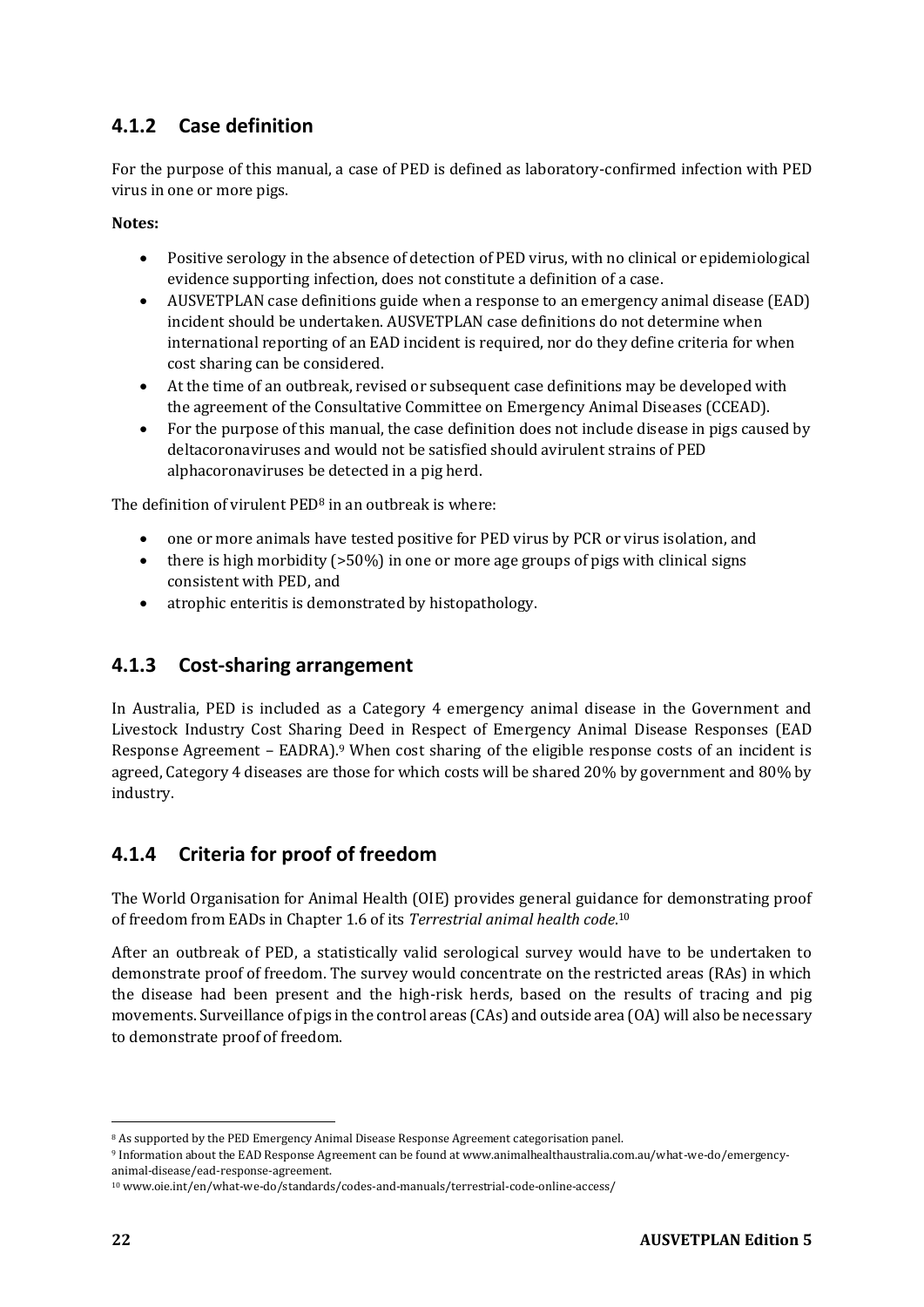### 4.1.2 Case definition

For the purpose of this manual, a case of PED is defined as laboratory-confirmed infection with PED virus in one or more pigs.

**Notes:**

- Positive serology in the absence of detection of PED virus, with no clinical or epidemiological evidence supporting infection, does not constitute a definition of a case.
- AUSVETPLAN case definitions guide when a response to an emergency animal disease (EAD) incident should be undertaken. AUSVETPLAN case definitions do not determine when international reporting of an EAD incident is required, nor do they define criteria for when cost sharing can be considered.
- At the time of an outbreak, revised or subsequent case definitions may be developed with the agreement of the Consultative Committee on Emergency Animal Diseases (CCEAD).
- For the purpose of this manual, the case definition does not include disease in pigs caused by deltacoronaviruses and would not be satisfied should avirulent strains of PED alphacoronaviruses be detected in a pig herd.

The definition of virulent PED[8] in an outbreak is where:

- one or more animals have tested positive for PED virus by PCR or virus isolation, and
- there is high morbidity (>50%) in one or more age groups of pigs with clinical signs consistent with PED, and
- atrophic enteritis is demonstrated by histopathology.

### 4.1.3 Cost-sharing arrangement

In Australia, PED is included as a Category 4 emergency animal disease in the Government and Livestock Industry Cost Sharing Deed in Respect of Emergency Animal Disease Responses (EAD Response Agreement – EADRA).[9] When cost sharing of the eligible response costs of an incident is agreed, Category 4 diseases are those for which costs will be shared 20% by government and 80% by industry.

### 4.1.4 Criteria for proof of freedom

The World Organisation for Animal Health (OIE) provides general guidance for demonstrating proof of freedom from EADs in Chapter 1.6 of its *Terrestrial animal health code*.[10]

After an outbreak of PED, a statistically valid serological survey would have to be undertaken to demonstrate proof of freedom. The survey would concentrate on the restricted areas (RAs) in which the disease had been present and the high-risk herds, based on the results of tracing and pig movements. Surveillance of pigs in the control areas (CAs) and outside area (OA) will also be necessary to demonstrate proof of freedom.

---

[8] As supported by the PED Emergency Animal Disease Response Agreement categorisation panel.

[9] Information about the EAD Response Agreement can be found at www.animalhealthaustralia.com.au/what-we-do/emergency-animal-disease/ead-response-agreement.

[10] www.oie.int/en/what-we-do/standards/codes-and-manuals/terrestrial-code-online-access/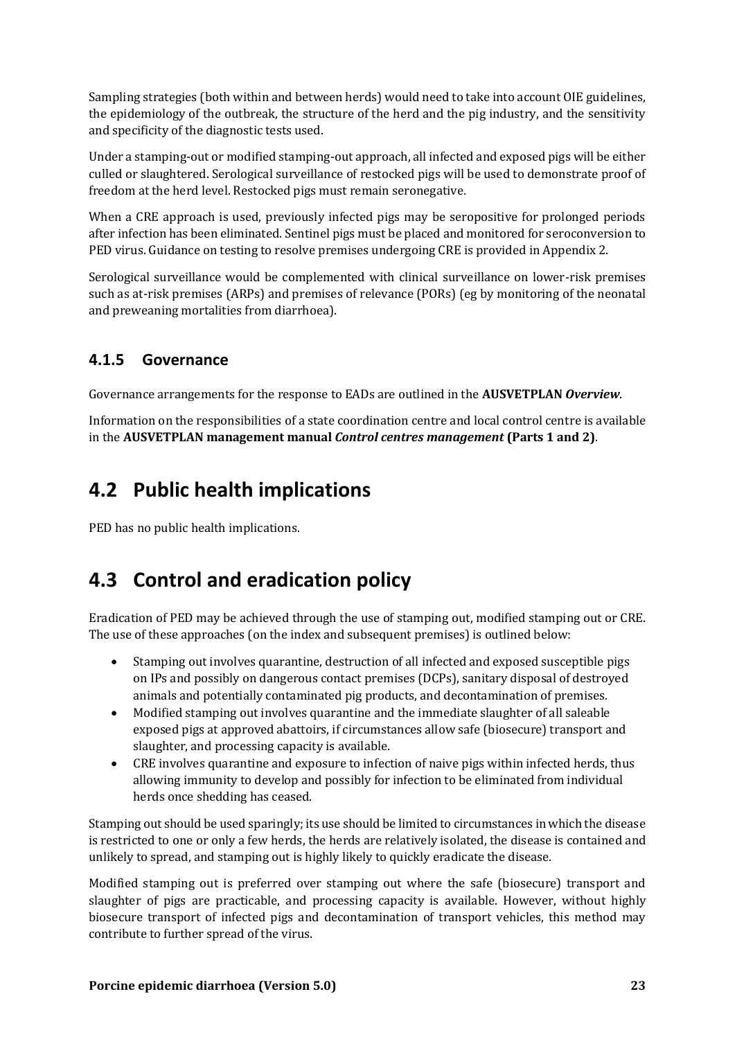Sampling strategies (both within and between herds) would need to take into account OIE guidelines, the epidemiology of the outbreak, the structure of the herd and the pig industry, and the sensitivity and specificity of the diagnostic tests used.

Under a stamping-out or modified stamping-out approach, all infected and exposed pigs will be either culled or slaughtered. Serological surveillance of restocked pigs will be used to demonstrate proof of freedom at the herd level. Restocked pigs must remain seronegative.

When a CRE approach is used, previously infected pigs may be seropositive for prolonged periods after infection has been eliminated. Sentinel pigs must be placed and monitored for seroconversion to PED virus. Guidance on testing to resolve premises undergoing CRE is provided in Appendix 2.

Serological surveillance would be complemented with clinical surveillance on lower-risk premises such as at-risk premises (ARPs) and premises of relevance (PORs) (eg by monitoring of the neonatal and preweaning mortalities from diarrhoea).

### 4.1.5 Governance

Governance arrangements for the response to EADs are outlined in the **AUSVETPLAN** ***Overview***.

Information on the responsibilities of a state coordination centre and local control centre is available in the **AUSVETPLAN management manual** ***Control centres management*** **(Parts 1 and 2)**.

## 4.2 Public health implications

PED has no public health implications.

## 4.3 Control and eradication policy

Eradication of PED may be achieved through the use of stamping out, modified stamping out or CRE. The use of these approaches (on the index and subsequent premises) is outlined below:

- Stamping out involves quarantine, destruction of all infected and exposed susceptible pigs on IPs and possibly on dangerous contact premises (DCPs), sanitary disposal of destroyed animals and potentially contaminated pig products, and decontamination of premises.
- Modified stamping out involves quarantine and the immediate slaughter of all saleable exposed pigs at approved abattoirs, if circumstances allow safe (biosecure) transport and slaughter, and processing capacity is available.
- CRE involves quarantine and exposure to infection of naive pigs within infected herds, thus allowing immunity to develop and possibly for infection to be eliminated from individual herds once shedding has ceased.

Stamping out should be used sparingly; its use should be limited to circumstances in which the disease is restricted to one or only a few herds, the herds are relatively isolated, the disease is contained and unlikely to spread, and stamping out is highly likely to quickly eradicate the disease.

Modified stamping out is preferred over stamping out where the safe (biosecure) transport and slaughter of pigs are practicable, and processing capacity is available. However, without highly biosecure transport of infected pigs and decontamination of transport vehicles, this method may contribute to further spread of the virus.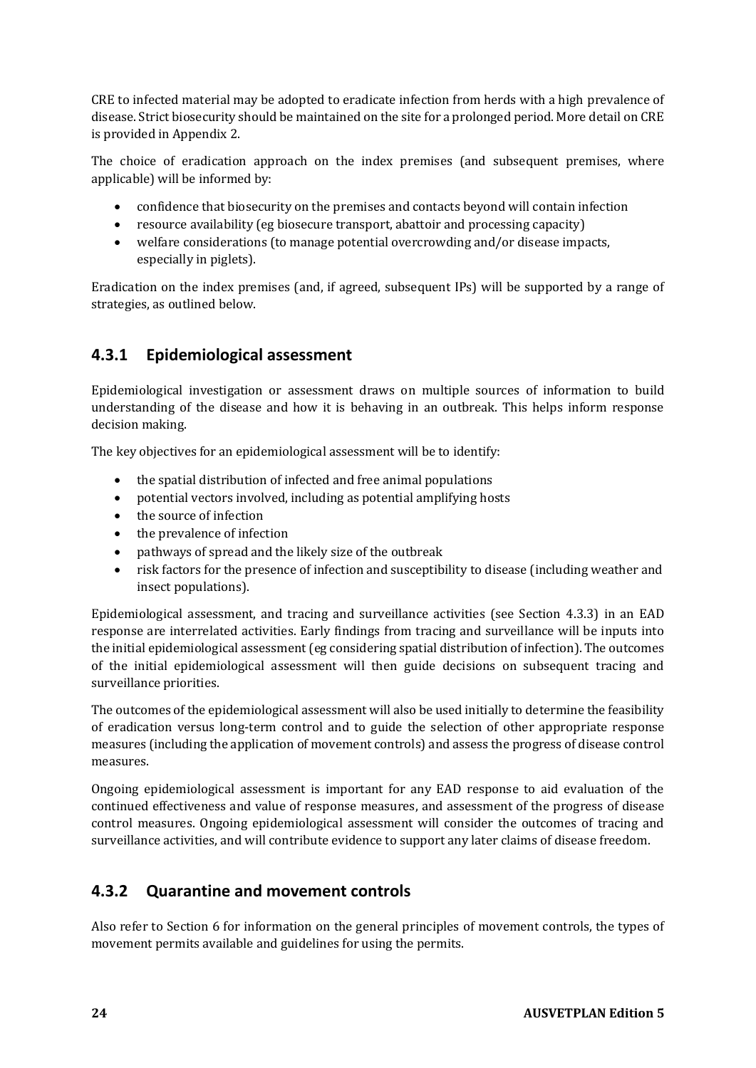CRE to infected material may be adopted to eradicate infection from herds with a high prevalence of disease. Strict biosecurity should be maintained on the site for a prolonged period. More detail on CRE is provided in Appendix 2.

The choice of eradication approach on the index premises (and subsequent premises, where applicable) will be informed by:

- confidence that biosecurity on the premises and contacts beyond will contain infection
- resource availability (eg biosecure transport, abattoir and processing capacity)
- welfare considerations (to manage potential overcrowding and/or disease impacts, especially in piglets).

Eradication on the index premises (and, if agreed, subsequent IPs) will be supported by a range of strategies, as outlined below.

### 4.3.1 Epidemiological assessment

Epidemiological investigation or assessment draws on multiple sources of information to build understanding of the disease and how it is behaving in an outbreak. This helps inform response decision making.

The key objectives for an epidemiological assessment will be to identify:

- the spatial distribution of infected and free animal populations
- potential vectors involved, including as potential amplifying hosts
- the source of infection
- the prevalence of infection
- pathways of spread and the likely size of the outbreak
- risk factors for the presence of infection and susceptibility to disease (including weather and insect populations).

Epidemiological assessment, and tracing and surveillance activities (see Section 4.3.3) in an EAD response are interrelated activities. Early findings from tracing and surveillance will be inputs into the initial epidemiological assessment (eg considering spatial distribution of infection). The outcomes of the initial epidemiological assessment will then guide decisions on subsequent tracing and surveillance priorities.

The outcomes of the epidemiological assessment will also be used initially to determine the feasibility of eradication versus long-term control and to guide the selection of other appropriate response measures (including the application of movement controls) and assess the progress of disease control measures.

Ongoing epidemiological assessment is important for any EAD response to aid evaluation of the continued effectiveness and value of response measures, and assessment of the progress of disease control measures. Ongoing epidemiological assessment will consider the outcomes of tracing and surveillance activities, and will contribute evidence to support any later claims of disease freedom.

### 4.3.2 Quarantine and movement controls

Also refer to Section 6 for information on the general principles of movement controls, the types of movement permits available and guidelines for using the permits.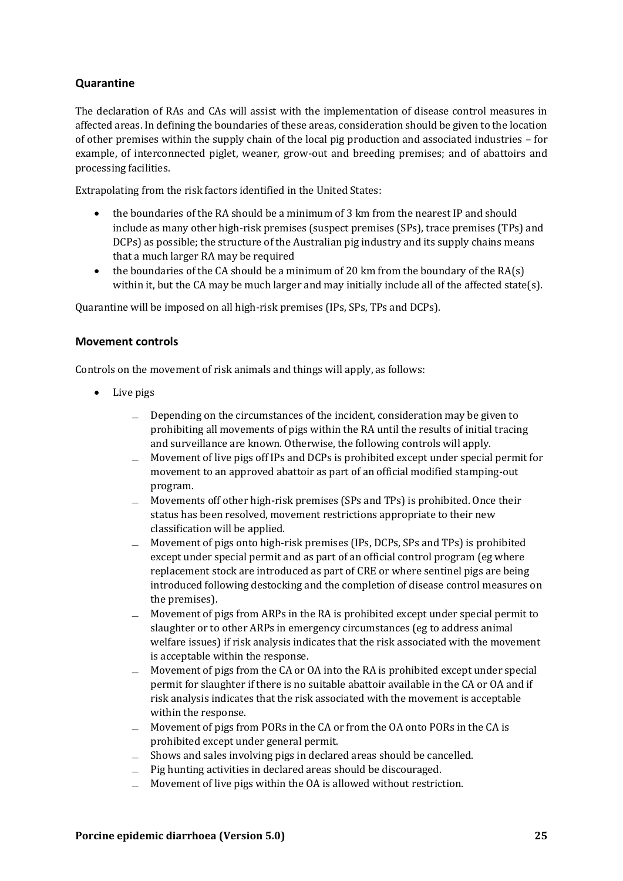### Quarantine

The declaration of RAs and CAs will assist with the implementation of disease control measures in affected areas. In defining the boundaries of these areas, consideration should be given to the location of other premises within the supply chain of the local pig production and associated industries – for example, of interconnected piglet, weaner, grow-out and breeding premises; and of abattoirs and processing facilities.

Extrapolating from the risk factors identified in the United States:

- the boundaries of the RA should be a minimum of 3 km from the nearest IP and should include as many other high-risk premises (suspect premises (SPs), trace premises (TPs) and DCPs) as possible; the structure of the Australian pig industry and its supply chains means that a much larger RA may be required
- the boundaries of the CA should be a minimum of 20 km from the boundary of the RA(s) within it, but the CA may be much larger and may initially include all of the affected state(s).

Quarantine will be imposed on all high-risk premises (IPs, SPs, TPs and DCPs).

### Movement controls

Controls on the movement of risk animals and things will apply, as follows:

- Live pigs
  - Depending on the circumstances of the incident, consideration may be given to prohibiting all movements of pigs within the RA until the results of initial tracing and surveillance are known. Otherwise, the following controls will apply.
  - Movement of live pigs off IPs and DCPs is prohibited except under special permit for movement to an approved abattoir as part of an official modified stamping-out program.
  - Movements off other high-risk premises (SPs and TPs) is prohibited. Once their status has been resolved, movement restrictions appropriate to their new classification will be applied.
  - Movement of pigs onto high-risk premises (IPs, DCPs, SPs and TPs) is prohibited except under special permit and as part of an official control program (eg where replacement stock are introduced as part of CRE or where sentinel pigs are being introduced following destocking and the completion of disease control measures on the premises).
  - Movement of pigs from ARPs in the RA is prohibited except under special permit to slaughter or to other ARPs in emergency circumstances (eg to address animal welfare issues) if risk analysis indicates that the risk associated with the movement is acceptable within the response.
  - Movement of pigs from the CA or OA into the RA is prohibited except under special permit for slaughter if there is no suitable abattoir available in the CA or OA and if risk analysis indicates that the risk associated with the movement is acceptable within the response.
  - Movement of pigs from PORs in the CA or from the OA onto PORs in the CA is prohibited except under general permit.
  - Shows and sales involving pigs in declared areas should be cancelled.
  - Pig hunting activities in declared areas should be discouraged.
  - Movement of live pigs within the OA is allowed without restriction.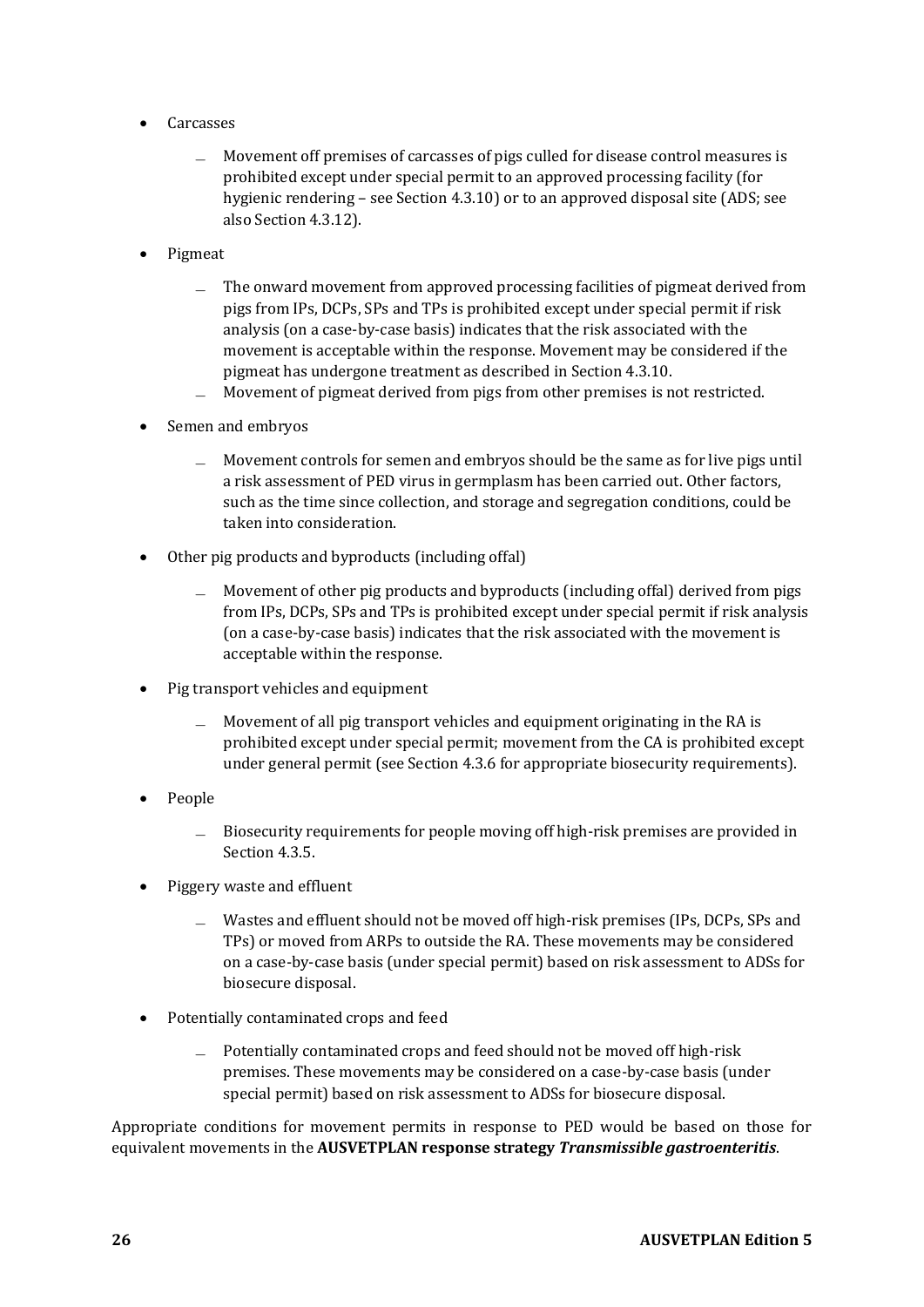- Carcasses
  - Movement off premises of carcasses of pigs culled for disease control measures is prohibited except under special permit to an approved processing facility (for hygienic rendering – see Section 4.3.10) or to an approved disposal site (ADS; see also Section 4.3.12).
- Pigmeat
  - The onward movement from approved processing facilities of pigmeat derived from pigs from IPs, DCPs, SPs and TPs is prohibited except under special permit if risk analysis (on a case-by-case basis) indicates that the risk associated with the movement is acceptable within the response. Movement may be considered if the pigmeat has undergone treatment as described in Section 4.3.10.
  - Movement of pigmeat derived from pigs from other premises is not restricted.
- Semen and embryos
  - Movement controls for semen and embryos should be the same as for live pigs until a risk assessment of PED virus in germplasm has been carried out. Other factors, such as the time since collection, and storage and segregation conditions, could be taken into consideration.
- Other pig products and byproducts (including offal)
  - Movement of other pig products and byproducts (including offal) derived from pigs from IPs, DCPs, SPs and TPs is prohibited except under special permit if risk analysis (on a case-by-case basis) indicates that the risk associated with the movement is acceptable within the response.
- Pig transport vehicles and equipment
  - Movement of all pig transport vehicles and equipment originating in the RA is prohibited except under special permit; movement from the CA is prohibited except under general permit (see Section 4.3.6 for appropriate biosecurity requirements).
- People
  - Biosecurity requirements for people moving off high-risk premises are provided in Section 4.3.5.
- Piggery waste and effluent
  - Wastes and effluent should not be moved off high-risk premises (IPs, DCPs, SPs and TPs) or moved from ARPs to outside the RA. These movements may be considered on a case-by-case basis (under special permit) based on risk assessment to ADSs for biosecure disposal.
- Potentially contaminated crops and feed
  - Potentially contaminated crops and feed should not be moved off high-risk premises. These movements may be considered on a case-by-case basis (under special permit) based on risk assessment to ADSs for biosecure disposal.

Appropriate conditions for movement permits in response to PED would be based on those for equivalent movements in the **AUSVETPLAN response strategy *Transmissible gastroenteritis***.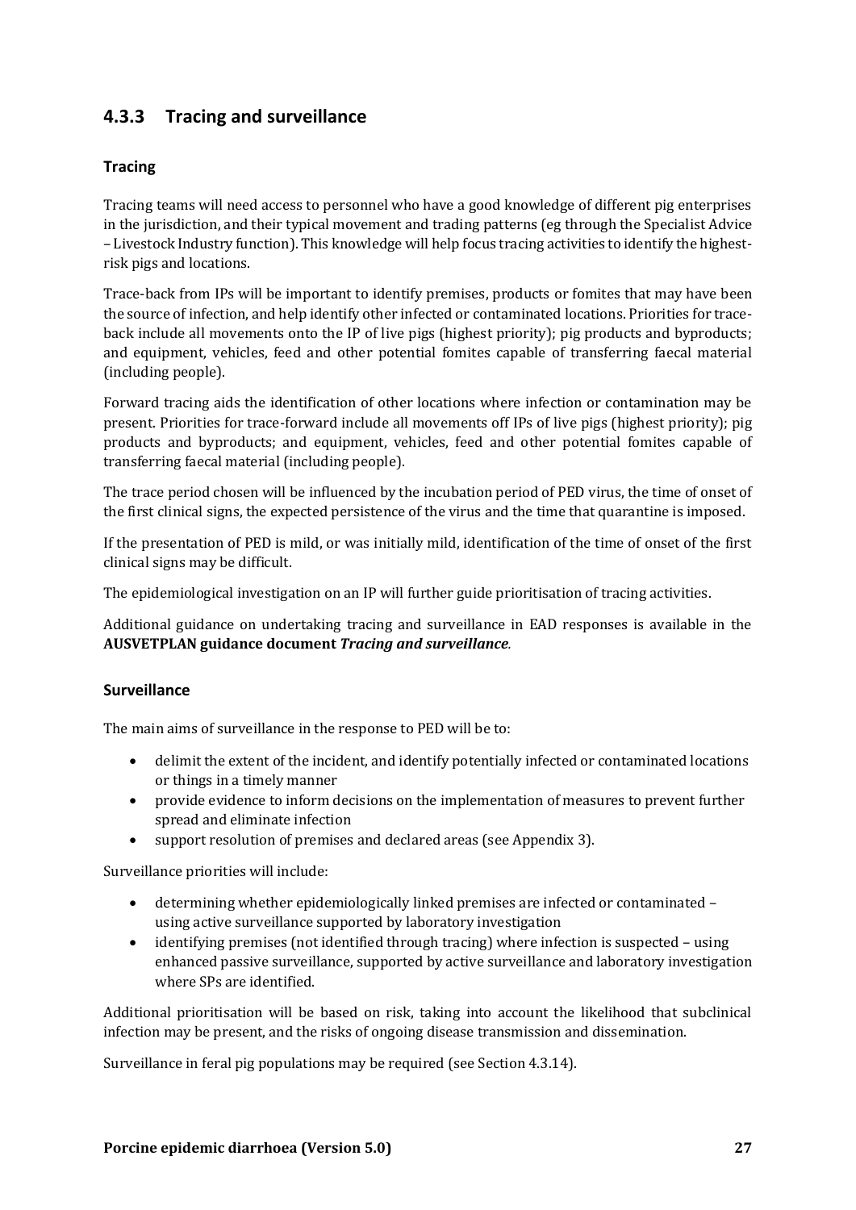### 4.3.3 Tracing and surveillance

#### Tracing

Tracing teams will need access to personnel who have a good knowledge of different pig enterprises in the jurisdiction, and their typical movement and trading patterns (eg through the Specialist Advice – Livestock Industry function). This knowledge will help focus tracing activities to identify the highest-risk pigs and locations.

Trace-back from IPs will be important to identify premises, products or fomites that may have been the source of infection, and help identify other infected or contaminated locations. Priorities for trace-back include all movements onto the IP of live pigs (highest priority); pig products and byproducts; and equipment, vehicles, feed and other potential fomites capable of transferring faecal material (including people).

Forward tracing aids the identification of other locations where infection or contamination may be present. Priorities for trace-forward include all movements off IPs of live pigs (highest priority); pig products and byproducts; and equipment, vehicles, feed and other potential fomites capable of transferring faecal material (including people).

The trace period chosen will be influenced by the incubation period of PED virus, the time of onset of the first clinical signs, the expected persistence of the virus and the time that quarantine is imposed.

If the presentation of PED is mild, or was initially mild, identification of the time of onset of the first clinical signs may be difficult.

The epidemiological investigation on an IP will further guide prioritisation of tracing activities.

Additional guidance on undertaking tracing and surveillance in EAD responses is available in the **AUSVETPLAN guidance document *Tracing and surveillance*.**

#### Surveillance

The main aims of surveillance in the response to PED will be to:

- delimit the extent of the incident, and identify potentially infected or contaminated locations or things in a timely manner
- provide evidence to inform decisions on the implementation of measures to prevent further spread and eliminate infection
- support resolution of premises and declared areas (see Appendix 3).

Surveillance priorities will include:

- determining whether epidemiologically linked premises are infected or contaminated – using active surveillance supported by laboratory investigation
- identifying premises (not identified through tracing) where infection is suspected – using enhanced passive surveillance, supported by active surveillance and laboratory investigation where SPs are identified.

Additional prioritisation will be based on risk, taking into account the likelihood that subclinical infection may be present, and the risks of ongoing disease transmission and dissemination.

Surveillance in feral pig populations may be required (see Section 4.3.14).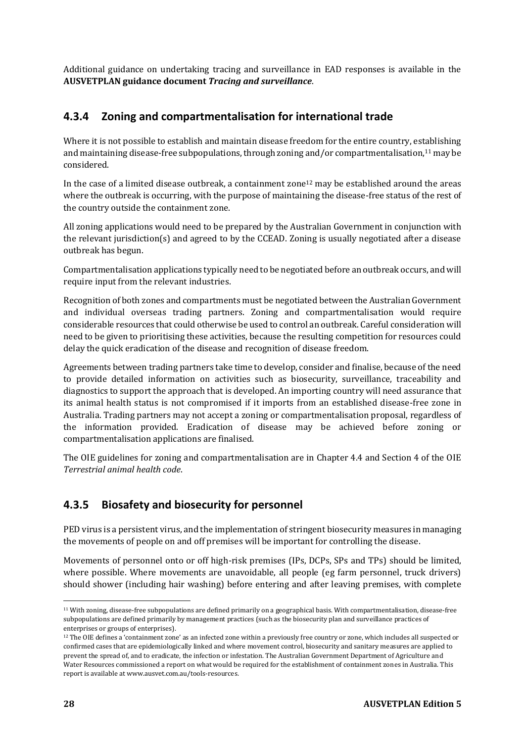Additional guidance on undertaking tracing and surveillance in EAD responses is available in the **AUSVETPLAN guidance document *Tracing and surveillance***.

### 4.3.4 Zoning and compartmentalisation for international trade

Where it is not possible to establish and maintain disease freedom for the entire country, establishing and maintaining disease-free subpopulations, through zoning and/or compartmentalisation,[11] may be considered.

In the case of a limited disease outbreak, a containment zone[12] may be established around the areas where the outbreak is occurring, with the purpose of maintaining the disease-free status of the rest of the country outside the containment zone.

All zoning applications would need to be prepared by the Australian Government in conjunction with the relevant jurisdiction(s) and agreed to by the CCEAD. Zoning is usually negotiated after a disease outbreak has begun.

Compartmentalisation applications typically need to be negotiated before an outbreak occurs, and will require input from the relevant industries.

Recognition of both zones and compartments must be negotiated between the Australian Government and individual overseas trading partners. Zoning and compartmentalisation would require considerable resources that could otherwise be used to control an outbreak. Careful consideration will need to be given to prioritising these activities, because the resulting competition for resources could delay the quick eradication of the disease and recognition of disease freedom.

Agreements between trading partners take time to develop, consider and finalise, because of the need to provide detailed information on activities such as biosecurity, surveillance, traceability and diagnostics to support the approach that is developed. An importing country will need assurance that its animal health status is not compromised if it imports from an established disease-free zone in Australia. Trading partners may not accept a zoning or compartmentalisation proposal, regardless of the information provided. Eradication of disease may be achieved before zoning or compartmentalisation applications are finalised.

The OIE guidelines for zoning and compartmentalisation are in Chapter 4.4 and Section 4 of the OIE *Terrestrial animal health code*.

### 4.3.5 Biosafety and biosecurity for personnel

PED virus is a persistent virus, and the implementation of stringent biosecurity measures in managing the movements of people on and off premises will be important for controlling the disease.

Movements of personnel onto or off high-risk premises (IPs, DCPs, SPs and TPs) should be limited, where possible. Where movements are unavoidable, all people (eg farm personnel, truck drivers) should shower (including hair washing) before entering and after leaving premises, with complete

---

[11] With zoning, disease-free subpopulations are defined primarily on a geographical basis. With compartmentalisation, disease-free subpopulations are defined primarily by management practices (such as the biosecurity plan and surveillance practices of enterprises or groups of enterprises).

[12] The OIE defines a 'containment zone' as an infected zone within a previously free country or zone, which includes all suspected or confirmed cases that are epidemiologically linked and where movement control, biosecurity and sanitary measures are applied to prevent the spread of, and to eradicate, the infection or infestation. The Australian Government Department of Agriculture and Water Resources commissioned a report on what would be required for the establishment of containment zones in Australia. This report is available at www.ausvet.com.au/tools-resources.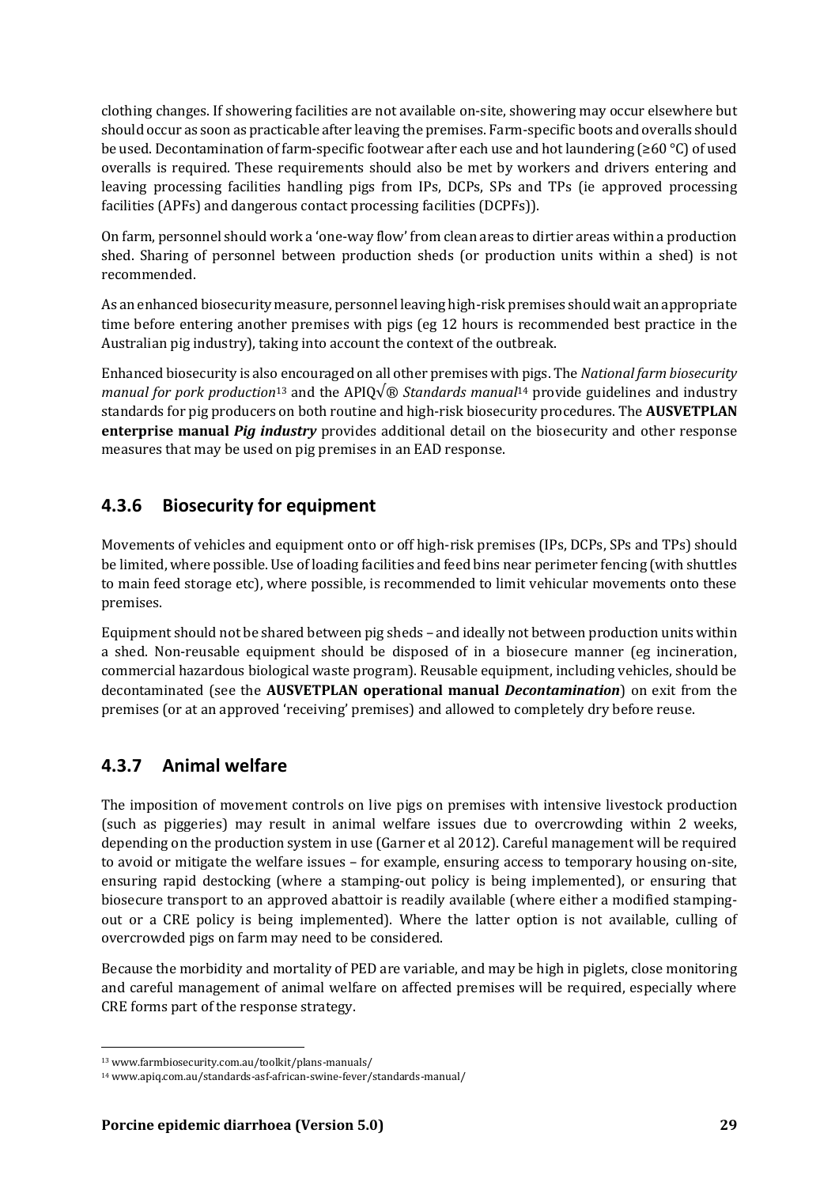clothing changes. If showering facilities are not available on-site, showering may occur elsewhere but should occur as soon as practicable after leaving the premises. Farm-specific boots and overalls should be used. Decontamination of farm-specific footwear after each use and hot laundering (≥60 °C) of used overalls is required. These requirements should also be met by workers and drivers entering and leaving processing facilities handling pigs from IPs, DCPs, SPs and TPs (ie approved processing facilities (APFs) and dangerous contact processing facilities (DCPFs)).

On farm, personnel should work a 'one-way flow' from clean areas to dirtier areas within a production shed. Sharing of personnel between production sheds (or production units within a shed) is not recommended.

As an enhanced biosecurity measure, personnel leaving high-risk premises should wait an appropriate time before entering another premises with pigs (eg 12 hours is recommended best practice in the Australian pig industry), taking into account the context of the outbreak.

Enhanced biosecurity is also encouraged on all other premises with pigs. The *National farm biosecurity manual for pork production*[13] and the APIQ√® *Standards manual*[14] provide guidelines and industry standards for pig producers on both routine and high-risk biosecurity procedures. The **AUSVETPLAN enterprise manual *Pig industry*** provides additional detail on the biosecurity and other response measures that may be used on pig premises in an EAD response.

### 4.3.6 Biosecurity for equipment

Movements of vehicles and equipment onto or off high-risk premises (IPs, DCPs, SPs and TPs) should be limited, where possible. Use of loading facilities and feed bins near perimeter fencing (with shuttles to main feed storage etc), where possible, is recommended to limit vehicular movements onto these premises.

Equipment should not be shared between pig sheds – and ideally not between production units within a shed. Non-reusable equipment should be disposed of in a biosecure manner (eg incineration, commercial hazardous biological waste program). Reusable equipment, including vehicles, should be decontaminated (see the **AUSVETPLAN operational manual *Decontamination***) on exit from the premises (or at an approved 'receiving' premises) and allowed to completely dry before reuse.

### 4.3.7 Animal welfare

The imposition of movement controls on live pigs on premises with intensive livestock production (such as piggeries) may result in animal welfare issues due to overcrowding within 2 weeks, depending on the production system in use (Garner et al 2012). Careful management will be required to avoid or mitigate the welfare issues – for example, ensuring access to temporary housing on-site, ensuring rapid destocking (where a stamping-out policy is being implemented), or ensuring that biosecure transport to an approved abattoir is readily available (where either a modified stamping-out or a CRE policy is being implemented). Where the latter option is not available, culling of overcrowded pigs on farm may need to be considered.

Because the morbidity and mortality of PED are variable, and may be high in piglets, close monitoring and careful management of animal welfare on affected premises will be required, especially where CRE forms part of the response strategy.

---

[13] www.farmbiosecurity.com.au/toolkit/plans-manuals/

[14] www.apiq.com.au/standards-asf-african-swine-fever/standards-manual/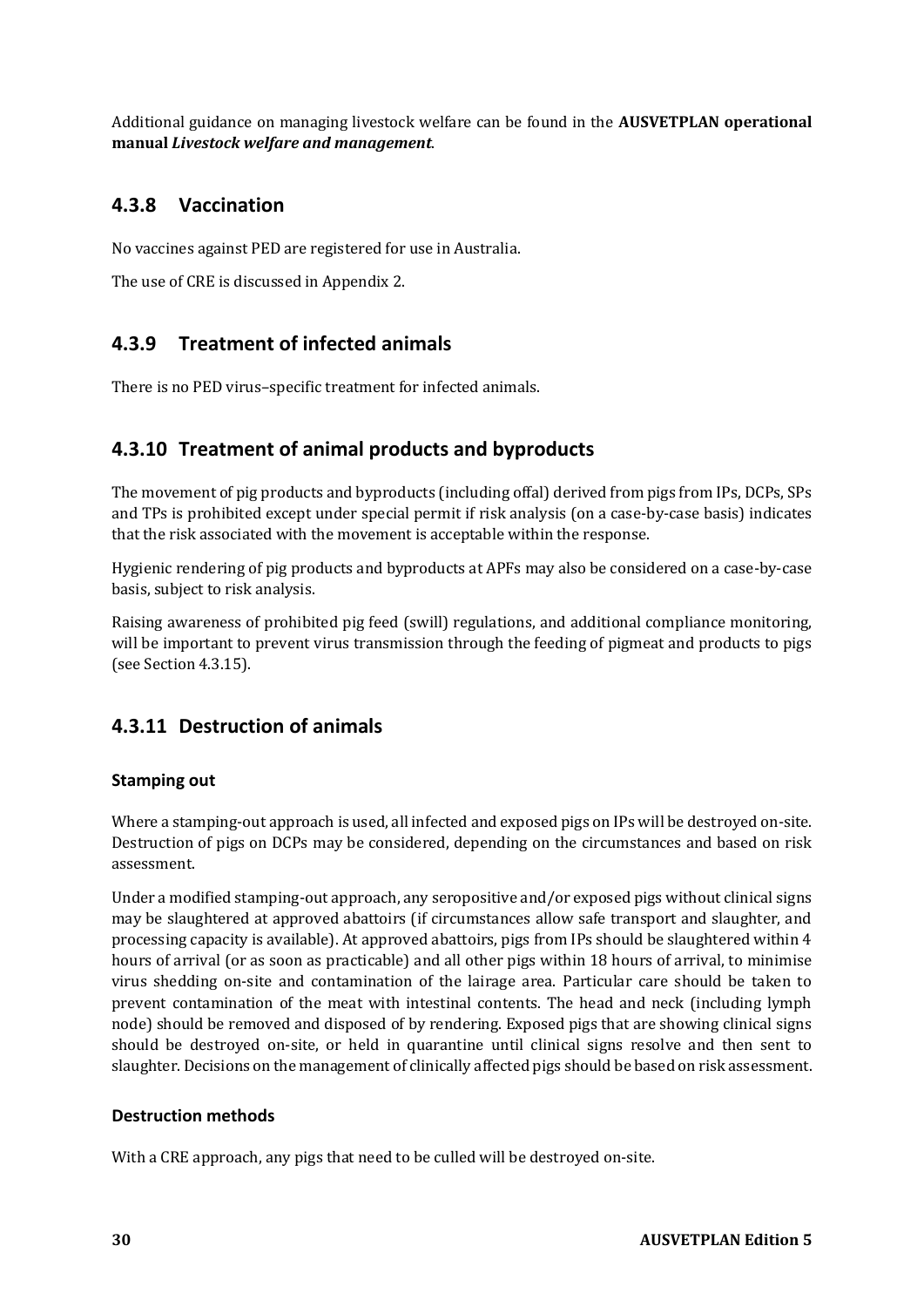Additional guidance on managing livestock welfare can be found in the **AUSVETPLAN operational manual *Livestock welfare and management***.

### 4.3.8 Vaccination

No vaccines against PED are registered for use in Australia.

The use of CRE is discussed in Appendix 2.

### 4.3.9 Treatment of infected animals

There is no PED virus–specific treatment for infected animals.

### 4.3.10 Treatment of animal products and byproducts

The movement of pig products and byproducts (including offal) derived from pigs from IPs, DCPs, SPs and TPs is prohibited except under special permit if risk analysis (on a case-by-case basis) indicates that the risk associated with the movement is acceptable within the response.

Hygienic rendering of pig products and byproducts at APFs may also be considered on a case-by-case basis, subject to risk analysis.

Raising awareness of prohibited pig feed (swill) regulations, and additional compliance monitoring, will be important to prevent virus transmission through the feeding of pigmeat and products to pigs (see Section 4.3.15).

### 4.3.11 Destruction of animals

#### Stamping out

Where a stamping-out approach is used, all infected and exposed pigs on IPs will be destroyed on-site. Destruction of pigs on DCPs may be considered, depending on the circumstances and based on risk assessment.

Under a modified stamping-out approach, any seropositive and/or exposed pigs without clinical signs may be slaughtered at approved abattoirs (if circumstances allow safe transport and slaughter, and processing capacity is available). At approved abattoirs, pigs from IPs should be slaughtered within 4 hours of arrival (or as soon as practicable) and all other pigs within 18 hours of arrival, to minimise virus shedding on-site and contamination of the lairage area. Particular care should be taken to prevent contamination of the meat with intestinal contents. The head and neck (including lymph node) should be removed and disposed of by rendering. Exposed pigs that are showing clinical signs should be destroyed on-site, or held in quarantine until clinical signs resolve and then sent to slaughter. Decisions on the management of clinically affected pigs should be based on risk assessment.

#### Destruction methods

With a CRE approach, any pigs that need to be culled will be destroyed on-site.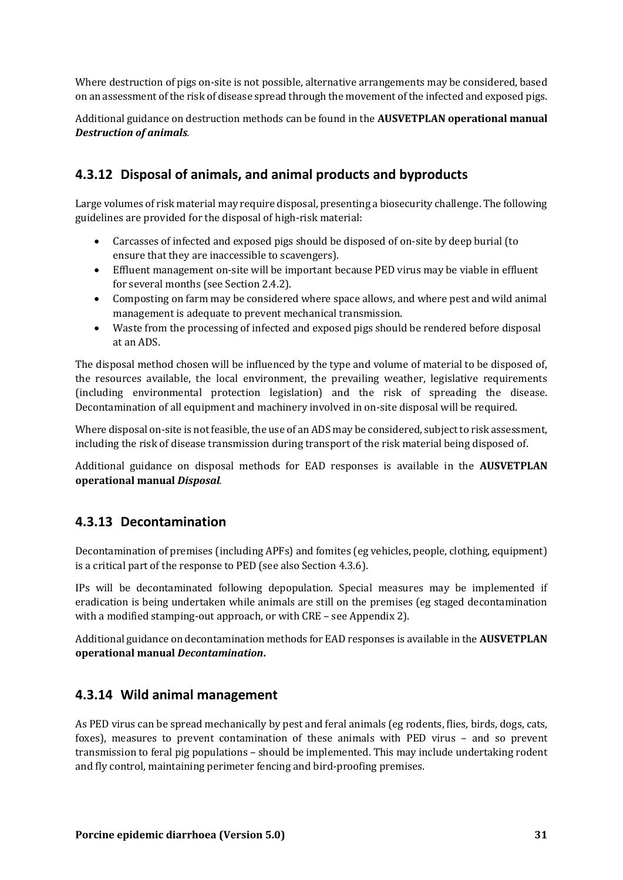Where destruction of pigs on-site is not possible, alternative arrangements may be considered, based on an assessment of the risk of disease spread through the movement of the infected and exposed pigs.

Additional guidance on destruction methods can be found in the **AUSVETPLAN operational manual *Destruction of animals***.

### 4.3.12 Disposal of animals, and animal products and byproducts

Large volumes of risk material may require disposal, presenting a biosecurity challenge. The following guidelines are provided for the disposal of high-risk material:

- Carcasses of infected and exposed pigs should be disposed of on-site by deep burial (to ensure that they are inaccessible to scavengers).
- Effluent management on-site will be important because PED virus may be viable in effluent for several months (see Section 2.4.2).
- Composting on farm may be considered where space allows, and where pest and wild animal management is adequate to prevent mechanical transmission.
- Waste from the processing of infected and exposed pigs should be rendered before disposal at an ADS.

The disposal method chosen will be influenced by the type and volume of material to be disposed of, the resources available, the local environment, the prevailing weather, legislative requirements (including environmental protection legislation) and the risk of spreading the disease. Decontamination of all equipment and machinery involved in on-site disposal will be required.

Where disposal on-site is not feasible, the use of an ADS may be considered, subject to risk assessment, including the risk of disease transmission during transport of the risk material being disposed of.

Additional guidance on disposal methods for EAD responses is available in the **AUSVETPLAN operational manual *Disposal***.

### 4.3.13 Decontamination

Decontamination of premises (including APFs) and fomites (eg vehicles, people, clothing, equipment) is a critical part of the response to PED (see also Section 4.3.6).

IPs will be decontaminated following depopulation. Special measures may be implemented if eradication is being undertaken while animals are still on the premises (eg staged decontamination with a modified stamping-out approach, or with CRE – see Appendix 2).

Additional guidance on decontamination methods for EAD responses is available in the **AUSVETPLAN operational manual *Decontamination***.

### 4.3.14 Wild animal management

As PED virus can be spread mechanically by pest and feral animals (eg rodents, flies, birds, dogs, cats, foxes), measures to prevent contamination of these animals with PED virus – and so prevent transmission to feral pig populations – should be implemented. This may include undertaking rodent and fly control, maintaining perimeter fencing and bird-proofing premises.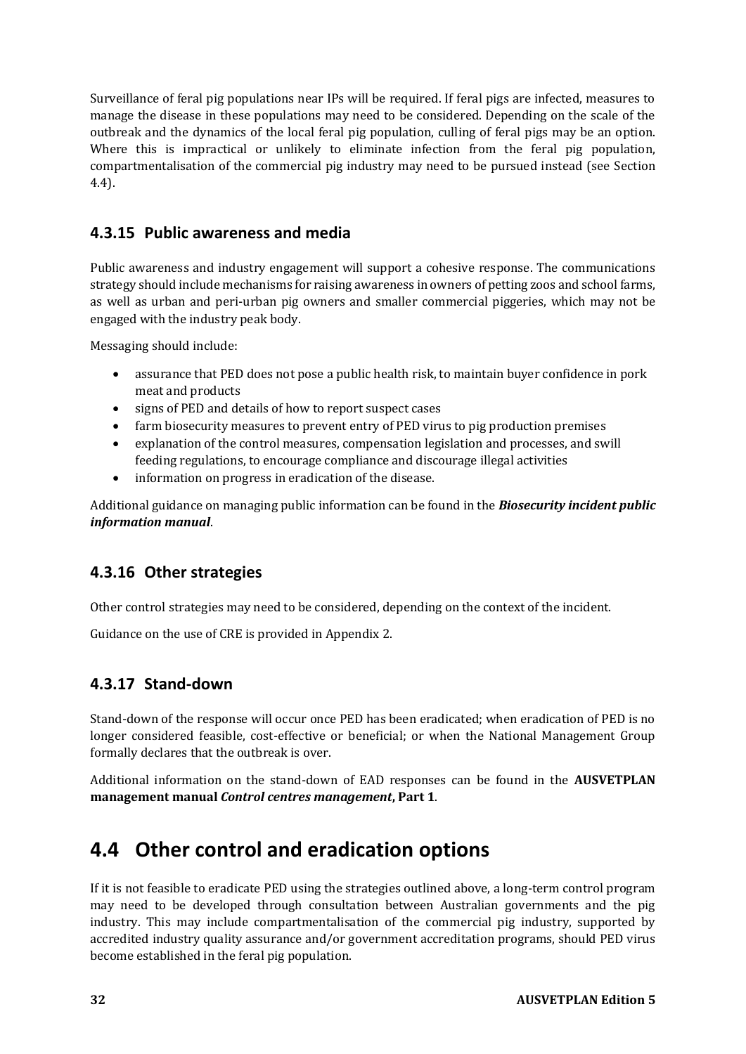Surveillance of feral pig populations near IPs will be required. If feral pigs are infected, measures to manage the disease in these populations may need to be considered. Depending on the scale of the outbreak and the dynamics of the local feral pig population, culling of feral pigs may be an option. Where this is impractical or unlikely to eliminate infection from the feral pig population, compartmentalisation of the commercial pig industry may need to be pursued instead (see Section 4.4).

### 4.3.15 Public awareness and media

Public awareness and industry engagement will support a cohesive response. The communications strategy should include mechanisms for raising awareness in owners of petting zoos and school farms, as well as urban and peri-urban pig owners and smaller commercial piggeries, which may not be engaged with the industry peak body.

Messaging should include:

- assurance that PED does not pose a public health risk, to maintain buyer confidence in pork meat and products
- signs of PED and details of how to report suspect cases
- farm biosecurity measures to prevent entry of PED virus to pig production premises
- explanation of the control measures, compensation legislation and processes, and swill feeding regulations, to encourage compliance and discourage illegal activities
- information on progress in eradication of the disease.

Additional guidance on managing public information can be found in the ***Biosecurity incident public information manual***.

### 4.3.16 Other strategies

Other control strategies may need to be considered, depending on the context of the incident.

Guidance on the use of CRE is provided in Appendix 2.

### 4.3.17 Stand-down

Stand-down of the response will occur once PED has been eradicated; when eradication of PED is no longer considered feasible, cost-effective or beneficial; or when the National Management Group formally declares that the outbreak is over.

Additional information on the stand-down of EAD responses can be found in the **AUSVETPLAN management manual *Control centres management*, Part 1**.

## 4.4 Other control and eradication options

If it is not feasible to eradicate PED using the strategies outlined above, a long-term control program may need to be developed through consultation between Australian governments and the pig industry. This may include compartmentalisation of the commercial pig industry, supported by accredited industry quality assurance and/or government accreditation programs, should PED virus become established in the feral pig population.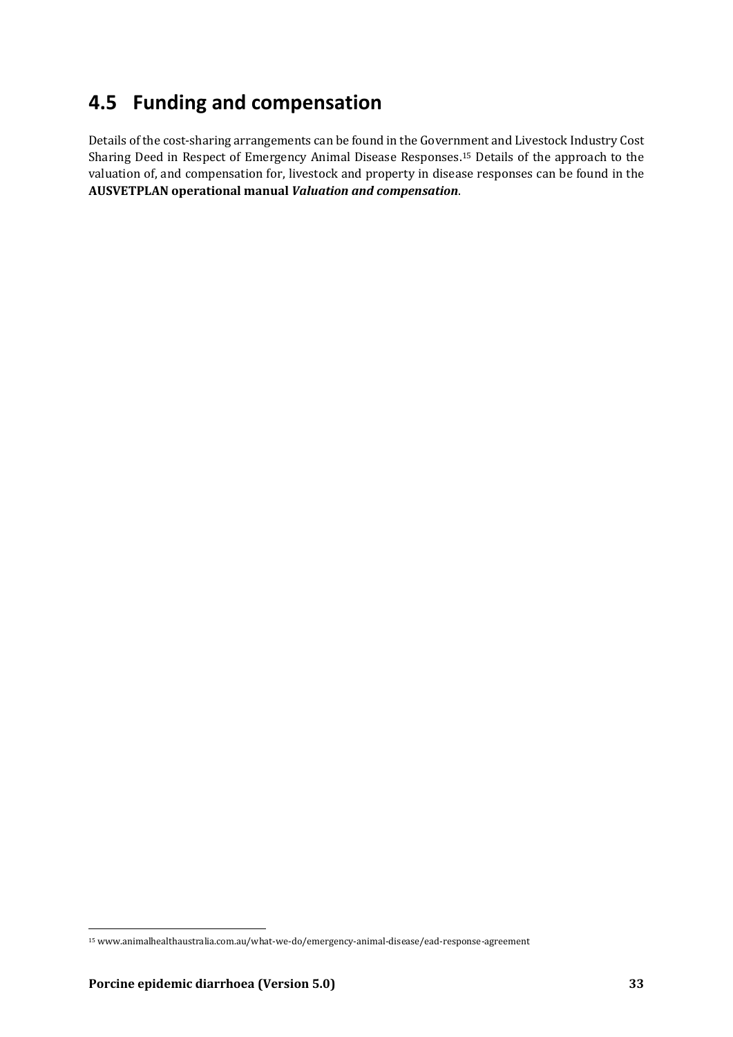## 4.5 Funding and compensation

Details of the cost-sharing arrangements can be found in the Government and Livestock Industry Cost Sharing Deed in Respect of Emergency Animal Disease Responses.[15] Details of the approach to the valuation of, and compensation for, livestock and property in disease responses can be found in the **AUSVETPLAN operational manual *Valuation and compensation***.

[15] www.animalhealthaustralia.com.au/what-we-do/emergency-animal-disease/ead-response-agreement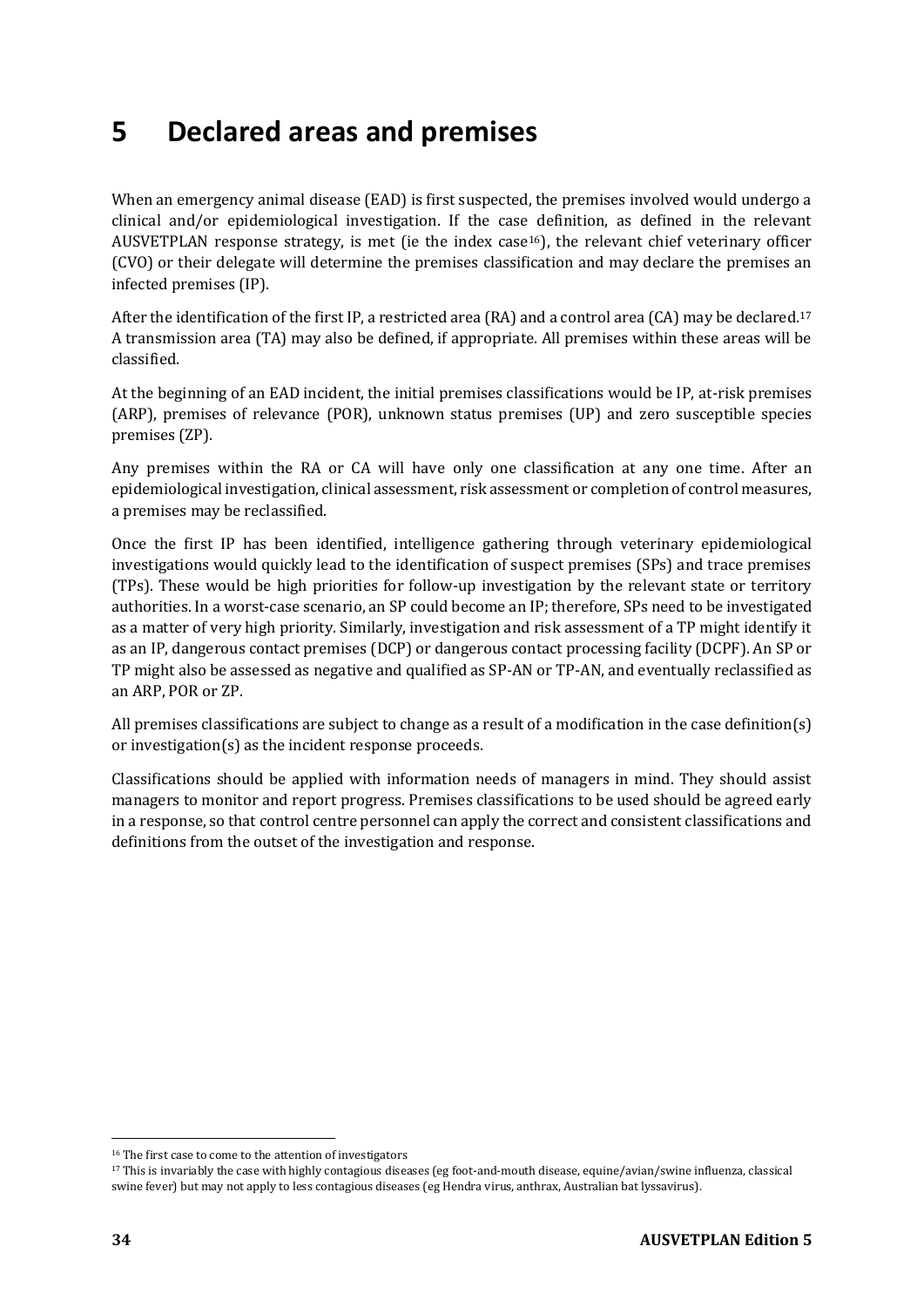# 5 Declared areas and premises

When an emergency animal disease (EAD) is first suspected, the premises involved would undergo a clinical and/or epidemiological investigation. If the case definition, as defined in the relevant AUSVETPLAN response strategy, is met (ie the index case[16]), the relevant chief veterinary officer (CVO) or their delegate will determine the premises classification and may declare the premises an infected premises (IP).

After the identification of the first IP, a restricted area (RA) and a control area (CA) may be declared.[17] A transmission area (TA) may also be defined, if appropriate. All premises within these areas will be classified.

At the beginning of an EAD incident, the initial premises classifications would be IP, at-risk premises (ARP), premises of relevance (POR), unknown status premises (UP) and zero susceptible species premises (ZP).

Any premises within the RA or CA will have only one classification at any one time. After an epidemiological investigation, clinical assessment, risk assessment or completion of control measures, a premises may be reclassified.

Once the first IP has been identified, intelligence gathering through veterinary epidemiological investigations would quickly lead to the identification of suspect premises (SPs) and trace premises (TPs). These would be high priorities for follow-up investigation by the relevant state or territory authorities. In a worst-case scenario, an SP could become an IP; therefore, SPs need to be investigated as a matter of very high priority. Similarly, investigation and risk assessment of a TP might identify it as an IP, dangerous contact premises (DCP) or dangerous contact processing facility (DCPF). An SP or TP might also be assessed as negative and qualified as SP-AN or TP-AN, and eventually reclassified as an ARP, POR or ZP.

All premises classifications are subject to change as a result of a modification in the case definition(s) or investigation(s) as the incident response proceeds.

Classifications should be applied with information needs of managers in mind. They should assist managers to monitor and report progress. Premises classifications to be used should be agreed early in a response, so that control centre personnel can apply the correct and consistent classifications and definitions from the outset of the investigation and response.

---

[16] The first case to come to the attention of investigators

[17] This is invariably the case with highly contagious diseases (eg foot-and-mouth disease, equine/avian/swine influenza, classical swine fever) but may not apply to less contagious diseases (eg Hendra virus, anthrax, Australian bat lyssavirus).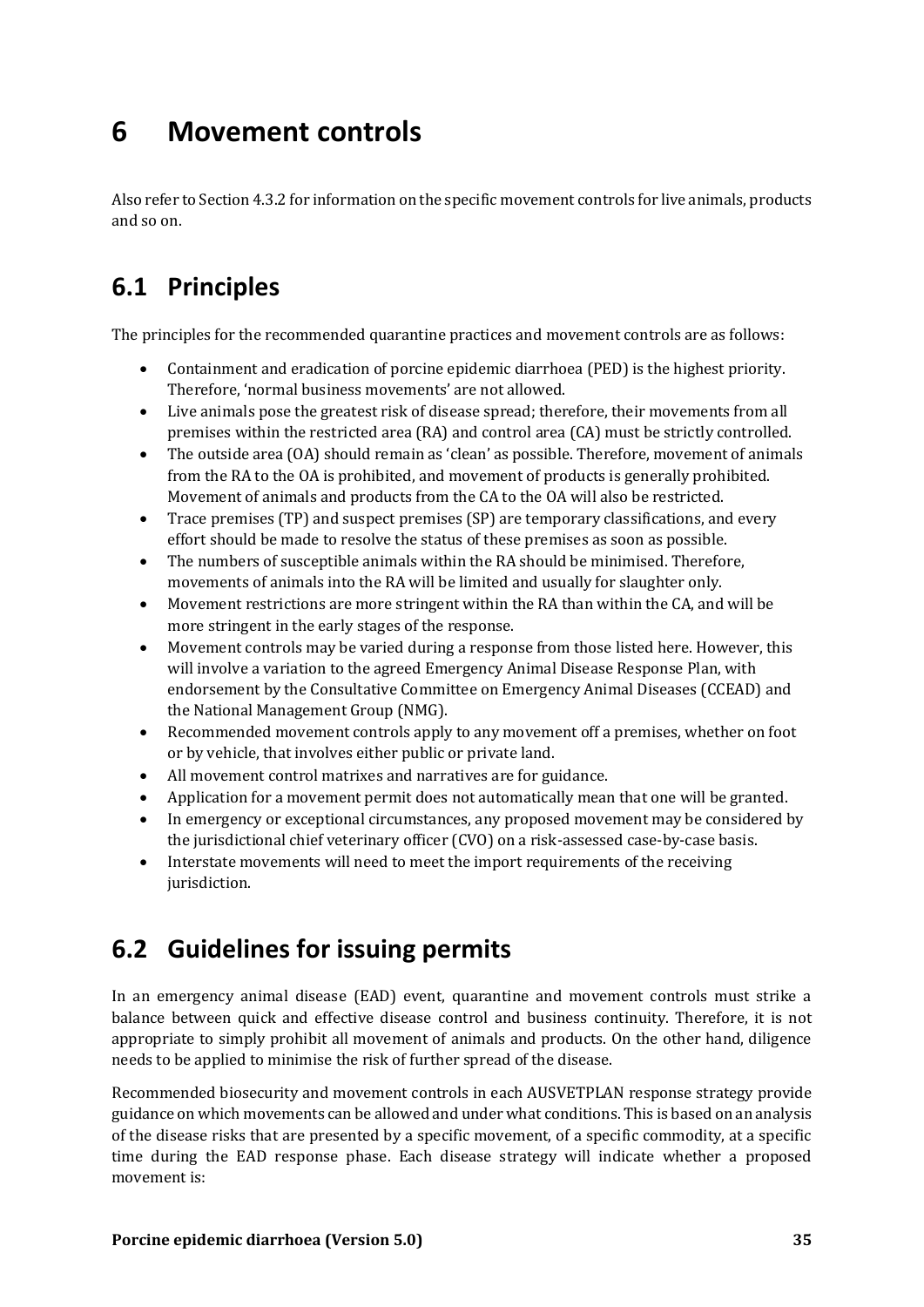# 6 Movement controls

Also refer to Section 4.3.2 for information on the specific movement controls for live animals, products and so on.

## 6.1 Principles

The principles for the recommended quarantine practices and movement controls are as follows:

- Containment and eradication of porcine epidemic diarrhoea (PED) is the highest priority. Therefore, 'normal business movements' are not allowed.
- Live animals pose the greatest risk of disease spread; therefore, their movements from all premises within the restricted area (RA) and control area (CA) must be strictly controlled.
- The outside area (OA) should remain as 'clean' as possible. Therefore, movement of animals from the RA to the OA is prohibited, and movement of products is generally prohibited. Movement of animals and products from the CA to the OA will also be restricted.
- Trace premises (TP) and suspect premises (SP) are temporary classifications, and every effort should be made to resolve the status of these premises as soon as possible.
- The numbers of susceptible animals within the RA should be minimised. Therefore, movements of animals into the RA will be limited and usually for slaughter only.
- Movement restrictions are more stringent within the RA than within the CA, and will be more stringent in the early stages of the response.
- Movement controls may be varied during a response from those listed here. However, this will involve a variation to the agreed Emergency Animal Disease Response Plan, with endorsement by the Consultative Committee on Emergency Animal Diseases (CCEAD) and the National Management Group (NMG).
- Recommended movement controls apply to any movement off a premises, whether on foot or by vehicle, that involves either public or private land.
- All movement control matrixes and narratives are for guidance.
- Application for a movement permit does not automatically mean that one will be granted.
- In emergency or exceptional circumstances, any proposed movement may be considered by the jurisdictional chief veterinary officer (CVO) on a risk-assessed case-by-case basis.
- Interstate movements will need to meet the import requirements of the receiving jurisdiction.

## 6.2 Guidelines for issuing permits

In an emergency animal disease (EAD) event, quarantine and movement controls must strike a balance between quick and effective disease control and business continuity. Therefore, it is not appropriate to simply prohibit all movement of animals and products. On the other hand, diligence needs to be applied to minimise the risk of further spread of the disease.

Recommended biosecurity and movement controls in each AUSVETPLAN response strategy provide guidance on which movements can be allowed and under what conditions. This is based on an analysis of the disease risks that are presented by a specific movement, of a specific commodity, at a specific time during the EAD response phase. Each disease strategy will indicate whether a proposed movement is: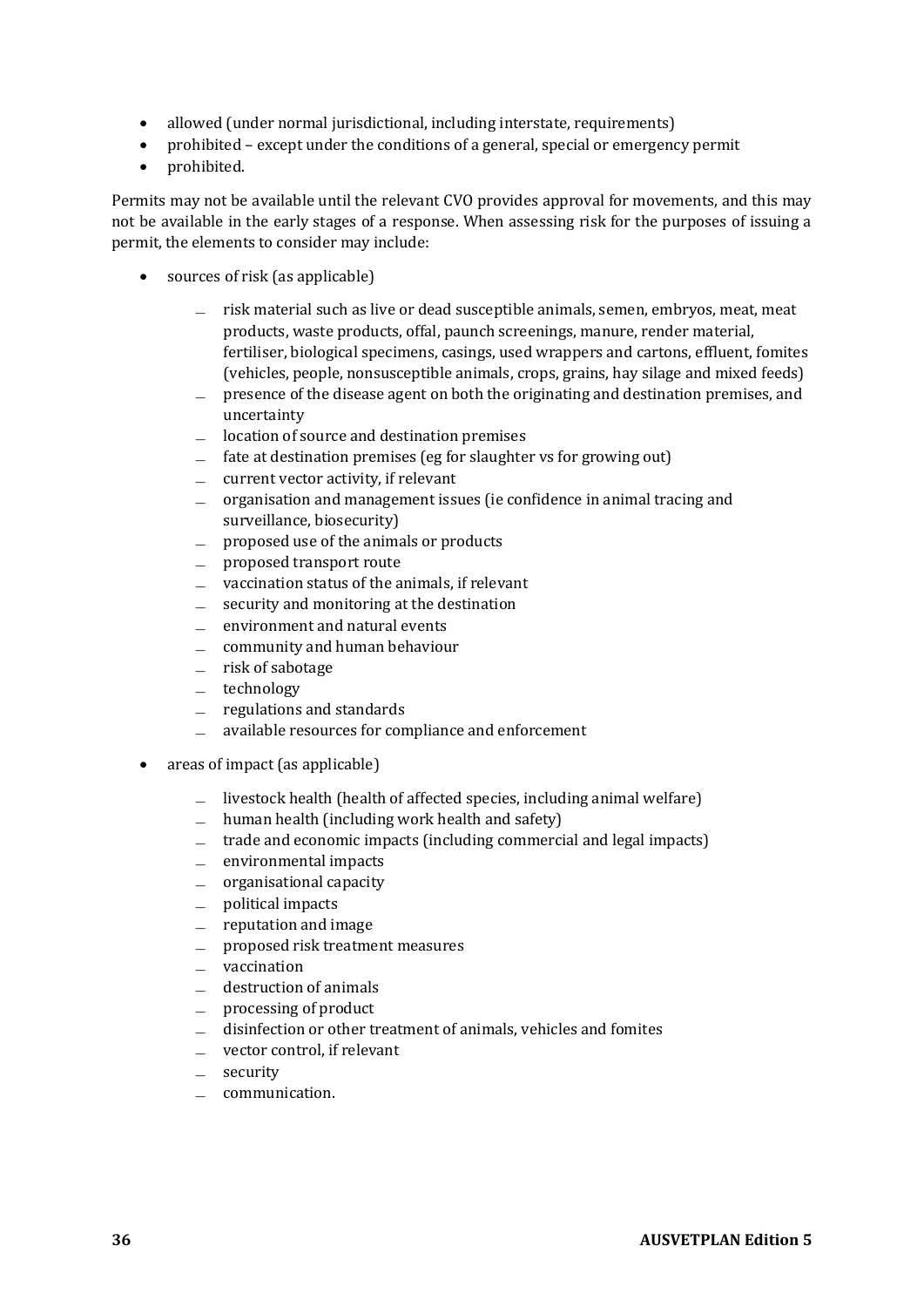- allowed (under normal jurisdictional, including interstate, requirements)
- prohibited – except under the conditions of a general, special or emergency permit
- prohibited.

Permits may not be available until the relevant CVO provides approval for movements, and this may not be available in the early stages of a response. When assessing risk for the purposes of issuing a permit, the elements to consider may include:

- sources of risk (as applicable)
  - risk material such as live or dead susceptible animals, semen, embryos, meat, meat products, waste products, offal, paunch screenings, manure, render material, fertiliser, biological specimens, casings, used wrappers and cartons, effluent, fomites (vehicles, people, nonsusceptible animals, crops, grains, hay silage and mixed feeds)
  - presence of the disease agent on both the originating and destination premises, and uncertainty
  - location of source and destination premises
  - fate at destination premises (eg for slaughter vs for growing out)
  - current vector activity, if relevant
  - organisation and management issues (ie confidence in animal tracing and surveillance, biosecurity)
  - proposed use of the animals or products
  - proposed transport route
  - vaccination status of the animals, if relevant
  - security and monitoring at the destination
  - environment and natural events
  - community and human behaviour
  - risk of sabotage
  - technology
  - regulations and standards
  - available resources for compliance and enforcement
- areas of impact (as applicable)
  - livestock health (health of affected species, including animal welfare)
  - human health (including work health and safety)
  - trade and economic impacts (including commercial and legal impacts)
  - environmental impacts
  - organisational capacity
  - political impacts
  - reputation and image
  - proposed risk treatment measures
  - vaccination
  - destruction of animals
  - processing of product
  - disinfection or other treatment of animals, vehicles and fomites
  - vector control, if relevant
  - security
  - communication.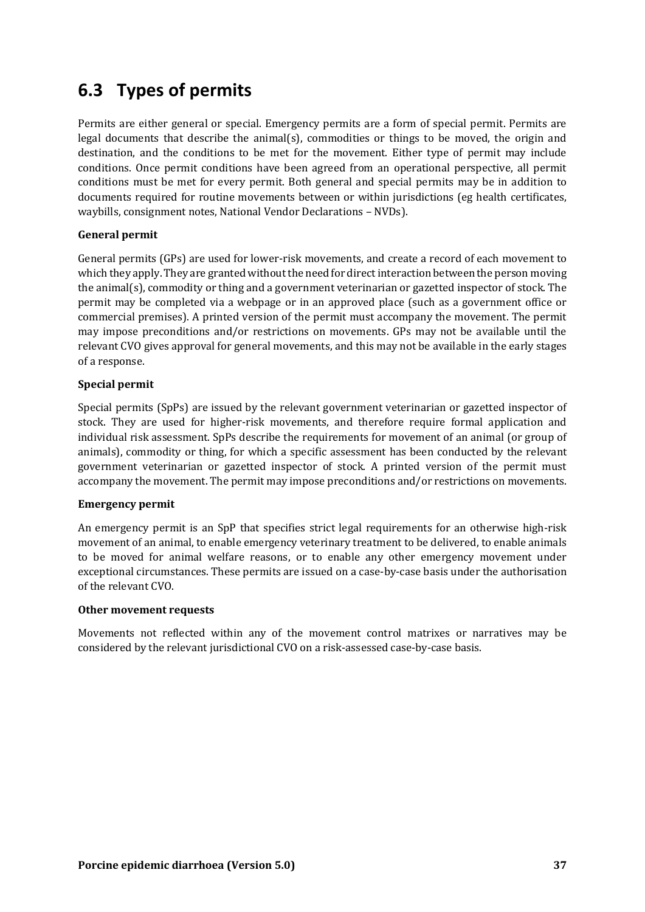## 6.3 Types of permits

Permits are either general or special. Emergency permits are a form of special permit. Permits are legal documents that describe the animal(s), commodities or things to be moved, the origin and destination, and the conditions to be met for the movement. Either type of permit may include conditions. Once permit conditions have been agreed from an operational perspective, all permit conditions must be met for every permit. Both general and special permits may be in addition to documents required for routine movements between or within jurisdictions (eg health certificates, waybills, consignment notes, National Vendor Declarations – NVDs).

**General permit**

General permits (GPs) are used for lower-risk movements, and create a record of each movement to which they apply. They are granted without the need for direct interaction between the person moving the animal(s), commodity or thing and a government veterinarian or gazetted inspector of stock. The permit may be completed via a webpage or in an approved place (such as a government office or commercial premises). A printed version of the permit must accompany the movement. The permit may impose preconditions and/or restrictions on movements. GPs may not be available until the relevant CVO gives approval for general movements, and this may not be available in the early stages of a response.

**Special permit**

Special permits (SpPs) are issued by the relevant government veterinarian or gazetted inspector of stock. They are used for higher-risk movements, and therefore require formal application and individual risk assessment. SpPs describe the requirements for movement of an animal (or group of animals), commodity or thing, for which a specific assessment has been conducted by the relevant government veterinarian or gazetted inspector of stock. A printed version of the permit must accompany the movement. The permit may impose preconditions and/or restrictions on movements.

**Emergency permit**

An emergency permit is an SpP that specifies strict legal requirements for an otherwise high-risk movement of an animal, to enable emergency veterinary treatment to be delivered, to enable animals to be moved for animal welfare reasons, or to enable any other emergency movement under exceptional circumstances. These permits are issued on a case-by-case basis under the authorisation of the relevant CVO.

**Other movement requests**

Movements not reflected within any of the movement control matrixes or narratives may be considered by the relevant jurisdictional CVO on a risk-assessed case-by-case basis.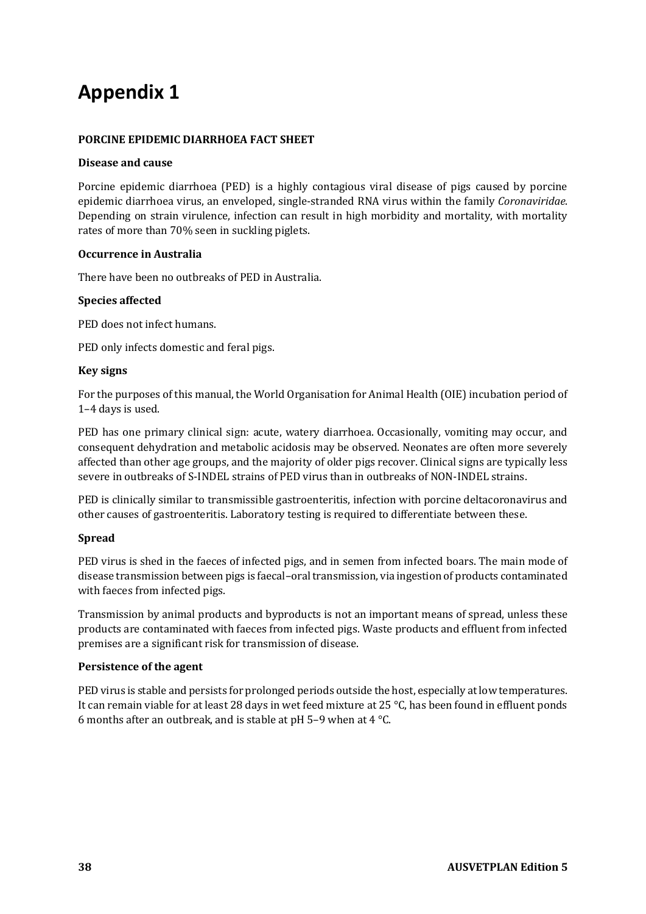# Appendix 1

**PORCINE EPIDEMIC DIARRHOEA FACT SHEET**

**Disease and cause**

Porcine epidemic diarrhoea (PED) is a highly contagious viral disease of pigs caused by porcine epidemic diarrhoea virus, an enveloped, single-stranded RNA virus within the family *Coronaviridae*. Depending on strain virulence, infection can result in high morbidity and mortality, with mortality rates of more than 70% seen in suckling piglets.

**Occurrence in Australia**

There have been no outbreaks of PED in Australia.

**Species affected**

PED does not infect humans.

PED only infects domestic and feral pigs.

**Key signs**

For the purposes of this manual, the World Organisation for Animal Health (OIE) incubation period of 1–4 days is used.

PED has one primary clinical sign: acute, watery diarrhoea. Occasionally, vomiting may occur, and consequent dehydration and metabolic acidosis may be observed. Neonates are often more severely affected than other age groups, and the majority of older pigs recover. Clinical signs are typically less severe in outbreaks of S-INDEL strains of PED virus than in outbreaks of NON-INDEL strains.

PED is clinically similar to transmissible gastroenteritis, infection with porcine deltacoronavirus and other causes of gastroenteritis. Laboratory testing is required to differentiate between these.

**Spread**

PED virus is shed in the faeces of infected pigs, and in semen from infected boars. The main mode of disease transmission between pigs is faecal–oral transmission, via ingestion of products contaminated with faeces from infected pigs.

Transmission by animal products and byproducts is not an important means of spread, unless these products are contaminated with faeces from infected pigs. Waste products and effluent from infected premises are a significant risk for transmission of disease.

**Persistence of the agent**

PED virus is stable and persists for prolonged periods outside the host, especially at low temperatures. It can remain viable for at least 28 days in wet feed mixture at 25 °C, has been found in effluent ponds 6 months after an outbreak, and is stable at pH 5–9 when at 4 °C.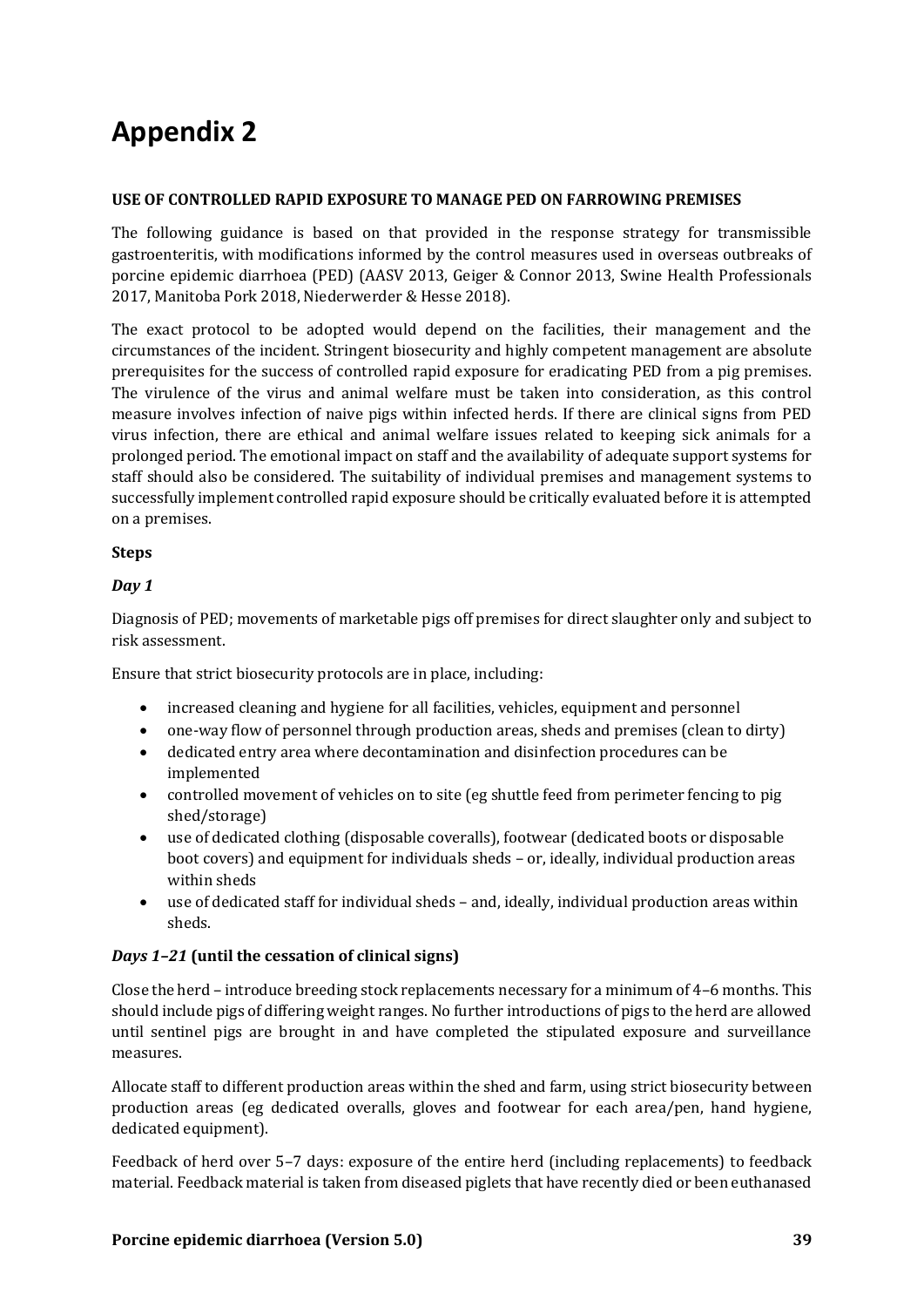# Appendix 2

**USE OF CONTROLLED RAPID EXPOSURE TO MANAGE PED ON FARROWING PREMISES**

The following guidance is based on that provided in the response strategy for transmissible gastroenteritis, with modifications informed by the control measures used in overseas outbreaks of porcine epidemic diarrhoea (PED) (AASV 2013, Geiger & Connor 2013, Swine Health Professionals 2017, Manitoba Pork 2018, Niederwerder & Hesse 2018).

The exact protocol to be adopted would depend on the facilities, their management and the circumstances of the incident. Stringent biosecurity and highly competent management are absolute prerequisites for the success of controlled rapid exposure for eradicating PED from a pig premises. The virulence of the virus and animal welfare must be taken into consideration, as this control measure involves infection of naive pigs within infected herds. If there are clinical signs from PED virus infection, there are ethical and animal welfare issues related to keeping sick animals for a prolonged period. The emotional impact on staff and the availability of adequate support systems for staff should also be considered. The suitability of individual premises and management systems to successfully implement controlled rapid exposure should be critically evaluated before it is attempted on a premises.

**Steps**

***Day 1***

Diagnosis of PED; movements of marketable pigs off premises for direct slaughter only and subject to risk assessment.

Ensure that strict biosecurity protocols are in place, including:

- increased cleaning and hygiene for all facilities, vehicles, equipment and personnel
- one-way flow of personnel through production areas, sheds and premises (clean to dirty)
- dedicated entry area where decontamination and disinfection procedures can be implemented
- controlled movement of vehicles on to site (eg shuttle feed from perimeter fencing to pig shed/storage)
- use of dedicated clothing (disposable coveralls), footwear (dedicated boots or disposable boot covers) and equipment for individuals sheds – or, ideally, individual production areas within sheds
- use of dedicated staff for individual sheds – and, ideally, individual production areas within sheds.

***Days 1–21*** **(until the cessation of clinical signs)**

Close the herd – introduce breeding stock replacements necessary for a minimum of 4–6 months. This should include pigs of differing weight ranges. No further introductions of pigs to the herd are allowed until sentinel pigs are brought in and have completed the stipulated exposure and surveillance measures.

Allocate staff to different production areas within the shed and farm, using strict biosecurity between production areas (eg dedicated overalls, gloves and footwear for each area/pen, hand hygiene, dedicated equipment).

Feedback of herd over 5–7 days: exposure of the entire herd (including replacements) to feedback material. Feedback material is taken from diseased piglets that have recently died or been euthanased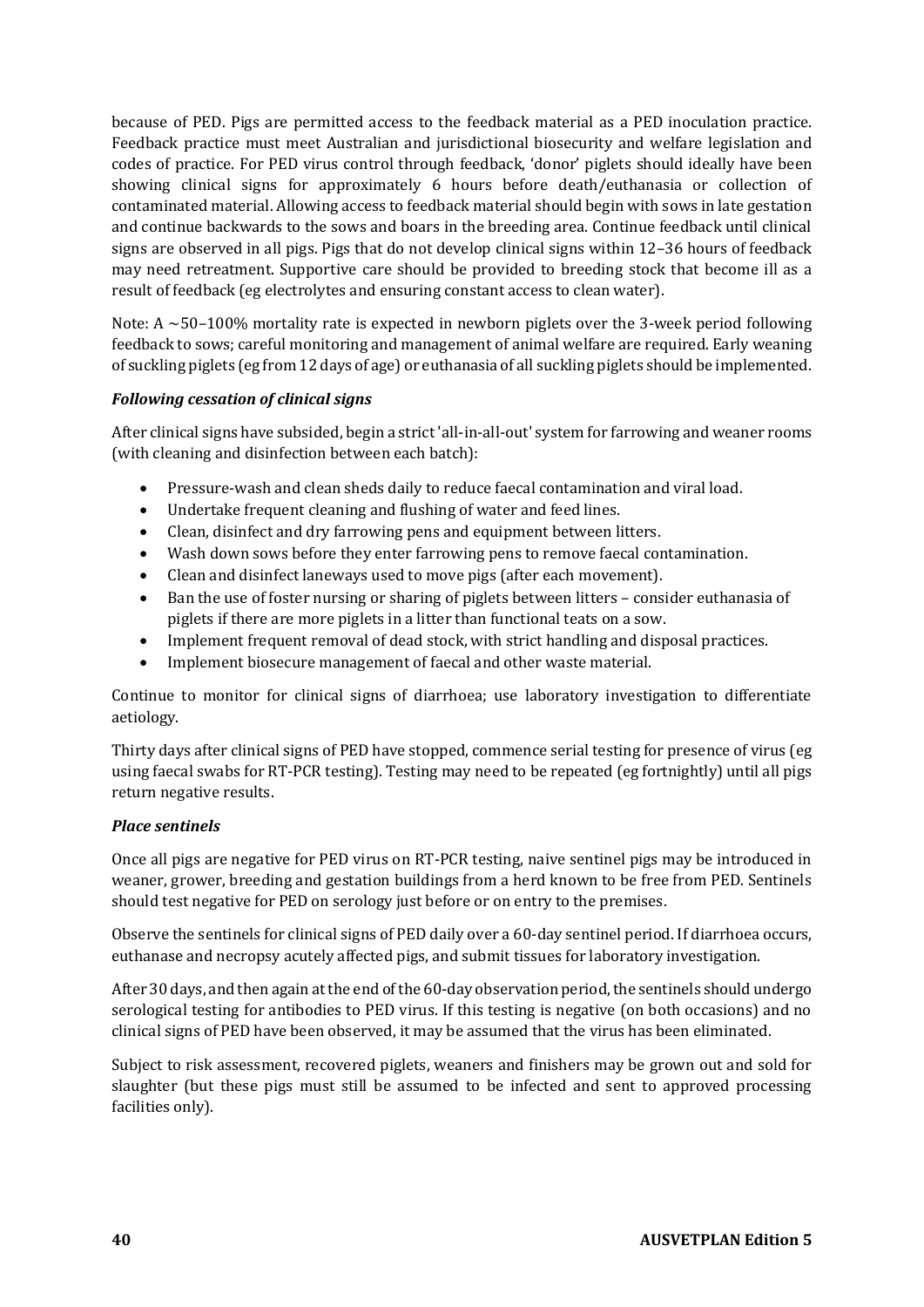because of PED. Pigs are permitted access to the feedback material as a PED inoculation practice. Feedback practice must meet Australian and jurisdictional biosecurity and welfare legislation and codes of practice. For PED virus control through feedback, 'donor' piglets should ideally have been showing clinical signs for approximately 6 hours before death/euthanasia or collection of contaminated material. Allowing access to feedback material should begin with sows in late gestation and continue backwards to the sows and boars in the breeding area. Continue feedback until clinical signs are observed in all pigs. Pigs that do not develop clinical signs within 12–36 hours of feedback may need retreatment. Supportive care should be provided to breeding stock that become ill as a result of feedback (eg electrolytes and ensuring constant access to clean water).

Note: A ~50–100% mortality rate is expected in newborn piglets over the 3-week period following feedback to sows; careful monitoring and management of animal welfare are required. Early weaning of suckling piglets (eg from 12 days of age) or euthanasia of all suckling piglets should be implemented.

#### *Following cessation of clinical signs*

After clinical signs have subsided, begin a strict 'all-in-all-out' system for farrowing and weaner rooms (with cleaning and disinfection between each batch):

- Pressure-wash and clean sheds daily to reduce faecal contamination and viral load.
- Undertake frequent cleaning and flushing of water and feed lines.
- Clean, disinfect and dry farrowing pens and equipment between litters.
- Wash down sows before they enter farrowing pens to remove faecal contamination.
- Clean and disinfect laneways used to move pigs (after each movement).
- Ban the use of foster nursing or sharing of piglets between litters – consider euthanasia of piglets if there are more piglets in a litter than functional teats on a sow.
- Implement frequent removal of dead stock, with strict handling and disposal practices.
- Implement biosecure management of faecal and other waste material.

Continue to monitor for clinical signs of diarrhoea; use laboratory investigation to differentiate aetiology.

Thirty days after clinical signs of PED have stopped, commence serial testing for presence of virus (eg using faecal swabs for RT-PCR testing). Testing may need to be repeated (eg fortnightly) until all pigs return negative results.

#### *Place sentinels*

Once all pigs are negative for PED virus on RT-PCR testing, naive sentinel pigs may be introduced in weaner, grower, breeding and gestation buildings from a herd known to be free from PED. Sentinels should test negative for PED on serology just before or on entry to the premises.

Observe the sentinels for clinical signs of PED daily over a 60-day sentinel period. If diarrhoea occurs, euthanase and necropsy acutely affected pigs, and submit tissues for laboratory investigation.

After 30 days, and then again at the end of the 60-day observation period, the sentinels should undergo serological testing for antibodies to PED virus. If this testing is negative (on both occasions) and no clinical signs of PED have been observed, it may be assumed that the virus has been eliminated.

Subject to risk assessment, recovered piglets, weaners and finishers may be grown out and sold for slaughter (but these pigs must still be assumed to be infected and sent to approved processing facilities only).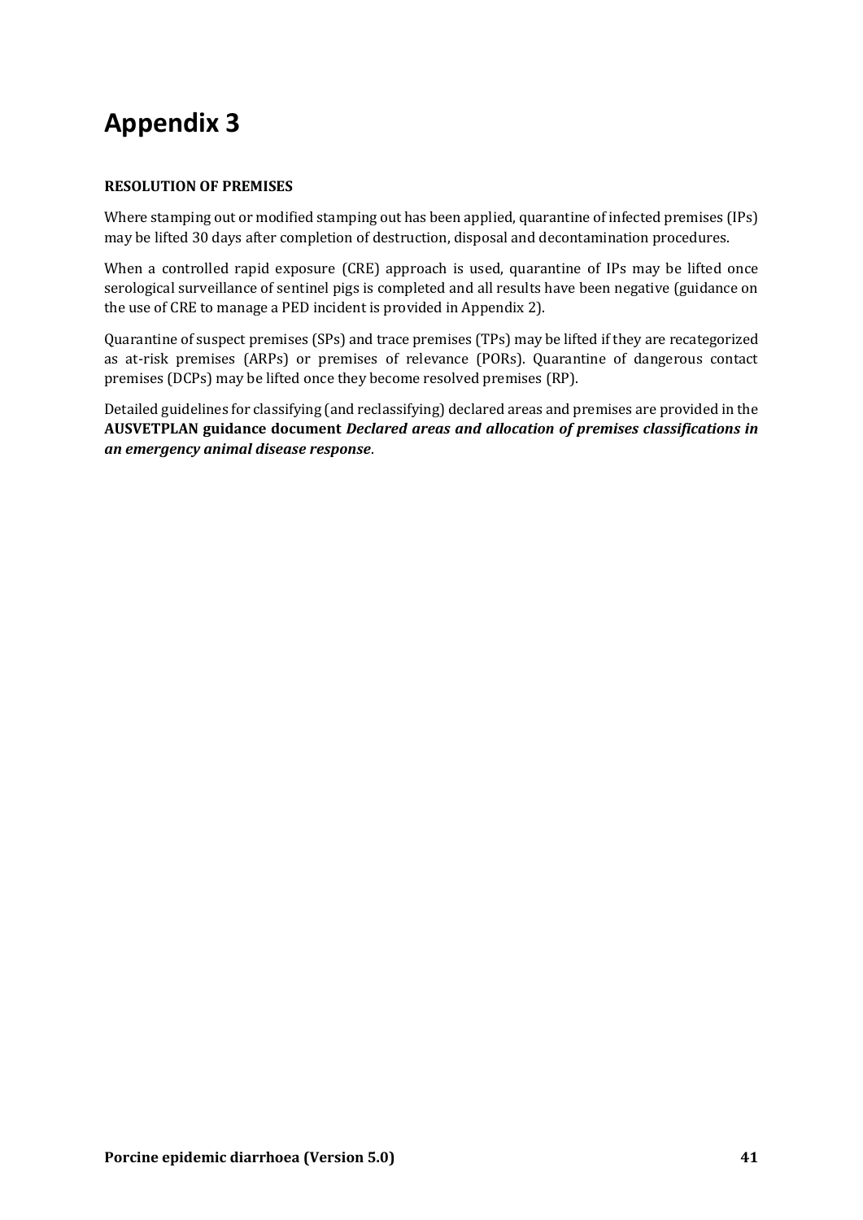# Appendix 3

**RESOLUTION OF PREMISES**

Where stamping out or modified stamping out has been applied, quarantine of infected premises (IPs) may be lifted 30 days after completion of destruction, disposal and decontamination procedures.

When a controlled rapid exposure (CRE) approach is used, quarantine of IPs may be lifted once serological surveillance of sentinel pigs is completed and all results have been negative (guidance on the use of CRE to manage a PED incident is provided in Appendix 2).

Quarantine of suspect premises (SPs) and trace premises (TPs) may be lifted if they are recategorized as at-risk premises (ARPs) or premises of relevance (PORs). Quarantine of dangerous contact premises (DCPs) may be lifted once they become resolved premises (RP).

Detailed guidelines for classifying (and reclassifying) declared areas and premises are provided in the **AUSVETPLAN guidance document *Declared areas and allocation of premises classifications in an emergency animal disease response***.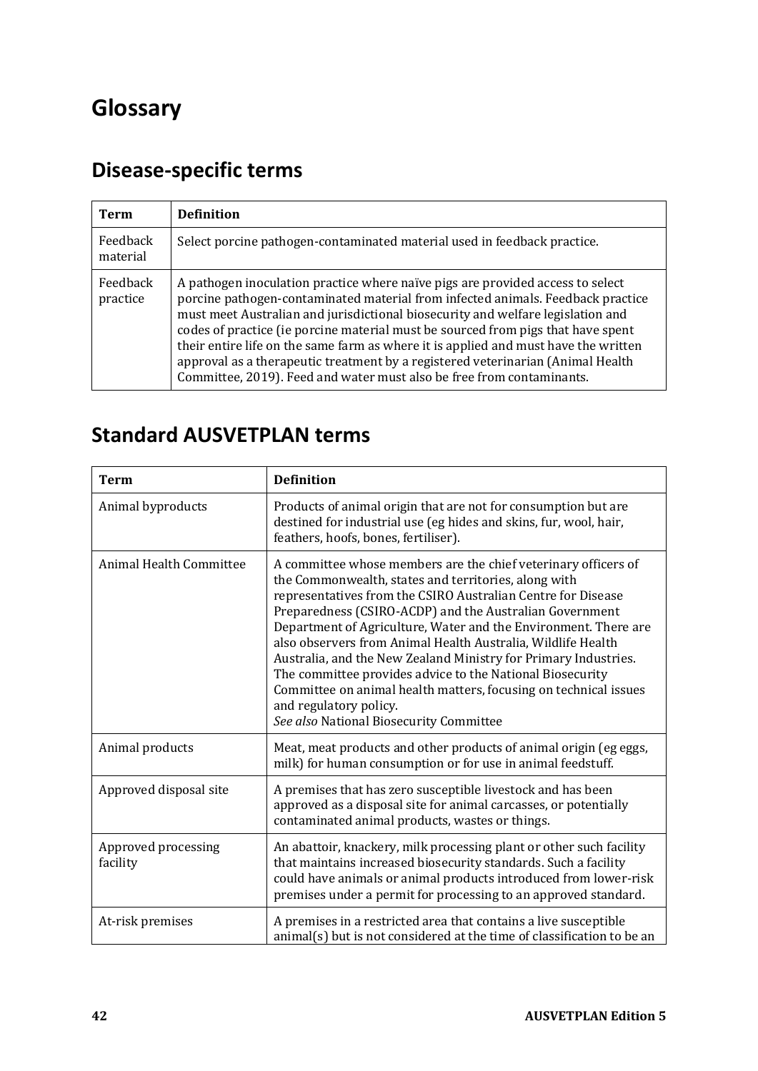# Glossary

## Disease-specific terms

| Term | Definition |
| --- | --- |
| Feedback material | Select porcine pathogen-contaminated material used in feedback practice. |
| Feedback practice | A pathogen inoculation practice where naïve pigs are provided access to select porcine pathogen-contaminated material from infected animals. Feedback practice must meet Australian and jurisdictional biosecurity and welfare legislation and codes of practice (ie porcine material must be sourced from pigs that have spent their entire life on the same farm as where it is applied and must have the written approval as a therapeutic treatment by a registered veterinarian (Animal Health Committee, 2019). Feed and water must also be free from contaminants. |

## Standard AUSVETPLAN terms

| Term | Definition |
| --- | --- |
| Animal byproducts | Products of animal origin that are not for consumption but are destined for industrial use (eg hides and skins, fur, wool, hair, feathers, hoofs, bones, fertiliser). |
| Animal Health Committee | A committee whose members are the chief veterinary officers of the Commonwealth, states and territories, along with representatives from the CSIRO Australian Centre for Disease Preparedness (CSIRO-ACDP) and the Australian Government Department of Agriculture, Water and the Environment. There are also observers from Animal Health Australia, Wildlife Health Australia, and the New Zealand Ministry for Primary Industries. The committee provides advice to the National Biosecurity Committee on animal health matters, focusing on technical issues and regulatory policy.<br>*See also* National Biosecurity Committee |
| Animal products | Meat, meat products and other products of animal origin (eg eggs, milk) for human consumption or for use in animal feedstuff. |
| Approved disposal site | A premises that has zero susceptible livestock and has been approved as a disposal site for animal carcasses, or potentially contaminated animal products, wastes or things. |
| Approved processing facility | An abattoir, knackery, milk processing plant or other such facility that maintains increased biosecurity standards. Such a facility could have animals or animal products introduced from lower-risk premises under a permit for processing to an approved standard. |
| At-risk premises | A premises in a restricted area that contains a live susceptible animal(s) but is not considered at the time of classification to be an |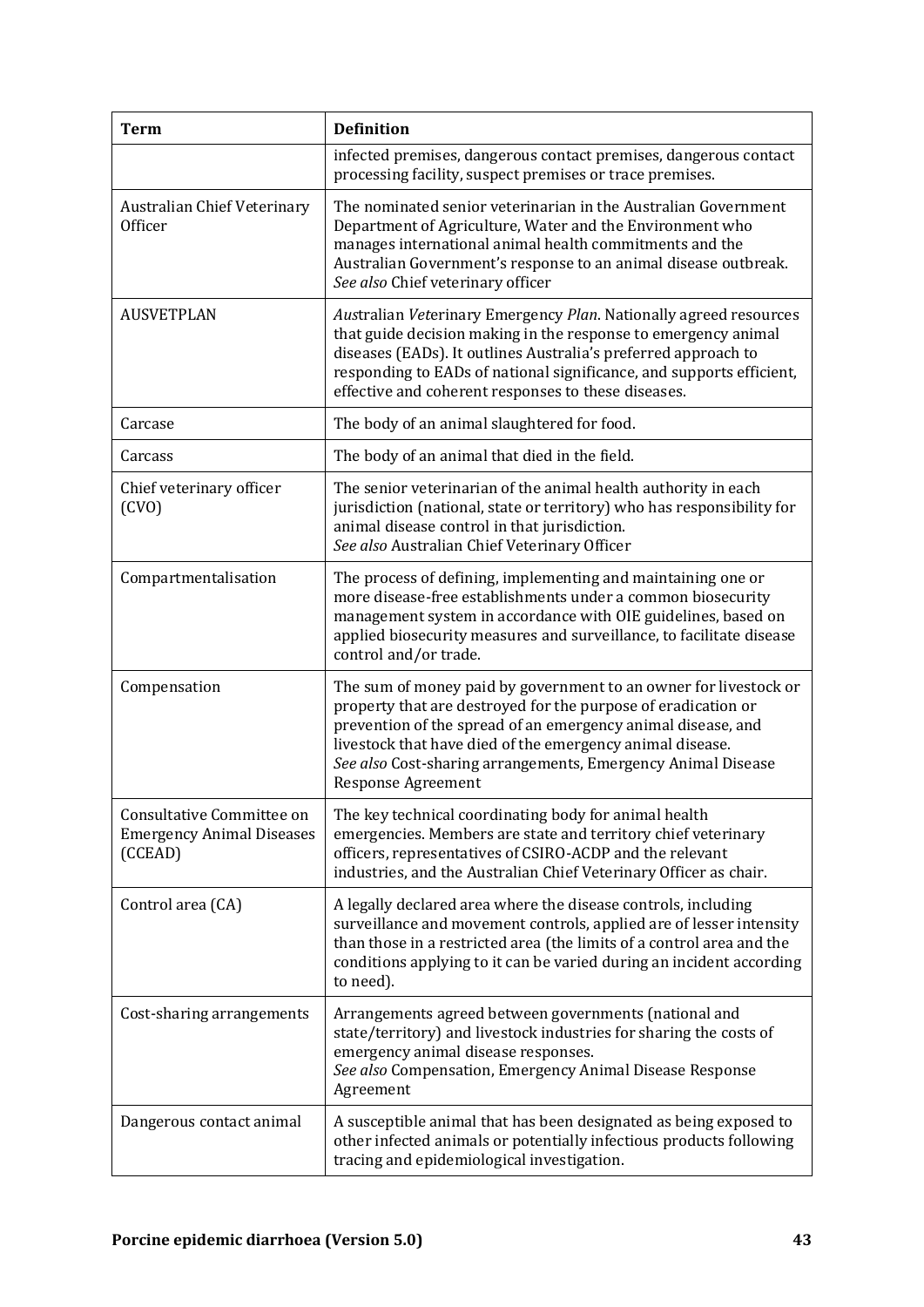| Term | Definition |
|---|---|
| | infected premises, dangerous contact premises, dangerous contact processing facility, suspect premises or trace premises. |
| Australian Chief Veterinary Officer | The nominated senior veterinarian in the Australian Government Department of Agriculture, Water and the Environment who manages international animal health commitments and the Australian Government's response to an animal disease outbreak. *See also* Chief veterinary officer |
| AUSVETPLAN | *Aus*tralian *Vet*erinary Emergency *Plan*. Nationally agreed resources that guide decision making in the response to emergency animal diseases (EADs). It outlines Australia's preferred approach to responding to EADs of national significance, and supports efficient, effective and coherent responses to these diseases. |
| Carcase | The body of an animal slaughtered for food. |
| Carcass | The body of an animal that died in the field. |
| Chief veterinary officer (CVO) | The senior veterinarian of the animal health authority in each jurisdiction (national, state or territory) who has responsibility for animal disease control in that jurisdiction. *See also* Australian Chief Veterinary Officer |
| Compartmentalisation | The process of defining, implementing and maintaining one or more disease-free establishments under a common biosecurity management system in accordance with OIE guidelines, based on applied biosecurity measures and surveillance, to facilitate disease control and/or trade. |
| Compensation | The sum of money paid by government to an owner for livestock or property that are destroyed for the purpose of eradication or prevention of the spread of an emergency animal disease, and livestock that have died of the emergency animal disease. *See also* Cost-sharing arrangements, Emergency Animal Disease Response Agreement |
| Consultative Committee on Emergency Animal Diseases (CCEAD) | The key technical coordinating body for animal health emergencies. Members are state and territory chief veterinary officers, representatives of CSIRO-ACDP and the relevant industries, and the Australian Chief Veterinary Officer as chair. |
| Control area (CA) | A legally declared area where the disease controls, including surveillance and movement controls, applied are of lesser intensity than those in a restricted area (the limits of a control area and the conditions applying to it can be varied during an incident according to need). |
| Cost-sharing arrangements | Arrangements agreed between governments (national and state/territory) and livestock industries for sharing the costs of emergency animal disease responses. *See also* Compensation, Emergency Animal Disease Response Agreement |
| Dangerous contact animal | A susceptible animal that has been designated as being exposed to other infected animals or potentially infectious products following tracing and epidemiological investigation. |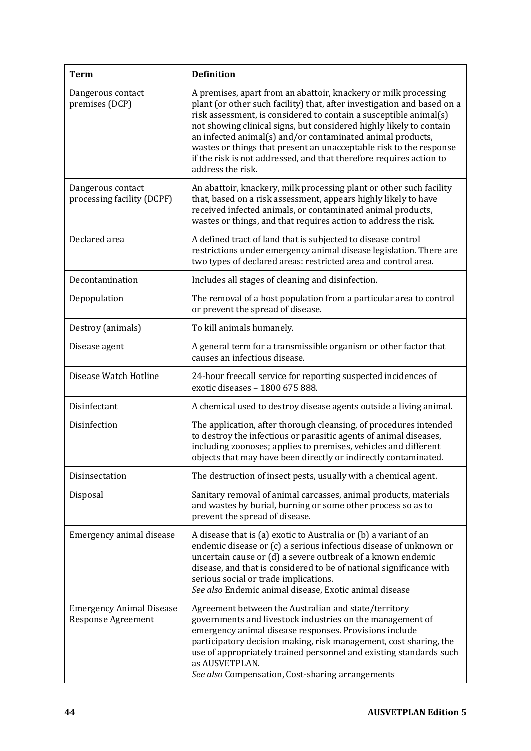| Term | Definition |
| --- | --- |
| Dangerous contact premises (DCP) | A premises, apart from an abattoir, knackery or milk processing plant (or other such facility) that, after investigation and based on a risk assessment, is considered to contain a susceptible animal(s) not showing clinical signs, but considered highly likely to contain an infected animal(s) and/or contaminated animal products, wastes or things that present an unacceptable risk to the response if the risk is not addressed, and that therefore requires action to address the risk. |
| Dangerous contact processing facility (DCPF) | An abattoir, knackery, milk processing plant or other such facility that, based on a risk assessment, appears highly likely to have received infected animals, or contaminated animal products, wastes or things, and that requires action to address the risk. |
| Declared area | A defined tract of land that is subjected to disease control restrictions under emergency animal disease legislation. There are two types of declared areas: restricted area and control area. |
| Decontamination | Includes all stages of cleaning and disinfection. |
| Depopulation | The removal of a host population from a particular area to control or prevent the spread of disease. |
| Destroy (animals) | To kill animals humanely. |
| Disease agent | A general term for a transmissible organism or other factor that causes an infectious disease. |
| Disease Watch Hotline | 24-hour freecall service for reporting suspected incidences of exotic diseases – 1800 675 888. |
| Disinfectant | A chemical used to destroy disease agents outside a living animal. |
| Disinfection | The application, after thorough cleansing, of procedures intended to destroy the infectious or parasitic agents of animal diseases, including zoonoses; applies to premises, vehicles and different objects that may have been directly or indirectly contaminated. |
| Disinsectation | The destruction of insect pests, usually with a chemical agent. |
| Disposal | Sanitary removal of animal carcasses, animal products, materials and wastes by burial, burning or some other process so as to prevent the spread of disease. |
| Emergency animal disease | A disease that is (a) exotic to Australia or (b) a variant of an endemic disease or (c) a serious infectious disease of unknown or uncertain cause or (d) a severe outbreak of a known endemic disease, and that is considered to be of national significance with serious social or trade implications.<br>*See also* Endemic animal disease, Exotic animal disease |
| Emergency Animal Disease Response Agreement | Agreement between the Australian and state/territory governments and livestock industries on the management of emergency animal disease responses. Provisions include participatory decision making, risk management, cost sharing, the use of appropriately trained personnel and existing standards such as AUSVETPLAN.<br>*See also* Compensation, Cost-sharing arrangements |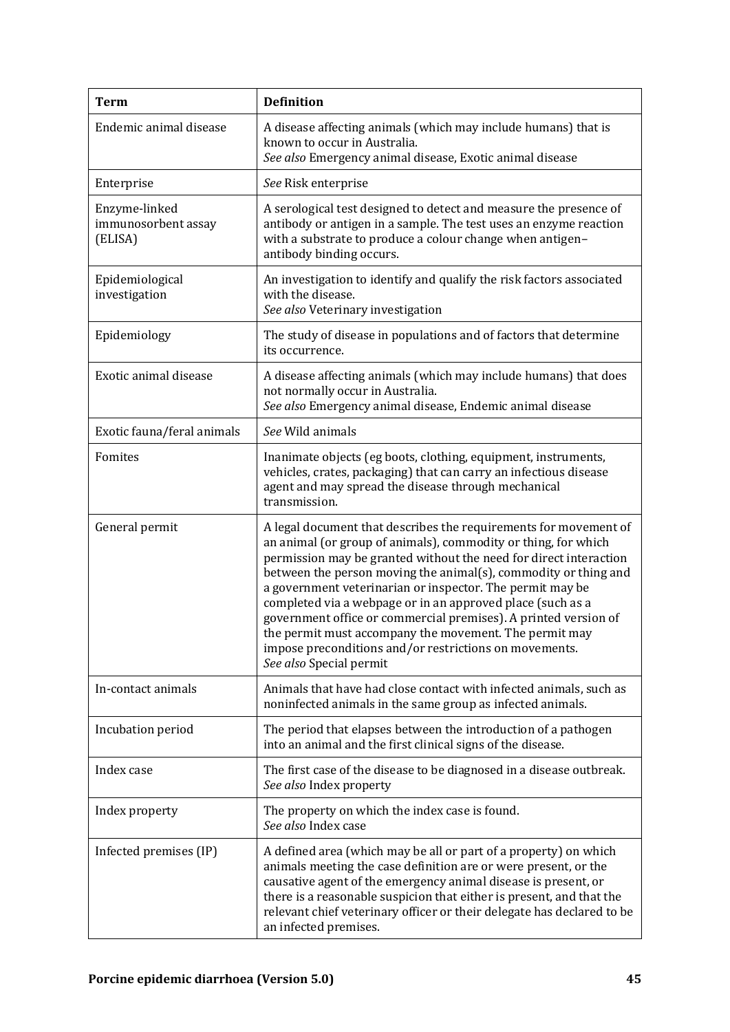| Term | Definition |
|---|---|
| Endemic animal disease | A disease affecting animals (which may include humans) that is known to occur in Australia.<br>*See also* Emergency animal disease, Exotic animal disease |
| Enterprise | *See* Risk enterprise |
| Enzyme-linked immunosorbent assay (ELISA) | A serological test designed to detect and measure the presence of antibody or antigen in a sample. The test uses an enzyme reaction with a substrate to produce a colour change when antigen–antibody binding occurs. |
| Epidemiological investigation | An investigation to identify and qualify the risk factors associated with the disease.<br>*See also* Veterinary investigation |
| Epidemiology | The study of disease in populations and of factors that determine its occurrence. |
| Exotic animal disease | A disease affecting animals (which may include humans) that does not normally occur in Australia.<br>*See also* Emergency animal disease, Endemic animal disease |
| Exotic fauna/feral animals | *See* Wild animals |
| Fomites | Inanimate objects (eg boots, clothing, equipment, instruments, vehicles, crates, packaging) that can carry an infectious disease agent and may spread the disease through mechanical transmission. |
| General permit | A legal document that describes the requirements for movement of an animal (or group of animals), commodity or thing, for which permission may be granted without the need for direct interaction between the person moving the animal(s), commodity or thing and a government veterinarian or inspector. The permit may be completed via a webpage or in an approved place (such as a government office or commercial premises). A printed version of the permit must accompany the movement. The permit may impose preconditions and/or restrictions on movements.<br>*See also* Special permit |
| In-contact animals | Animals that have had close contact with infected animals, such as noninfected animals in the same group as infected animals. |
| Incubation period | The period that elapses between the introduction of a pathogen into an animal and the first clinical signs of the disease. |
| Index case | The first case of the disease to be diagnosed in a disease outbreak.<br>*See also* Index property |
| Index property | The property on which the index case is found.<br>*See also* Index case |
| Infected premises (IP) | A defined area (which may be all or part of a property) on which animals meeting the case definition are or were present, or the causative agent of the emergency animal disease is present, or there is a reasonable suspicion that either is present, and that the relevant chief veterinary officer or their delegate has declared to be an infected premises. |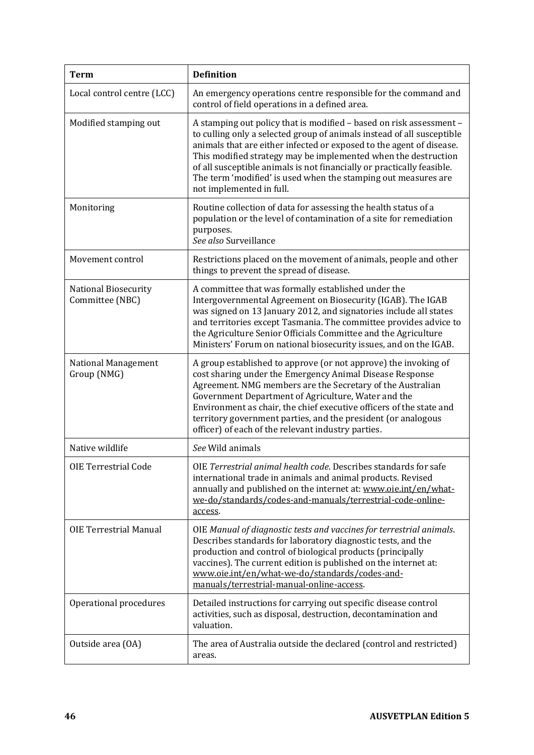| Term | Definition |
|---|---|
| Local control centre (LCC) | An emergency operations centre responsible for the command and control of field operations in a defined area. |
| Modified stamping out | A stamping out policy that is modified – based on risk assessment – to culling only a selected group of animals instead of all susceptible animals that are either infected or exposed to the agent of disease. This modified strategy may be implemented when the destruction of all susceptible animals is not financially or practically feasible. The term 'modified' is used when the stamping out measures are not implemented in full. |
| Monitoring | Routine collection of data for assessing the health status of a population or the level of contamination of a site for remediation purposes.<br>*See also* Surveillance |
| Movement control | Restrictions placed on the movement of animals, people and other things to prevent the spread of disease. |
| National Biosecurity Committee (NBC) | A committee that was formally established under the Intergovernmental Agreement on Biosecurity (IGAB). The IGAB was signed on 13 January 2012, and signatories include all states and territories except Tasmania. The committee provides advice to the Agriculture Senior Officials Committee and the Agriculture Ministers' Forum on national biosecurity issues, and on the IGAB. |
| National Management Group (NMG) | A group established to approve (or not approve) the invoking of cost sharing under the Emergency Animal Disease Response Agreement. NMG members are the Secretary of the Australian Government Department of Agriculture, Water and the Environment as chair, the chief executive officers of the state and territory government parties, and the president (or analogous officer) of each of the relevant industry parties. |
| Native wildlife | *See* Wild animals |
| OIE Terrestrial Code | OIE *Terrestrial animal health code*. Describes standards for safe international trade in animals and animal products. Revised annually and published on the internet at: www.oie.int/en/what-we-do/standards/codes-and-manuals/terrestrial-code-online-access. |
| OIE Terrestrial Manual | OIE *Manual of diagnostic tests and vaccines for terrestrial animals*. Describes standards for laboratory diagnostic tests, and the production and control of biological products (principally vaccines). The current edition is published on the internet at: www.oie.int/en/what-we-do/standards/codes-and-manuals/terrestrial-manual-online-access. |
| Operational procedures | Detailed instructions for carrying out specific disease control activities, such as disposal, destruction, decontamination and valuation. |
| Outside area (OA) | The area of Australia outside the declared (control and restricted) areas. |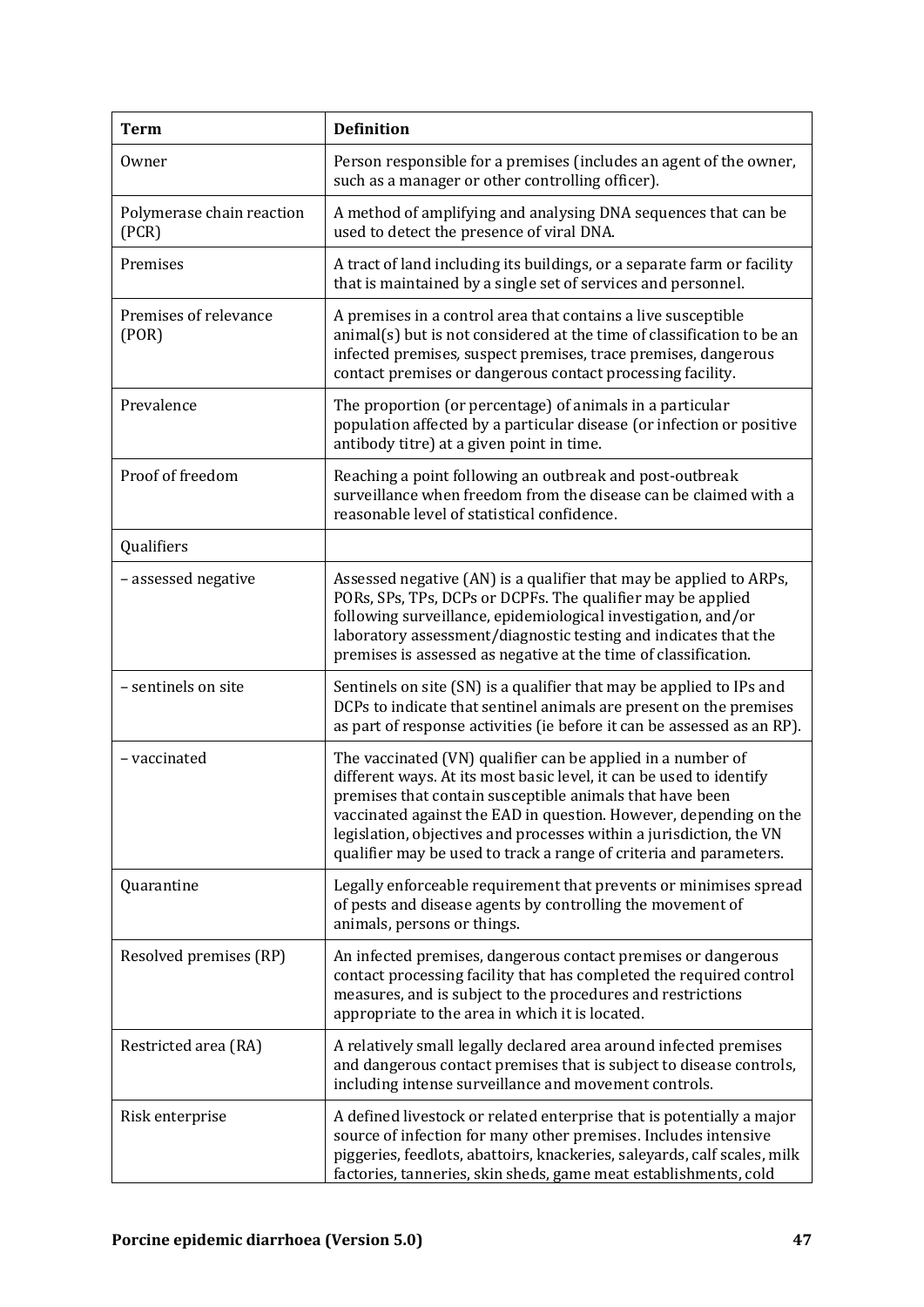| Term | Definition |
| --- | --- |
| Owner | Person responsible for a premises (includes an agent of the owner, such as a manager or other controlling officer). |
| Polymerase chain reaction (PCR) | A method of amplifying and analysing DNA sequences that can be used to detect the presence of viral DNA. |
| Premises | A tract of land including its buildings, or a separate farm or facility that is maintained by a single set of services and personnel. |
| Premises of relevance (POR) | A premises in a control area that contains a live susceptible animal(s) but is not considered at the time of classification to be an infected premises, suspect premises, trace premises, dangerous contact premises or dangerous contact processing facility. |
| Prevalence | The proportion (or percentage) of animals in a particular population affected by a particular disease (or infection or positive antibody titre) at a given point in time. |
| Proof of freedom | Reaching a point following an outbreak and post-outbreak surveillance when freedom from the disease can be claimed with a reasonable level of statistical confidence. |
| Qualifiers | |
| – assessed negative | Assessed negative (AN) is a qualifier that may be applied to ARPs, PORs, SPs, TPs, DCPs or DCPFs. The qualifier may be applied following surveillance, epidemiological investigation, and/or laboratory assessment/diagnostic testing and indicates that the premises is assessed as negative at the time of classification. |
| – sentinels on site | Sentinels on site (SN) is a qualifier that may be applied to IPs and DCPs to indicate that sentinel animals are present on the premises as part of response activities (ie before it can be assessed as an RP). |
| – vaccinated | The vaccinated (VN) qualifier can be applied in a number of different ways. At its most basic level, it can be used to identify premises that contain susceptible animals that have been vaccinated against the EAD in question. However, depending on the legislation, objectives and processes within a jurisdiction, the VN qualifier may be used to track a range of criteria and parameters. |
| Quarantine | Legally enforceable requirement that prevents or minimises spread of pests and disease agents by controlling the movement of animals, persons or things. |
| Resolved premises (RP) | An infected premises, dangerous contact premises or dangerous contact processing facility that has completed the required control measures, and is subject to the procedures and restrictions appropriate to the area in which it is located. |
| Restricted area (RA) | A relatively small legally declared area around infected premises and dangerous contact premises that is subject to disease controls, including intense surveillance and movement controls. |
| Risk enterprise | A defined livestock or related enterprise that is potentially a major source of infection for many other premises. Includes intensive piggeries, feedlots, abattoirs, knackeries, saleyards, calf scales, milk factories, tanneries, skin sheds, game meat establishments, cold |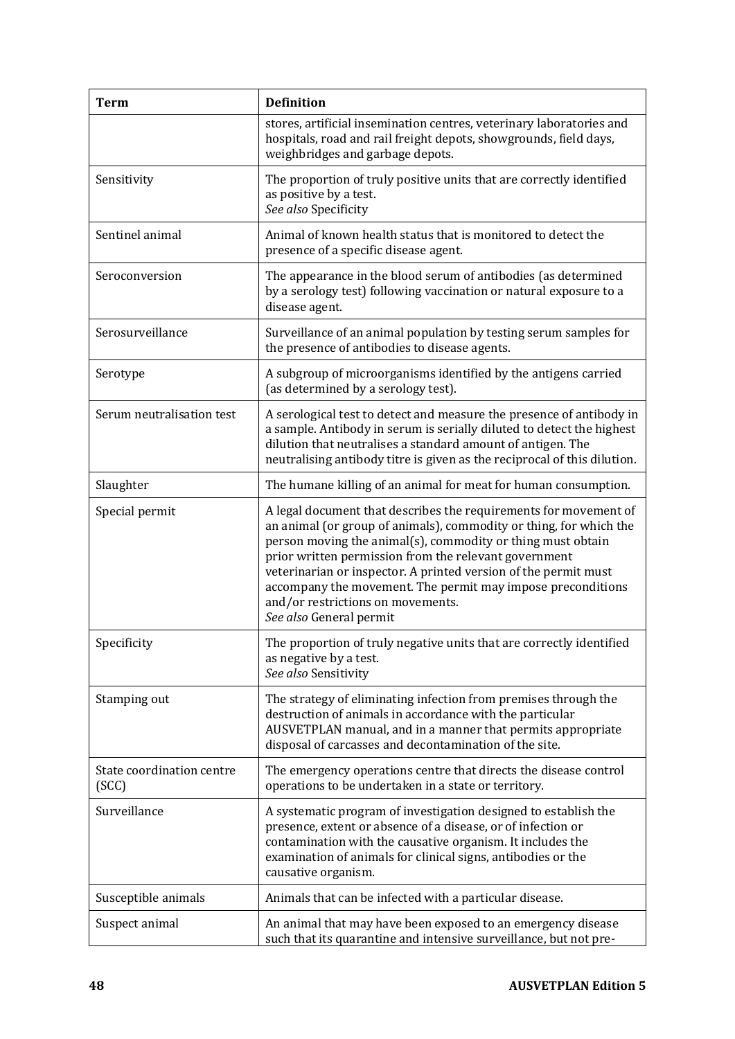| Term | Definition |
|---|---|
| | stores, artificial insemination centres, veterinary laboratories and hospitals, road and rail freight depots, showgrounds, field days, weighbridges and garbage depots. |
| Sensitivity | The proportion of truly positive units that are correctly identified as positive by a test.<br>*See also* Specificity |
| Sentinel animal | Animal of known health status that is monitored to detect the presence of a specific disease agent. |
| Seroconversion | The appearance in the blood serum of antibodies (as determined by a serology test) following vaccination or natural exposure to a disease agent. |
| Serosurveillance | Surveillance of an animal population by testing serum samples for the presence of antibodies to disease agents. |
| Serotype | A subgroup of microorganisms identified by the antigens carried (as determined by a serology test). |
| Serum neutralisation test | A serological test to detect and measure the presence of antibody in a sample. Antibody in serum is serially diluted to detect the highest dilution that neutralises a standard amount of antigen. The neutralising antibody titre is given as the reciprocal of this dilution. |
| Slaughter | The humane killing of an animal for meat for human consumption. |
| Special permit | A legal document that describes the requirements for movement of an animal (or group of animals), commodity or thing, for which the person moving the animal(s), commodity or thing must obtain prior written permission from the relevant government veterinarian or inspector. A printed version of the permit must accompany the movement. The permit may impose preconditions and/or restrictions on movements.<br>*See also* General permit |
| Specificity | The proportion of truly negative units that are correctly identified as negative by a test.<br>*See also* Sensitivity |
| Stamping out | The strategy of eliminating infection from premises through the destruction of animals in accordance with the particular AUSVETPLAN manual, and in a manner that permits appropriate disposal of carcasses and decontamination of the site. |
| State coordination centre (SCC) | The emergency operations centre that directs the disease control operations to be undertaken in a state or territory. |
| Surveillance | A systematic program of investigation designed to establish the presence, extent or absence of a disease, or of infection or contamination with the causative organism. It includes the examination of animals for clinical signs, antibodies or the causative organism. |
| Susceptible animals | Animals that can be infected with a particular disease. |
| Suspect animal | An animal that may have been exposed to an emergency disease such that its quarantine and intensive surveillance, but not pre- |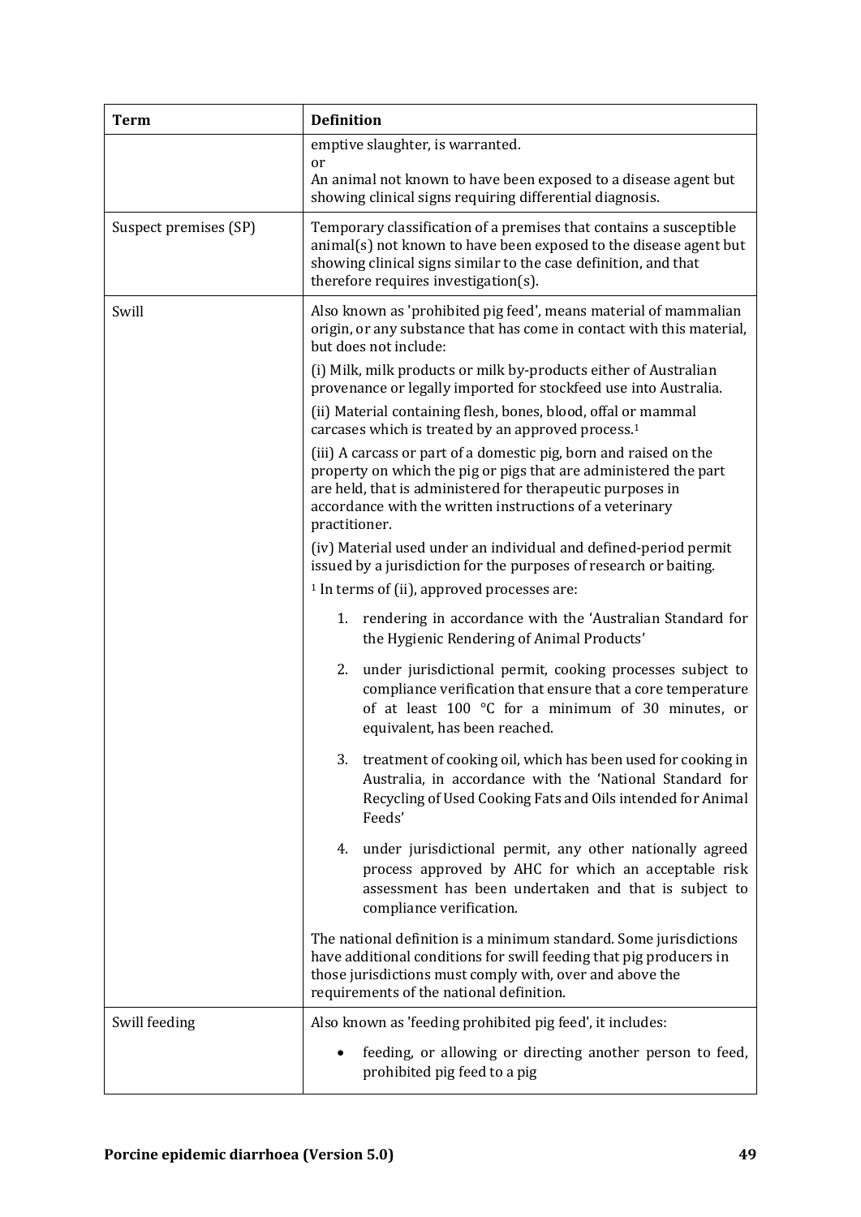| Term | Definition |
|---|---|
| | emptive slaughter, is warranted.<br>or<br>An animal not known to have been exposed to a disease agent but showing clinical signs requiring differential diagnosis. |
| Suspect premises (SP) | Temporary classification of a premises that contains a susceptible animal(s) not known to have been exposed to the disease agent but showing clinical signs similar to the case definition, and that therefore requires investigation(s). |
| Swill | Also known as 'prohibited pig feed', means material of mammalian origin, or any substance that has come in contact with this material, but does not include:<br>(i) Milk, milk products or milk by-products either of Australian provenance or legally imported for stockfeed use into Australia.<br>(ii) Material containing flesh, bones, blood, offal or mammal carcases which is treated by an approved process.[1]<br>(iii) A carcass or part of a domestic pig, born and raised on the property on which the pig or pigs that are administered the part are held, that is administered for therapeutic purposes in accordance with the written instructions of a veterinary practitioner.<br>(iv) Material used under an individual and defined-period permit issued by a jurisdiction for the purposes of research or baiting.<br>[1] In terms of (ii), approved processes are:<br>1. rendering in accordance with the 'Australian Standard for the Hygienic Rendering of Animal Products'<br>2. under jurisdictional permit, cooking processes subject to compliance verification that ensure that a core temperature of at least 100 °C for a minimum of 30 minutes, or equivalent, has been reached.<br>3. treatment of cooking oil, which has been used for cooking in Australia, in accordance with the 'National Standard for Recycling of Used Cooking Fats and Oils intended for Animal Feeds'<br>4. under jurisdictional permit, any other nationally agreed process approved by AHC for which an acceptable risk assessment has been undertaken and that is subject to compliance verification.<br>The national definition is a minimum standard. Some jurisdictions have additional conditions for swill feeding that pig producers in those jurisdictions must comply with, over and above the requirements of the national definition. |
| Swill feeding | Also known as 'feeding prohibited pig feed', it includes:<br>• feeding, or allowing or directing another person to feed, prohibited pig feed to a pig |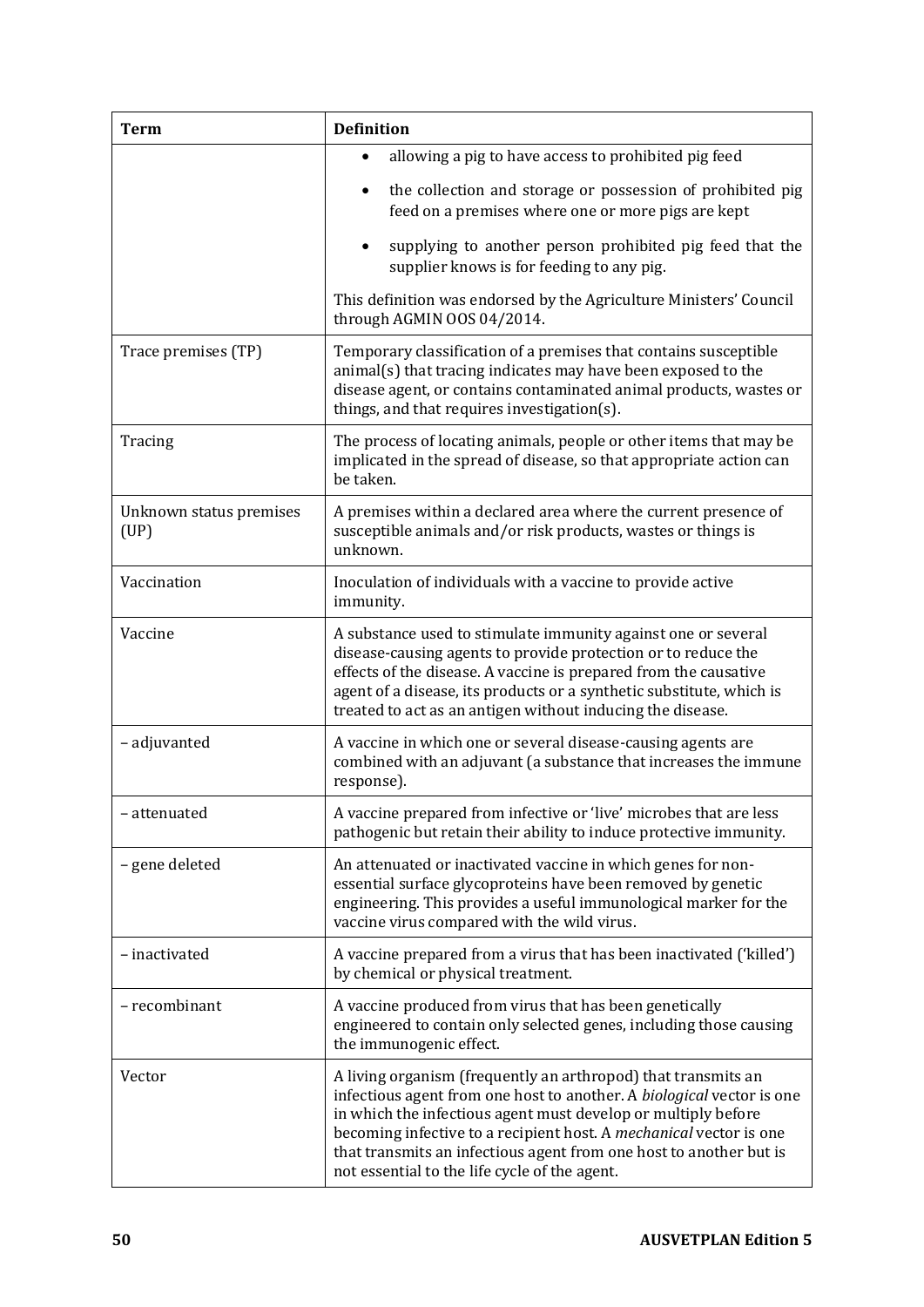| Term | Definition |
| --- | --- |
| | • allowing a pig to have access to prohibited pig feed<br>• the collection and storage or possession of prohibited pig feed on a premises where one or more pigs are kept<br>• supplying to another person prohibited pig feed that the supplier knows is for feeding to any pig.<br>This definition was endorsed by the Agriculture Ministers' Council through AGMIN OOS 04/2014. |
| Trace premises (TP) | Temporary classification of a premises that contains susceptible animal(s) that tracing indicates may have been exposed to the disease agent, or contains contaminated animal products, wastes or things, and that requires investigation(s). |
| Tracing | The process of locating animals, people or other items that may be implicated in the spread of disease, so that appropriate action can be taken. |
| Unknown status premises (UP) | A premises within a declared area where the current presence of susceptible animals and/or risk products, wastes or things is unknown. |
| Vaccination | Inoculation of individuals with a vaccine to provide active immunity. |
| Vaccine | A substance used to stimulate immunity against one or several disease-causing agents to provide protection or to reduce the effects of the disease. A vaccine is prepared from the causative agent of a disease, its products or a synthetic substitute, which is treated to act as an antigen without inducing the disease. |
| – adjuvanted | A vaccine in which one or several disease-causing agents are combined with an adjuvant (a substance that increases the immune response). |
| – attenuated | A vaccine prepared from infective or 'live' microbes that are less pathogenic but retain their ability to induce protective immunity. |
| – gene deleted | An attenuated or inactivated vaccine in which genes for non-essential surface glycoproteins have been removed by genetic engineering. This provides a useful immunological marker for the vaccine virus compared with the wild virus. |
| – inactivated | A vaccine prepared from a virus that has been inactivated ('killed') by chemical or physical treatment. |
| – recombinant | A vaccine produced from virus that has been genetically engineered to contain only selected genes, including those causing the immunogenic effect. |
| Vector | A living organism (frequently an arthropod) that transmits an infectious agent from one host to another. A *biological* vector is one in which the infectious agent must develop or multiply before becoming infective to a recipient host. A *mechanical* vector is one that transmits an infectious agent from one host to another but is not essential to the life cycle of the agent. |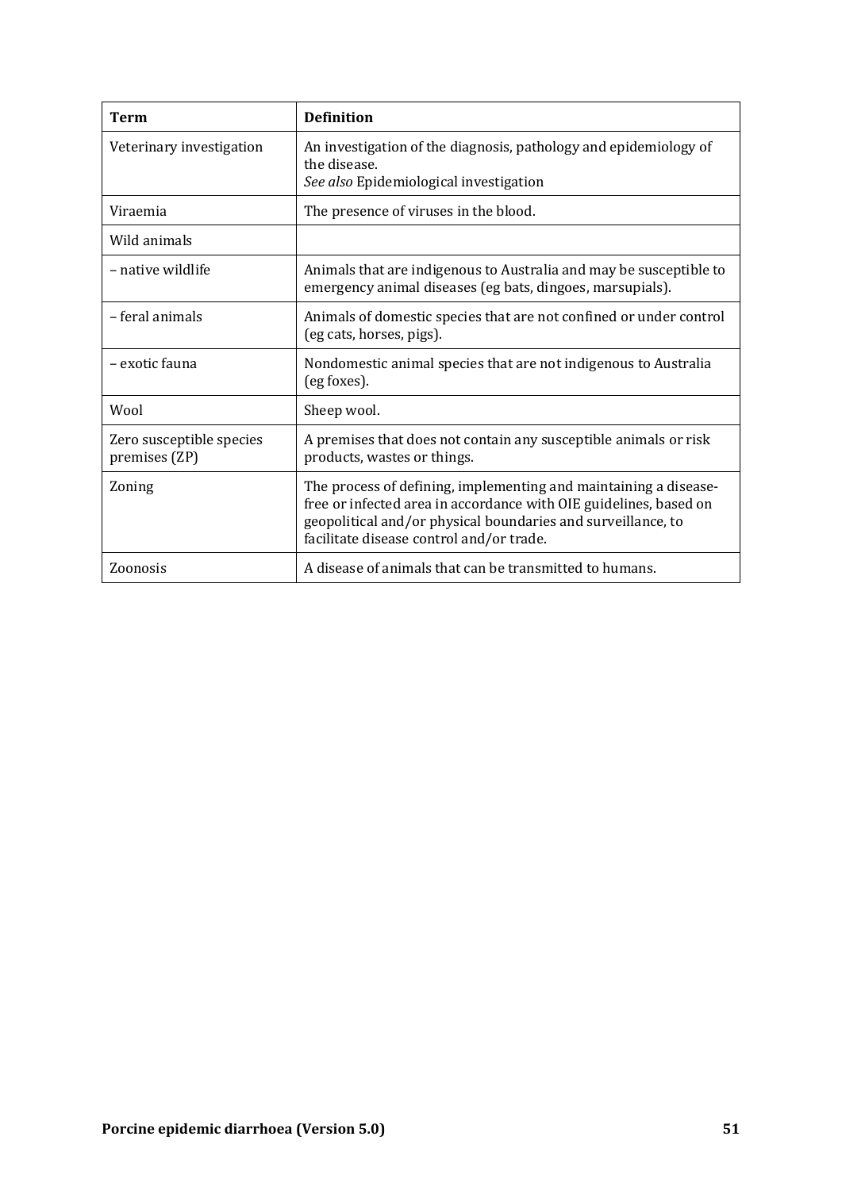| Term | Definition |
|---|---|
| Veterinary investigation | An investigation of the diagnosis, pathology and epidemiology of the disease.<br>*See also* Epidemiological investigation |
| Viraemia | The presence of viruses in the blood. |
| Wild animals | |
| – native wildlife | Animals that are indigenous to Australia and may be susceptible to emergency animal diseases (eg bats, dingoes, marsupials). |
| – feral animals | Animals of domestic species that are not confined or under control (eg cats, horses, pigs). |
| – exotic fauna | Nondomestic animal species that are not indigenous to Australia (eg foxes). |
| Wool | Sheep wool. |
| Zero susceptible species premises (ZP) | A premises that does not contain any susceptible animals or risk products, wastes or things. |
| Zoning | The process of defining, implementing and maintaining a disease-free or infected area in accordance with OIE guidelines, based on geopolitical and/or physical boundaries and surveillance, to facilitate disease control and/or trade. |
| Zoonosis | A disease of animals that can be transmitted to humans. |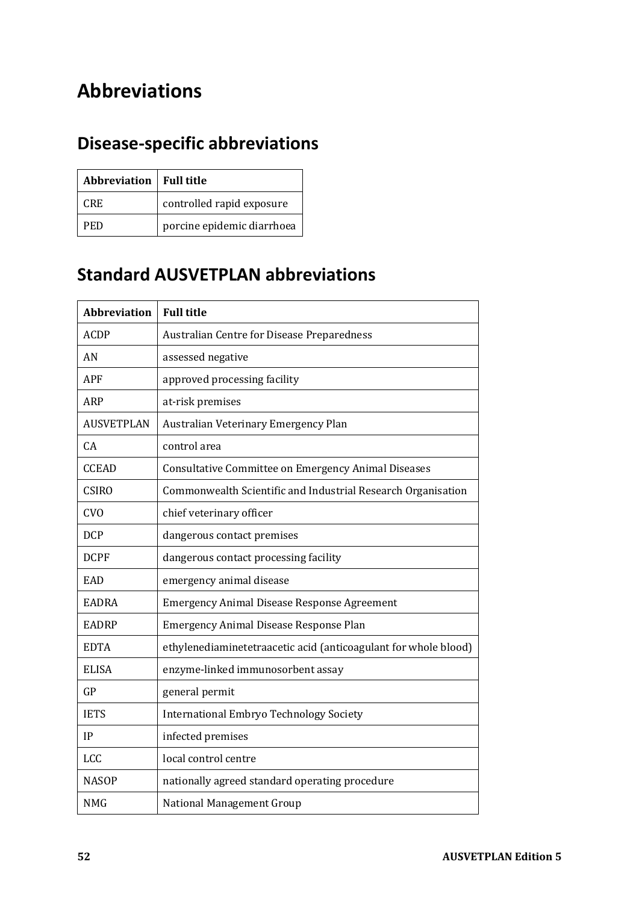# Abbreviations

## Disease-specific abbreviations

| Abbreviation | Full title |
| --- | --- |
| CRE | controlled rapid exposure |
| PED | porcine epidemic diarrhoea |

## Standard AUSVETPLAN abbreviations

| Abbreviation | Full title |
| --- | --- |
| ACDP | Australian Centre for Disease Preparedness |
| AN | assessed negative |
| APF | approved processing facility |
| ARP | at-risk premises |
| AUSVETPLAN | Australian Veterinary Emergency Plan |
| CA | control area |
| CCEAD | Consultative Committee on Emergency Animal Diseases |
| CSIRO | Commonwealth Scientific and Industrial Research Organisation |
| CVO | chief veterinary officer |
| DCP | dangerous contact premises |
| DCPF | dangerous contact processing facility |
| EAD | emergency animal disease |
| EADRA | Emergency Animal Disease Response Agreement |
| EADRP | Emergency Animal Disease Response Plan |
| EDTA | ethylenediaminetetraacetic acid (anticoagulant for whole blood) |
| ELISA | enzyme-linked immunosorbent assay |
| GP | general permit |
| IETS | International Embryo Technology Society |
| IP | infected premises |
| LCC | local control centre |
| NASOP | nationally agreed standard operating procedure |
| NMG | National Management Group |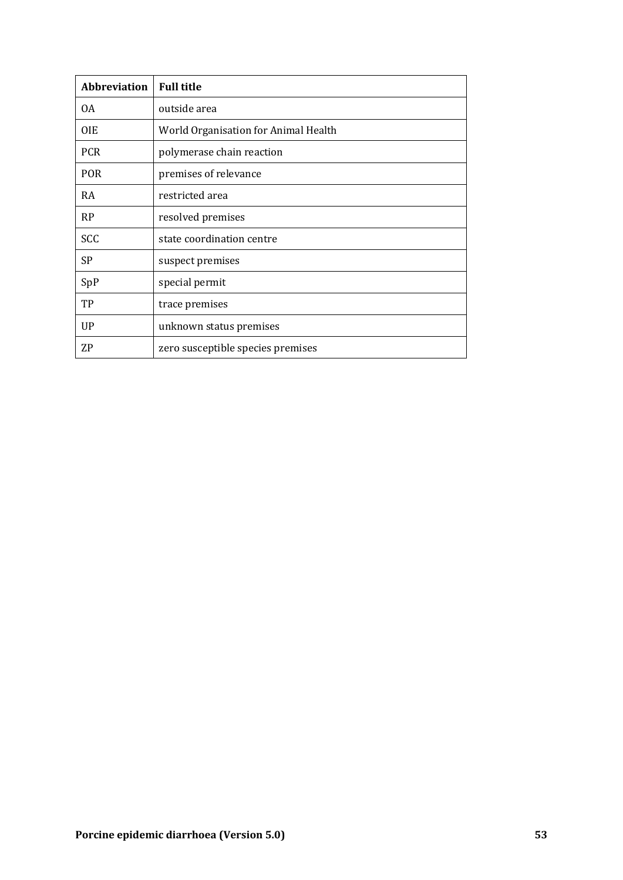| Abbreviation | Full title |
| --- | --- |
| OA | outside area |
| OIE | World Organisation for Animal Health |
| PCR | polymerase chain reaction |
| POR | premises of relevance |
| RA | restricted area |
| RP | resolved premises |
| SCC | state coordination centre |
| SP | suspect premises |
| SpP | special permit |
| TP | trace premises |
| UP | unknown status premises |
| ZP | zero susceptible species premises |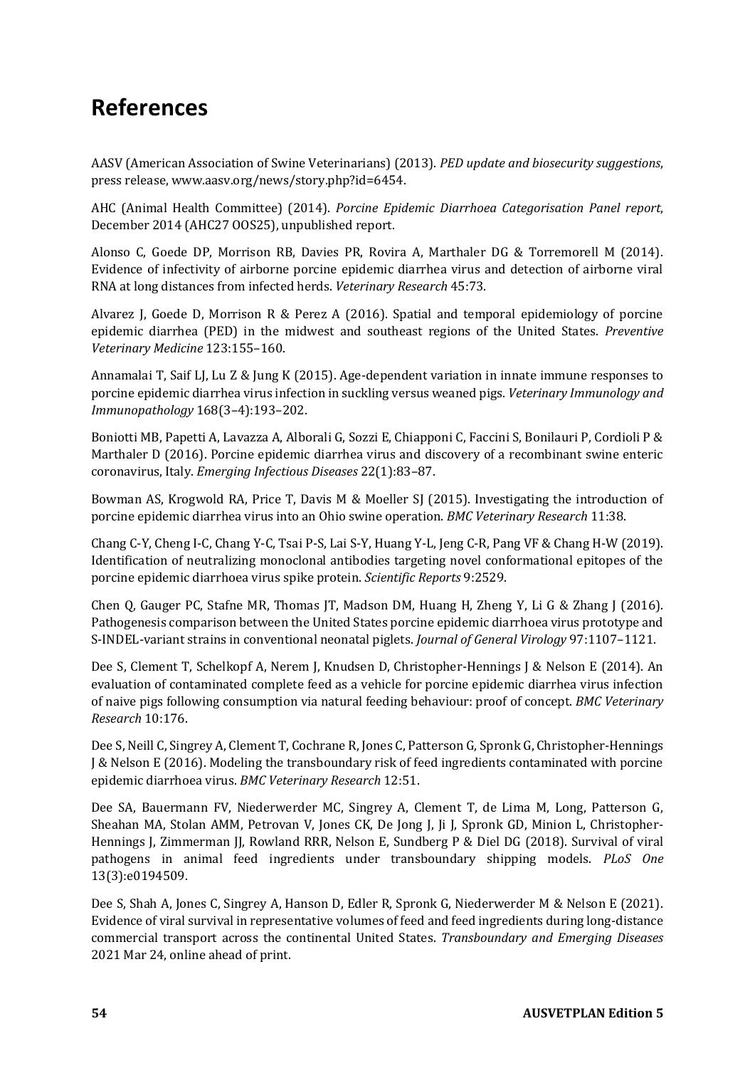# References

AASV (American Association of Swine Veterinarians) (2013). *PED update and biosecurity suggestions*, press release, www.aasv.org/news/story.php?id=6454.

AHC (Animal Health Committee) (2014). *Porcine Epidemic Diarrhoea Categorisation Panel report*, December 2014 (AHC27 OOS25), unpublished report.

Alonso C, Goede DP, Morrison RB, Davies PR, Rovira A, Marthaler DG & Torremorell M (2014). Evidence of infectivity of airborne porcine epidemic diarrhea virus and detection of airborne viral RNA at long distances from infected herds. *Veterinary Research* 45:73.

Alvarez J, Goede D, Morrison R & Perez A (2016). Spatial and temporal epidemiology of porcine epidemic diarrhea (PED) in the midwest and southeast regions of the United States. *Preventive Veterinary Medicine* 123:155–160.

Annamalai T, Saif LJ, Lu Z & Jung K (2015). Age-dependent variation in innate immune responses to porcine epidemic diarrhea virus infection in suckling versus weaned pigs. *Veterinary Immunology and Immunopathology* 168(3–4):193–202.

Boniotti MB, Papetti A, Lavazza A, Alborali G, Sozzi E, Chiapponi C, Faccini S, Bonilauri P, Cordioli P & Marthaler D (2016). Porcine epidemic diarrhea virus and discovery of a recombinant swine enteric coronavirus, Italy. *Emerging Infectious Diseases* 22(1):83–87.

Bowman AS, Krogwold RA, Price T, Davis M & Moeller SJ (2015). Investigating the introduction of porcine epidemic diarrhea virus into an Ohio swine operation. *BMC Veterinary Research* 11:38.

Chang C-Y, Cheng I-C, Chang Y-C, Tsai P-S, Lai S-Y, Huang Y-L, Jeng C-R, Pang VF & Chang H-W (2019). Identification of neutralizing monoclonal antibodies targeting novel conformational epitopes of the porcine epidemic diarrhoea virus spike protein. *Scientific Reports* 9:2529.

Chen Q, Gauger PC, Stafne MR, Thomas JT, Madson DM, Huang H, Zheng Y, Li G & Zhang J (2016). Pathogenesis comparison between the United States porcine epidemic diarrhoea virus prototype and S-INDEL-variant strains in conventional neonatal piglets. *Journal of General Virology* 97:1107–1121.

Dee S, Clement T, Schelkopf A, Nerem J, Knudsen D, Christopher-Hennings J & Nelson E (2014). An evaluation of contaminated complete feed as a vehicle for porcine epidemic diarrhea virus infection of naive pigs following consumption via natural feeding behaviour: proof of concept. *BMC Veterinary Research* 10:176.

Dee S, Neill C, Singrey A, Clement T, Cochrane R, Jones C, Patterson G, Spronk G, Christopher-Hennings J & Nelson E (2016). Modeling the transboundary risk of feed ingredients contaminated with porcine epidemic diarrhoea virus. *BMC Veterinary Research* 12:51.

Dee SA, Bauermann FV, Niederwerder MC, Singrey A, Clement T, de Lima M, Long, Patterson G, Sheahan MA, Stolan AMM, Petrovan V, Jones CK, De Jong J, Ji J, Spronk GD, Minion L, Christopher-Hennings J, Zimmerman JJ, Rowland RRR, Nelson E, Sundberg P & Diel DG (2018). Survival of viral pathogens in animal feed ingredients under transboundary shipping models. *PLoS One* 13(3):e0194509.

Dee S, Shah A, Jones C, Singrey A, Hanson D, Edler R, Spronk G, Niederwerder M & Nelson E (2021). Evidence of viral survival in representative volumes of feed and feed ingredients during long-distance commercial transport across the continental United States. *Transboundary and Emerging Diseases* 2021 Mar 24, online ahead of print.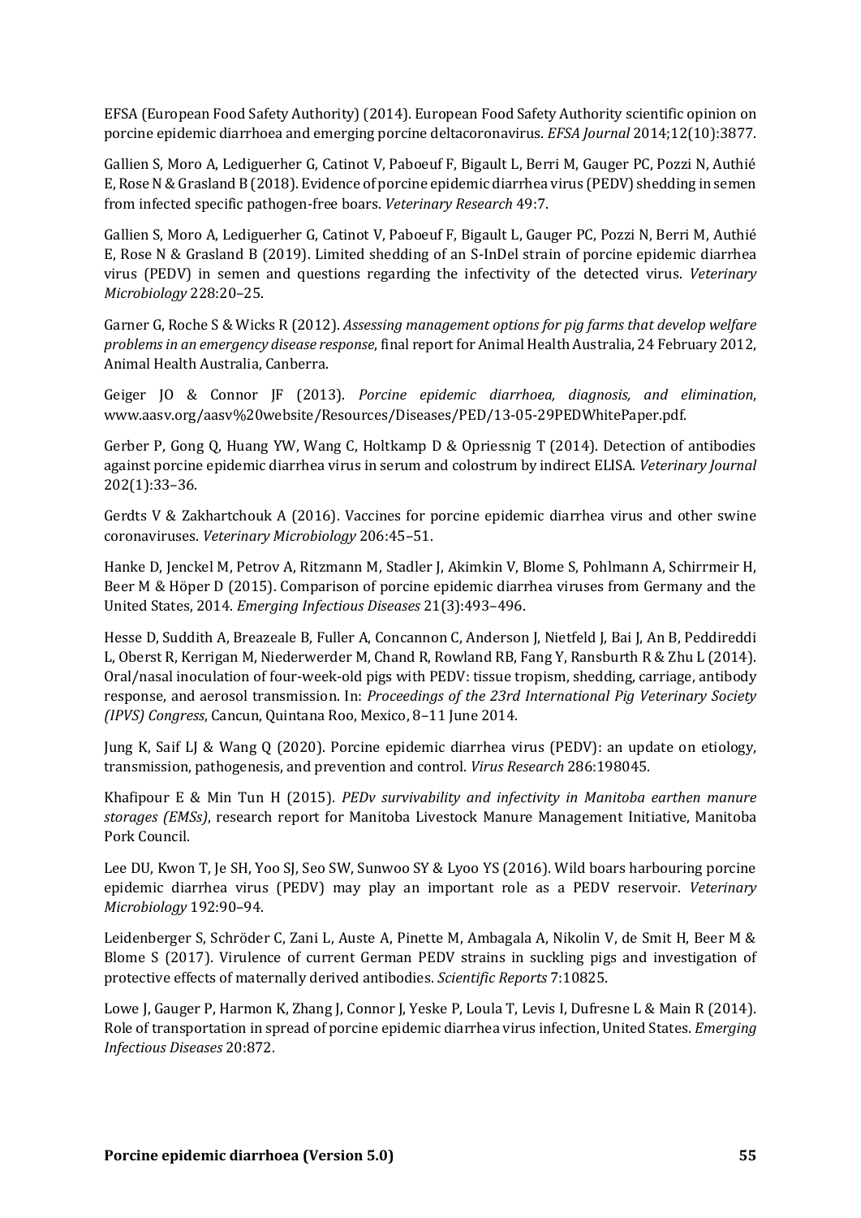EFSA (European Food Safety Authority) (2014). European Food Safety Authority scientific opinion on porcine epidemic diarrhoea and emerging porcine deltacoronavirus. *EFSA Journal* 2014;12(10):3877.

Gallien S, Moro A, Lediguerher G, Catinot V, Paboeuf F, Bigault L, Berri M, Gauger PC, Pozzi N, Authié E, Rose N & Grasland B (2018). Evidence of porcine epidemic diarrhea virus (PEDV) shedding in semen from infected specific pathogen-free boars. *Veterinary Research* 49:7.

Gallien S, Moro A, Lediguerher G, Catinot V, Paboeuf F, Bigault L, Gauger PC, Pozzi N, Berri M, Authié E, Rose N & Grasland B (2019). Limited shedding of an S-InDel strain of porcine epidemic diarrhea virus (PEDV) in semen and questions regarding the infectivity of the detected virus. *Veterinary Microbiology* 228:20–25.

Garner G, Roche S & Wicks R (2012). *Assessing management options for pig farms that develop welfare problems in an emergency disease response*, final report for Animal Health Australia, 24 February 2012, Animal Health Australia, Canberra.

Geiger JO & Connor JF (2013). *Porcine epidemic diarrhoea, diagnosis, and elimination*, www.aasv.org/aasv%20website/Resources/Diseases/PED/13-05-29PEDWhitePaper.pdf.

Gerber P, Gong Q, Huang YW, Wang C, Holtkamp D & Opriessnig T (2014). Detection of antibodies against porcine epidemic diarrhea virus in serum and colostrum by indirect ELISA. *Veterinary Journal* 202(1):33–36.

Gerdts V & Zakhartchouk A (2016). Vaccines for porcine epidemic diarrhea virus and other swine coronaviruses. *Veterinary Microbiology* 206:45–51.

Hanke D, Jenckel M, Petrov A, Ritzmann M, Stadler J, Akimkin V, Blome S, Pohlmann A, Schirrmeir H, Beer M & Höper D (2015). Comparison of porcine epidemic diarrhea viruses from Germany and the United States, 2014. *Emerging Infectious Diseases* 21(3):493–496.

Hesse D, Suddith A, Breazeale B, Fuller A, Concannon C, Anderson J, Nietfeld J, Bai J, An B, Peddireddi L, Oberst R, Kerrigan M, Niederwerder M, Chand R, Rowland RB, Fang Y, Ransburth R & Zhu L (2014). Oral/nasal inoculation of four-week-old pigs with PEDV: tissue tropism, shedding, carriage, antibody response, and aerosol transmission. In: *Proceedings of the 23rd International Pig Veterinary Society (IPVS) Congress*, Cancun, Quintana Roo, Mexico, 8–11 June 2014.

Jung K, Saif LJ & Wang Q (2020). Porcine epidemic diarrhea virus (PEDV): an update on etiology, transmission, pathogenesis, and prevention and control. *Virus Research* 286:198045.

Khafipour E & Min Tun H (2015). *PEDv survivability and infectivity in Manitoba earthen manure storages (EMSs)*, research report for Manitoba Livestock Manure Management Initiative, Manitoba Pork Council.

Lee DU, Kwon T, Je SH, Yoo SJ, Seo SW, Sunwoo SY & Lyoo YS (2016). Wild boars harbouring porcine epidemic diarrhea virus (PEDV) may play an important role as a PEDV reservoir. *Veterinary Microbiology* 192:90–94.

Leidenberger S, Schröder C, Zani L, Auste A, Pinette M, Ambagala A, Nikolin V, de Smit H, Beer M & Blome S (2017). Virulence of current German PEDV strains in suckling pigs and investigation of protective effects of maternally derived antibodies. *Scientific Reports* 7:10825.

Lowe J, Gauger P, Harmon K, Zhang J, Connor J, Yeske P, Loula T, Levis I, Dufresne L & Main R (2014). Role of transportation in spread of porcine epidemic diarrhea virus infection, United States. *Emerging Infectious Diseases* 20:872.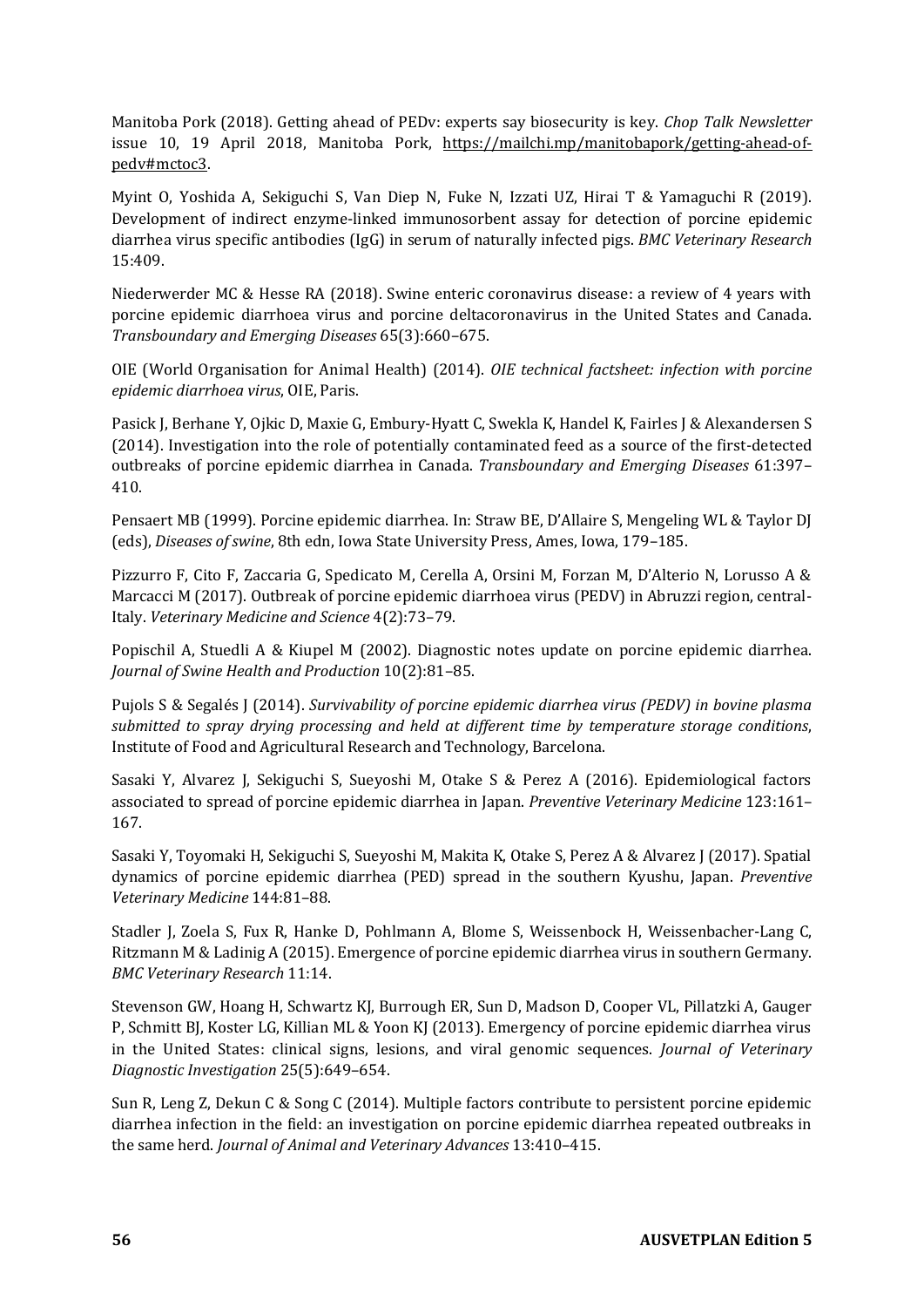Manitoba Pork (2018). Getting ahead of PEDv: experts say biosecurity is key. *Chop Talk Newsletter* issue 10, 19 April 2018, Manitoba Pork, https://mailchi.mp/manitobapork/getting-ahead-of-pedv#mctoc3.

Myint O, Yoshida A, Sekiguchi S, Van Diep N, Fuke N, Izzati UZ, Hirai T & Yamaguchi R (2019). Development of indirect enzyme-linked immunosorbent assay for detection of porcine epidemic diarrhea virus specific antibodies (IgG) in serum of naturally infected pigs. *BMC Veterinary Research* 15:409.

Niederwerder MC & Hesse RA (2018). Swine enteric coronavirus disease: a review of 4 years with porcine epidemic diarrhoea virus and porcine deltacoronavirus in the United States and Canada. *Transboundary and Emerging Diseases* 65(3):660–675.

OIE (World Organisation for Animal Health) (2014). *OIE technical factsheet: infection with porcine epidemic diarrhoea virus*, OIE, Paris.

Pasick J, Berhane Y, Ojkic D, Maxie G, Embury-Hyatt C, Swekla K, Handel K, Fairles J & Alexandersen S (2014). Investigation into the role of potentially contaminated feed as a source of the first-detected outbreaks of porcine epidemic diarrhea in Canada. *Transboundary and Emerging Diseases* 61:397–410.

Pensaert MB (1999). Porcine epidemic diarrhea. In: Straw BE, D'Allaire S, Mengeling WL & Taylor DJ (eds), *Diseases of swine*, 8th edn, Iowa State University Press, Ames, Iowa, 179–185.

Pizzurro F, Cito F, Zaccaria G, Spedicato M, Cerella A, Orsini M, Forzan M, D'Alterio N, Lorusso A & Marcacci M (2017). Outbreak of porcine epidemic diarrhoea virus (PEDV) in Abruzzi region, central-Italy. *Veterinary Medicine and Science* 4(2):73–79.

Popischil A, Stuedli A & Kiupel M (2002). Diagnostic notes update on porcine epidemic diarrhea. *Journal of Swine Health and Production* 10(2):81–85.

Pujols S & Segalés J (2014). *Survivability of porcine epidemic diarrhea virus (PEDV) in bovine plasma submitted to spray drying processing and held at different time by temperature storage conditions*, Institute of Food and Agricultural Research and Technology, Barcelona.

Sasaki Y, Alvarez J, Sekiguchi S, Sueyoshi M, Otake S & Perez A (2016). Epidemiological factors associated to spread of porcine epidemic diarrhea in Japan. *Preventive Veterinary Medicine* 123:161–167.

Sasaki Y, Toyomaki H, Sekiguchi S, Sueyoshi M, Makita K, Otake S, Perez A & Alvarez J (2017). Spatial dynamics of porcine epidemic diarrhea (PED) spread in the southern Kyushu, Japan. *Preventive Veterinary Medicine* 144:81–88.

Stadler J, Zoela S, Fux R, Hanke D, Pohlmann A, Blome S, Weissenbock H, Weissenbacher-Lang C, Ritzmann M & Ladinig A (2015). Emergence of porcine epidemic diarrhea virus in southern Germany. *BMC Veterinary Research* 11:14.

Stevenson GW, Hoang H, Schwartz KJ, Burrough ER, Sun D, Madson D, Cooper VL, Pillatzki A, Gauger P, Schmitt BJ, Koster LG, Killian ML & Yoon KJ (2013). Emergency of porcine epidemic diarrhea virus in the United States: clinical signs, lesions, and viral genomic sequences. *Journal of Veterinary Diagnostic Investigation* 25(5):649–654.

Sun R, Leng Z, Dekun C & Song C (2014). Multiple factors contribute to persistent porcine epidemic diarrhea infection in the field: an investigation on porcine epidemic diarrhea repeated outbreaks in the same herd. *Journal of Animal and Veterinary Advances* 13:410–415.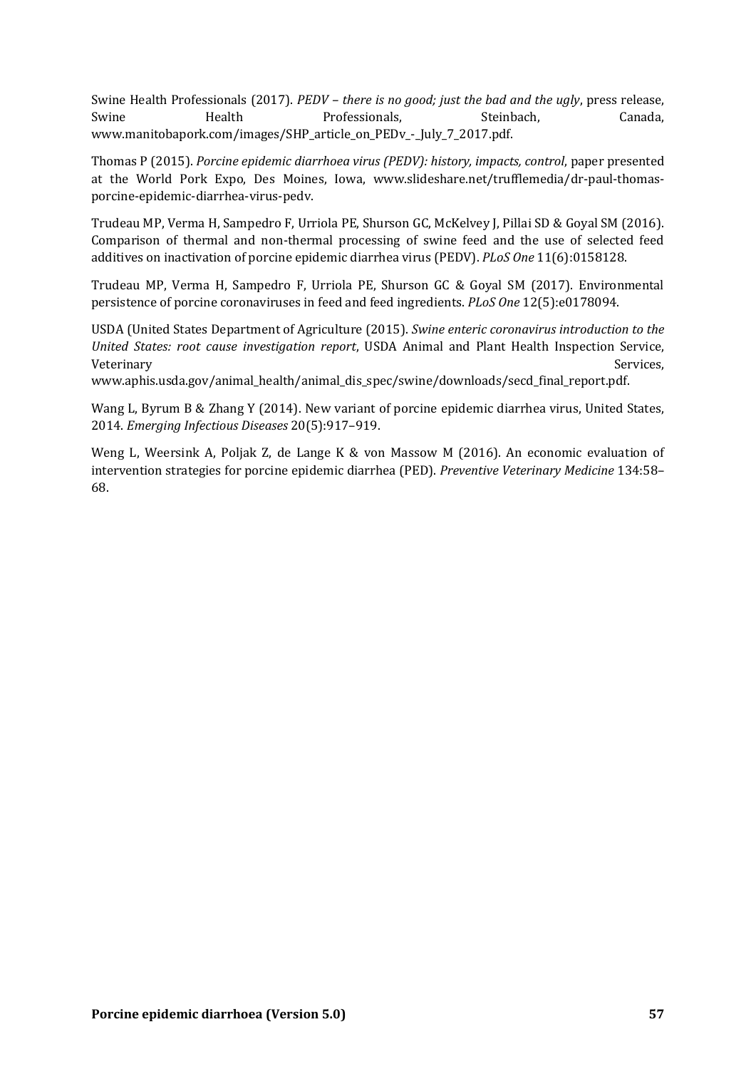Swine Health Professionals (2017). *PEDV – there is no good; just the bad and the ugly*, press release, Swine Health Professionals, Steinbach, Canada, www.manitobapork.com/images/SHP_article_on_PEDv_-_July_7_2017.pdf.

Thomas P (2015). *Porcine epidemic diarrhoea virus (PEDV): history, impacts, control*, paper presented at the World Pork Expo, Des Moines, Iowa, www.slideshare.net/trufflemedia/dr-paul-thomas-porcine-epidemic-diarrhea-virus-pedv.

Trudeau MP, Verma H, Sampedro F, Urriola PE, Shurson GC, McKelvey J, Pillai SD & Goyal SM (2016). Comparison of thermal and non-thermal processing of swine feed and the use of selected feed additives on inactivation of porcine epidemic diarrhea virus (PEDV). *PLoS One* 11(6):0158128.

Trudeau MP, Verma H, Sampedro F, Urriola PE, Shurson GC & Goyal SM (2017). Environmental persistence of porcine coronaviruses in feed and feed ingredients. *PLoS One* 12(5):e0178094.

USDA (United States Department of Agriculture (2015). *Swine enteric coronavirus introduction to the United States: root cause investigation report*, USDA Animal and Plant Health Inspection Service, Veterinary Services, www.aphis.usda.gov/animal_health/animal_dis_spec/swine/downloads/secd_final_report.pdf.

Wang L, Byrum B & Zhang Y (2014). New variant of porcine epidemic diarrhea virus, United States, 2014. *Emerging Infectious Diseases* 20(5):917–919.

Weng L, Weersink A, Poljak Z, de Lange K & von Massow M (2016). An economic evaluation of intervention strategies for porcine epidemic diarrhea (PED). *Preventive Veterinary Medicine* 134:58–68.